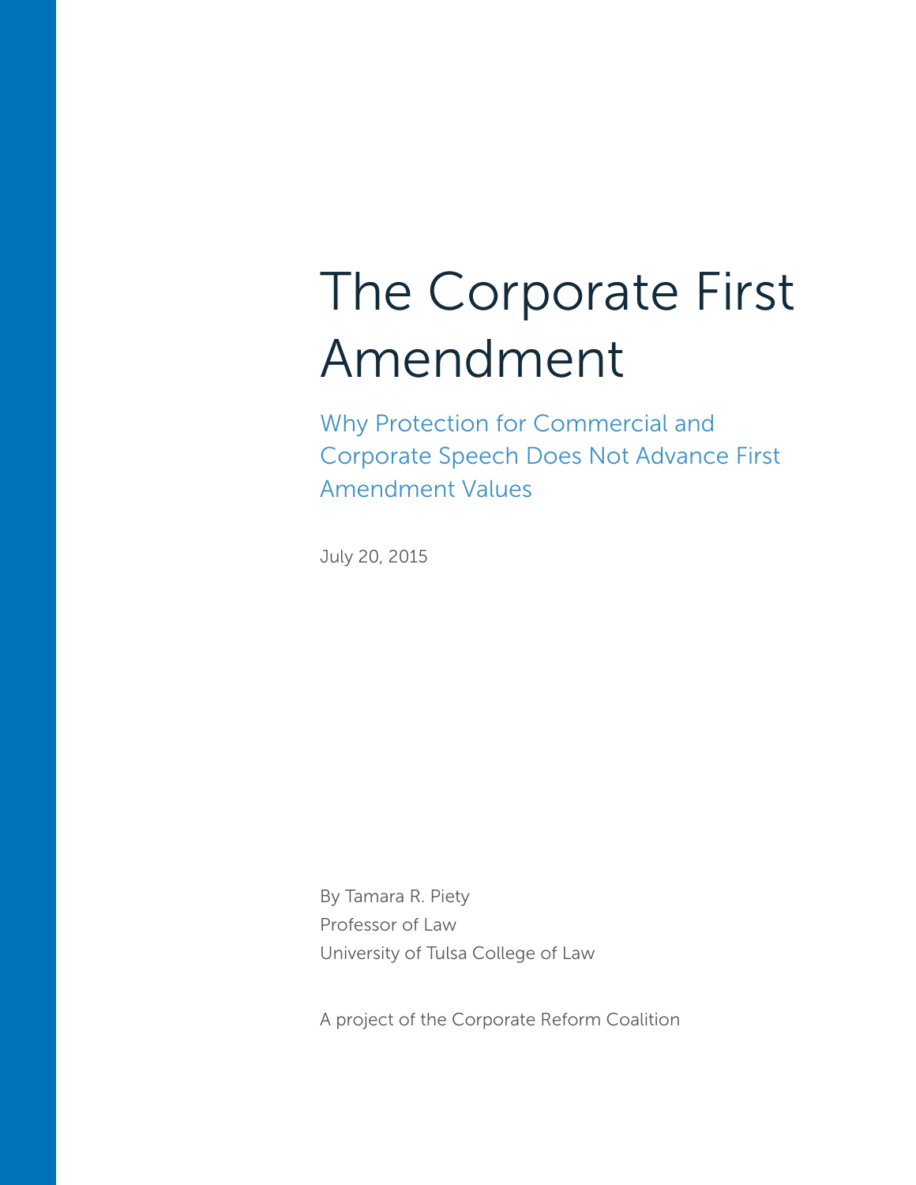# The Corporate First Amendment

## Why Protection for Commercial and Corporate Speech Does Not Advance First Amendment Values

July 20, 2015

By Tamara R. Piety
Professor of Law
University of Tulsa College of Law

A project of the Corporate Reform Coalition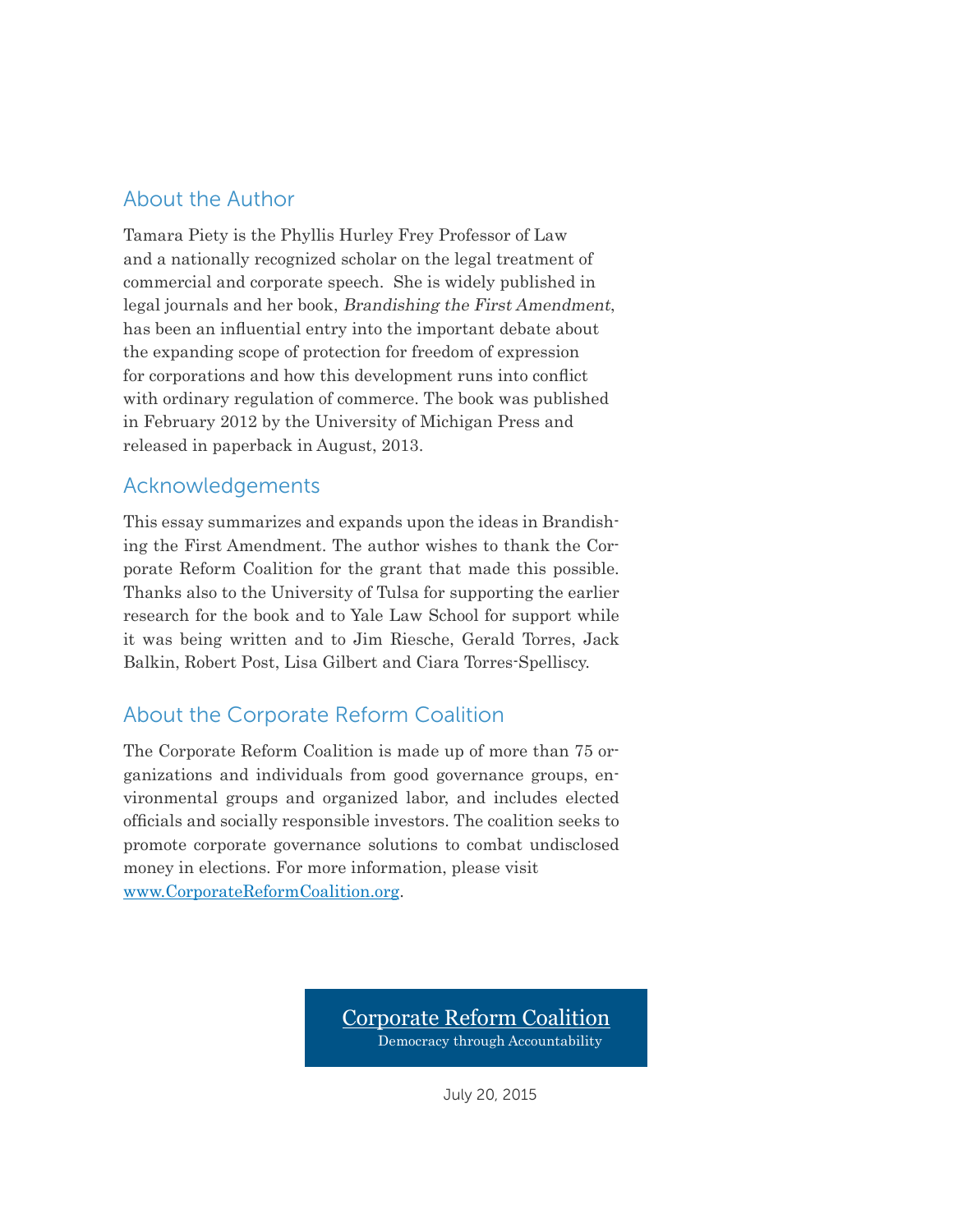## About the Author

Tamara Piety is the Phyllis Hurley Frey Professor of Law and a nationally recognized scholar on the legal treatment of commercial and corporate speech. She is widely published in legal journals and her book, *Brandishing the First Amendment*, has been an influential entry into the important debate about the expanding scope of protection for freedom of expression for corporations and how this development runs into conflict with ordinary regulation of commerce. The book was published in February 2012 by the University of Michigan Press and released in paperback in August, 2013.

## Acknowledgements

This essay summarizes and expands upon the ideas in Brandishing the First Amendment. The author wishes to thank the Corporate Reform Coalition for the grant that made this possible. Thanks also to the University of Tulsa for supporting the earlier research for the book and to Yale Law School for support while it was being written and to Jim Riesche, Gerald Torres, Jack Balkin, Robert Post, Lisa Gilbert and Ciara Torres-Spelliscy.

## About the Corporate Reform Coalition

The Corporate Reform Coalition is made up of more than 75 organizations and individuals from good governance groups, environmental groups and organized labor, and includes elected officials and socially responsible investors. The coalition seeks to promote corporate governance solutions to combat undisclosed money in elections. For more information, please visit www.CorporateReformCoalition.org.

Corporate Reform Coalition
Democracy through Accountability

July 20, 2015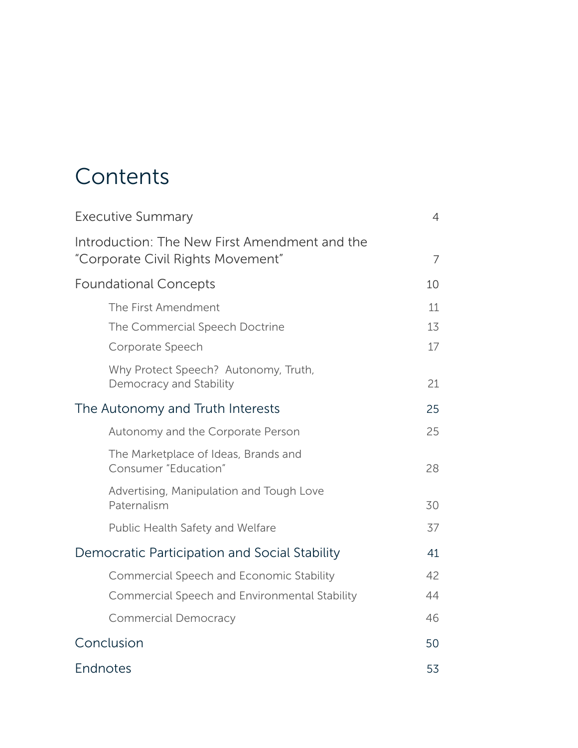# Contents

| | |
|---|---|
| Executive Summary | 4 |
| Introduction: The New First Amendment and the "Corporate Civil Rights Movement" | 7 |
| Foundational Concepts | 10 |
| The First Amendment | 11 |
| The Commercial Speech Doctrine | 13 |
| Corporate Speech | 17 |
| Why Protect Speech? Autonomy, Truth, Democracy and Stability | 21 |
| The Autonomy and Truth Interests | 25 |
| Autonomy and the Corporate Person | 25 |
| The Marketplace of Ideas, Brands and Consumer "Education" | 28 |
| Advertising, Manipulation and Tough Love Paternalism | 30 |
| Public Health Safety and Welfare | 37 |
| Democratic Participation and Social Stability | 41 |
| Commercial Speech and Economic Stability | 42 |
| Commercial Speech and Environmental Stability | 44 |
| Commercial Democracy | 46 |
| Conclusion | 50 |
| Endnotes | 53 |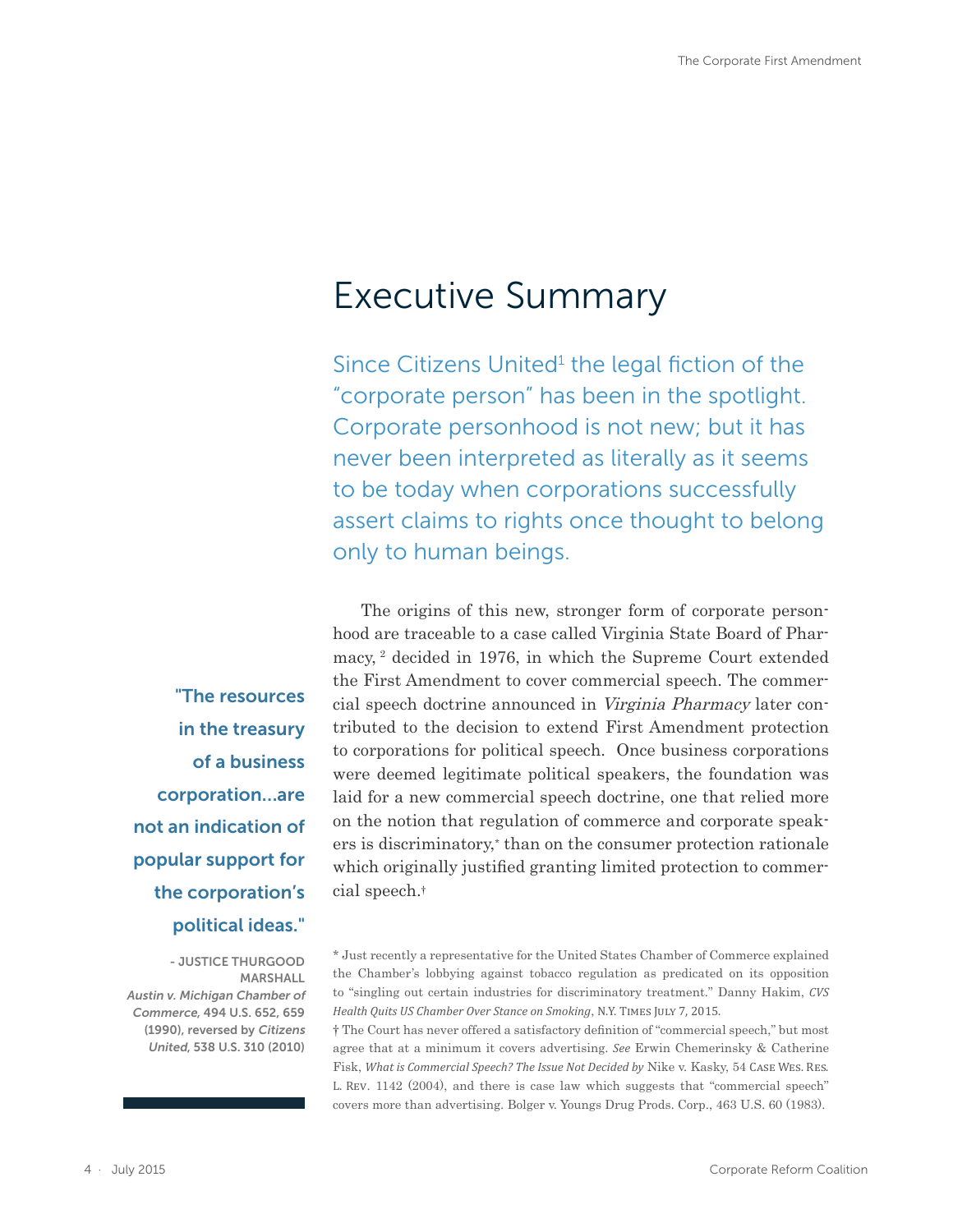# Executive Summary

Since Citizens United[1] the legal fiction of the "corporate person" has been in the spotlight. Corporate personhood is not new; but it has never been interpreted as literally as it seems to be today when corporations successfully assert claims to rights once thought to belong only to human beings.

> **"The resources in the treasury of a business corporation…are not an indication of popular support for the corporation's political ideas."**
>
> \- JUSTICE THURGOOD MARSHALL
> *Austin v. Michigan Chamber of Commerce,* 494 U.S. 652, 659 (1990), reversed by *Citizens United,* 538 U.S. 310 (2010)

The origins of this new, stronger form of corporate personhood are traceable to a case called Virginia State Board of Pharmacy, [2] decided in 1976, in which the Supreme Court extended the First Amendment to cover commercial speech. The commercial speech doctrine announced in *Virginia Pharmacy* later contributed to the decision to extend First Amendment protection to corporations for political speech. Once business corporations were deemed legitimate political speakers, the foundation was laid for a new commercial speech doctrine, one that relied more on the notion that regulation of commerce and corporate speakers is discriminatory,* than on the consumer protection rationale which originally justified granting limited protection to commercial speech.†

\* Just recently a representative for the United States Chamber of Commerce explained the Chamber's lobbying against tobacco regulation as predicated on its opposition to "singling out certain industries for discriminatory treatment." Danny Hakim, *CVS Health Quits US Chamber Over Stance on Smoking*, N.Y. TIMES JULY 7, 2015.

† The Court has never offered a satisfactory definition of "commercial speech," but most agree that at a minimum it covers advertising. *See* Erwin Chemerinsky & Catherine Fisk, *What is Commercial Speech? The Issue Not Decided by* Nike v. Kasky, 54 CASE WES. RES. L. REV. 1142 (2004), and there is case law which suggests that "commercial speech" covers more than advertising. Bolger v. Youngs Drug Prods. Corp., 463 U.S. 60 (1983).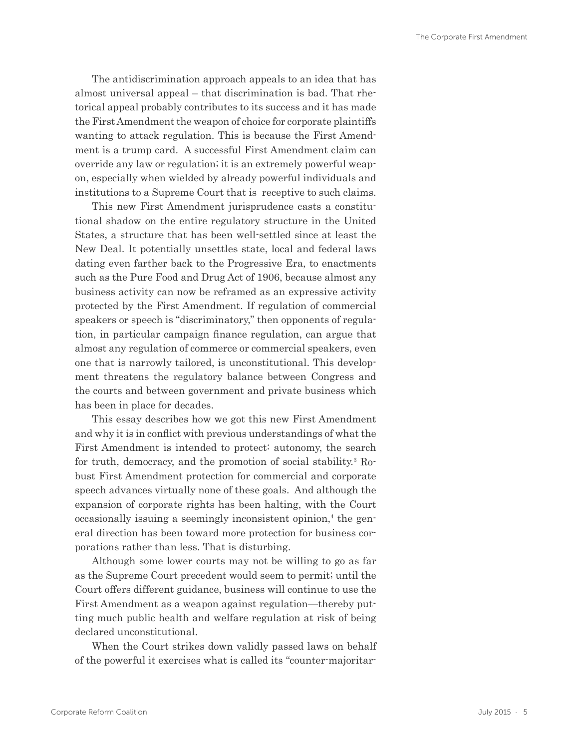The antidiscrimination approach appeals to an idea that has almost universal appeal – that discrimination is bad. That rhetorical appeal probably contributes to its success and it has made the First Amendment the weapon of choice for corporate plaintiffs wanting to attack regulation. This is because the First Amendment is a trump card. A successful First Amendment claim can override any law or regulation; it is an extremely powerful weapon, especially when wielded by already powerful individuals and institutions to a Supreme Court that is receptive to such claims.

This new First Amendment jurisprudence casts a constitutional shadow on the entire regulatory structure in the United States, a structure that has been well-settled since at least the New Deal. It potentially unsettles state, local and federal laws dating even farther back to the Progressive Era, to enactments such as the Pure Food and Drug Act of 1906, because almost any business activity can now be reframed as an expressive activity protected by the First Amendment. If regulation of commercial speakers or speech is "discriminatory," then opponents of regulation, in particular campaign finance regulation, can argue that almost any regulation of commerce or commercial speakers, even one that is narrowly tailored, is unconstitutional. This development threatens the regulatory balance between Congress and the courts and between government and private business which has been in place for decades.

This essay describes how we got this new First Amendment and why it is in conflict with previous understandings of what the First Amendment is intended to protect: autonomy, the search for truth, democracy, and the promotion of social stability.[3] Robust First Amendment protection for commercial and corporate speech advances virtually none of these goals. And although the expansion of corporate rights has been halting, with the Court occasionally issuing a seemingly inconsistent opinion,[4] the general direction has been toward more protection for business corporations rather than less. That is disturbing.

Although some lower courts may not be willing to go as far as the Supreme Court precedent would seem to permit; until the Court offers different guidance, business will continue to use the First Amendment as a weapon against regulation—thereby putting much public health and welfare regulation at risk of being declared unconstitutional.

When the Court strikes down validly passed laws on behalf of the powerful it exercises what is called its "counter-majoritar-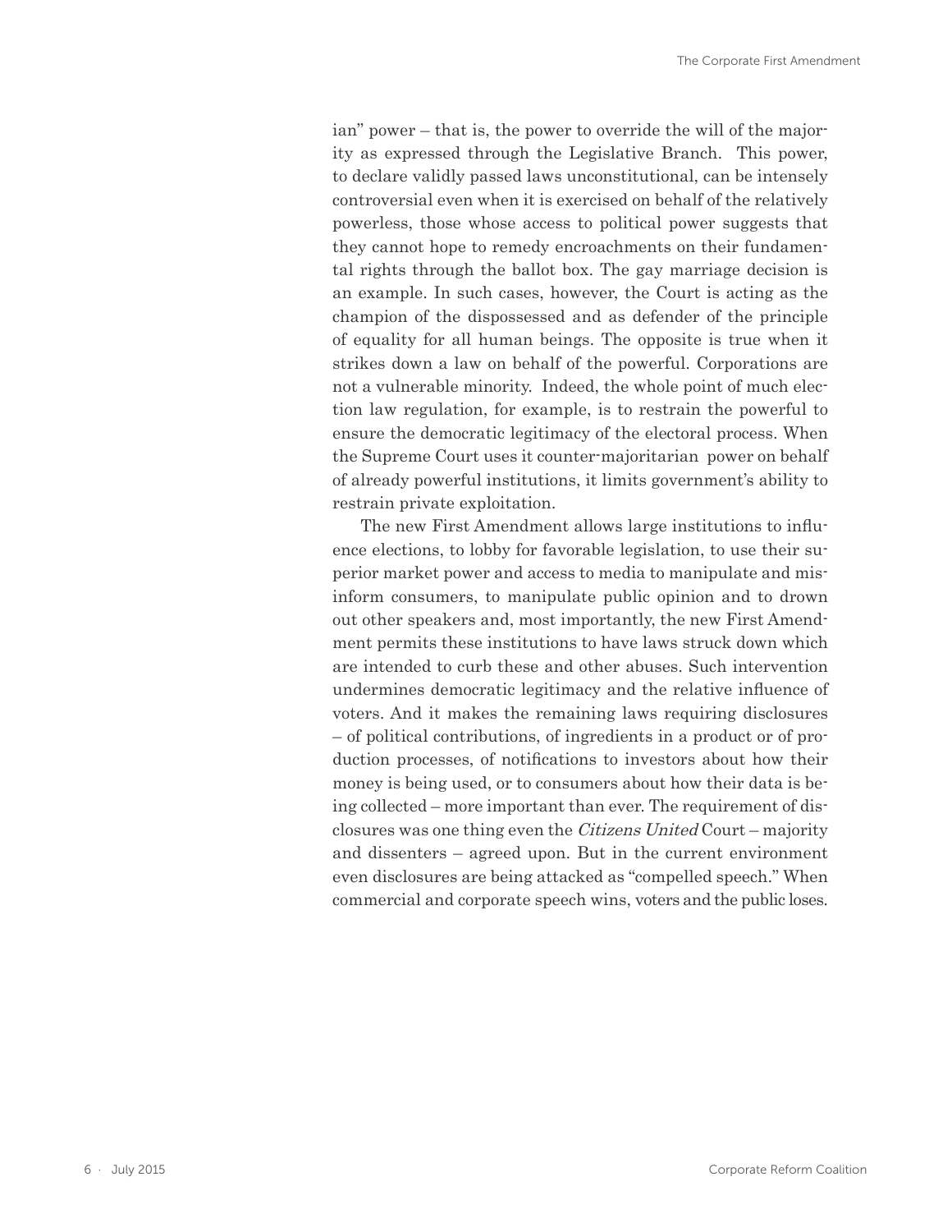ian" power – that is, the power to override the will of the majority as expressed through the Legislative Branch. This power, to declare validly passed laws unconstitutional, can be intensely controversial even when it is exercised on behalf of the relatively powerless, those whose access to political power suggests that they cannot hope to remedy encroachments on their fundamental rights through the ballot box. The gay marriage decision is an example. In such cases, however, the Court is acting as the champion of the dispossessed and as defender of the principle of equality for all human beings. The opposite is true when it strikes down a law on behalf of the powerful. Corporations are not a vulnerable minority. Indeed, the whole point of much election law regulation, for example, is to restrain the powerful to ensure the democratic legitimacy of the electoral process. When the Supreme Court uses it counter-majoritarian power on behalf of already powerful institutions, it limits government's ability to restrain private exploitation.

The new First Amendment allows large institutions to influence elections, to lobby for favorable legislation, to use their superior market power and access to media to manipulate and misinform consumers, to manipulate public opinion and to drown out other speakers and, most importantly, the new First Amendment permits these institutions to have laws struck down which are intended to curb these and other abuses. Such intervention undermines democratic legitimacy and the relative influence of voters. And it makes the remaining laws requiring disclosures – of political contributions, of ingredients in a product or of production processes, of notifications to investors about how their money is being used, or to consumers about how their data is being collected – more important than ever. The requirement of disclosures was one thing even the *Citizens United* Court – majority and dissenters – agreed upon. But in the current environment even disclosures are being attacked as "compelled speech." When commercial and corporate speech wins, voters and the public loses.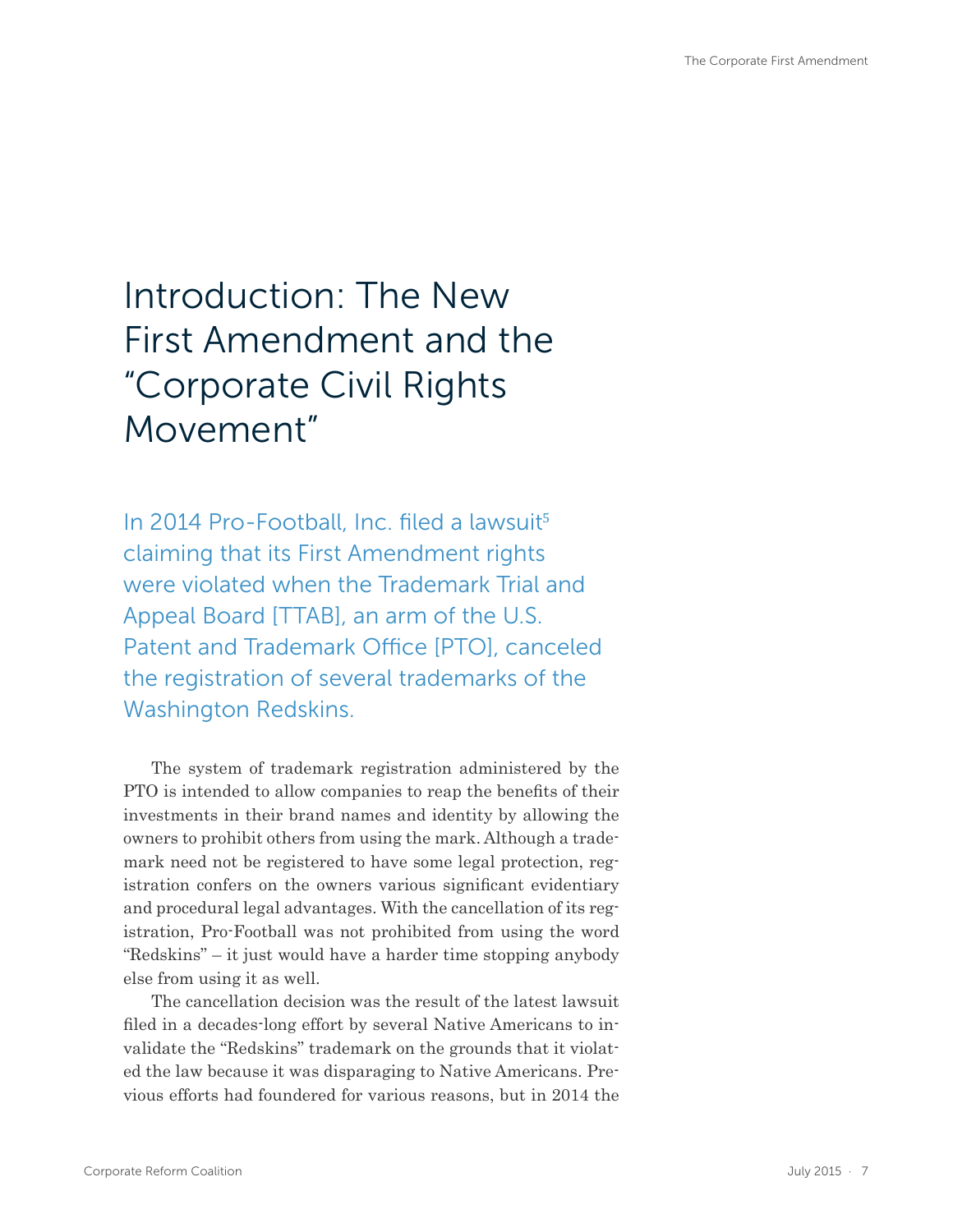# Introduction: The New First Amendment and the "Corporate Civil Rights Movement"

In 2014 Pro-Football, Inc. filed a lawsuit[5] claiming that its First Amendment rights were violated when the Trademark Trial and Appeal Board [TTAB], an arm of the U.S. Patent and Trademark Office [PTO], canceled the registration of several trademarks of the Washington Redskins.

The system of trademark registration administered by the PTO is intended to allow companies to reap the benefits of their investments in their brand names and identity by allowing the owners to prohibit others from using the mark. Although a trademark need not be registered to have some legal protection, registration confers on the owners various significant evidentiary and procedural legal advantages. With the cancellation of its registration, Pro-Football was not prohibited from using the word "Redskins" – it just would have a harder time stopping anybody else from using it as well.

The cancellation decision was the result of the latest lawsuit filed in a decades-long effort by several Native Americans to invalidate the "Redskins" trademark on the grounds that it violated the law because it was disparaging to Native Americans. Previous efforts had foundered for various reasons, but in 2014 the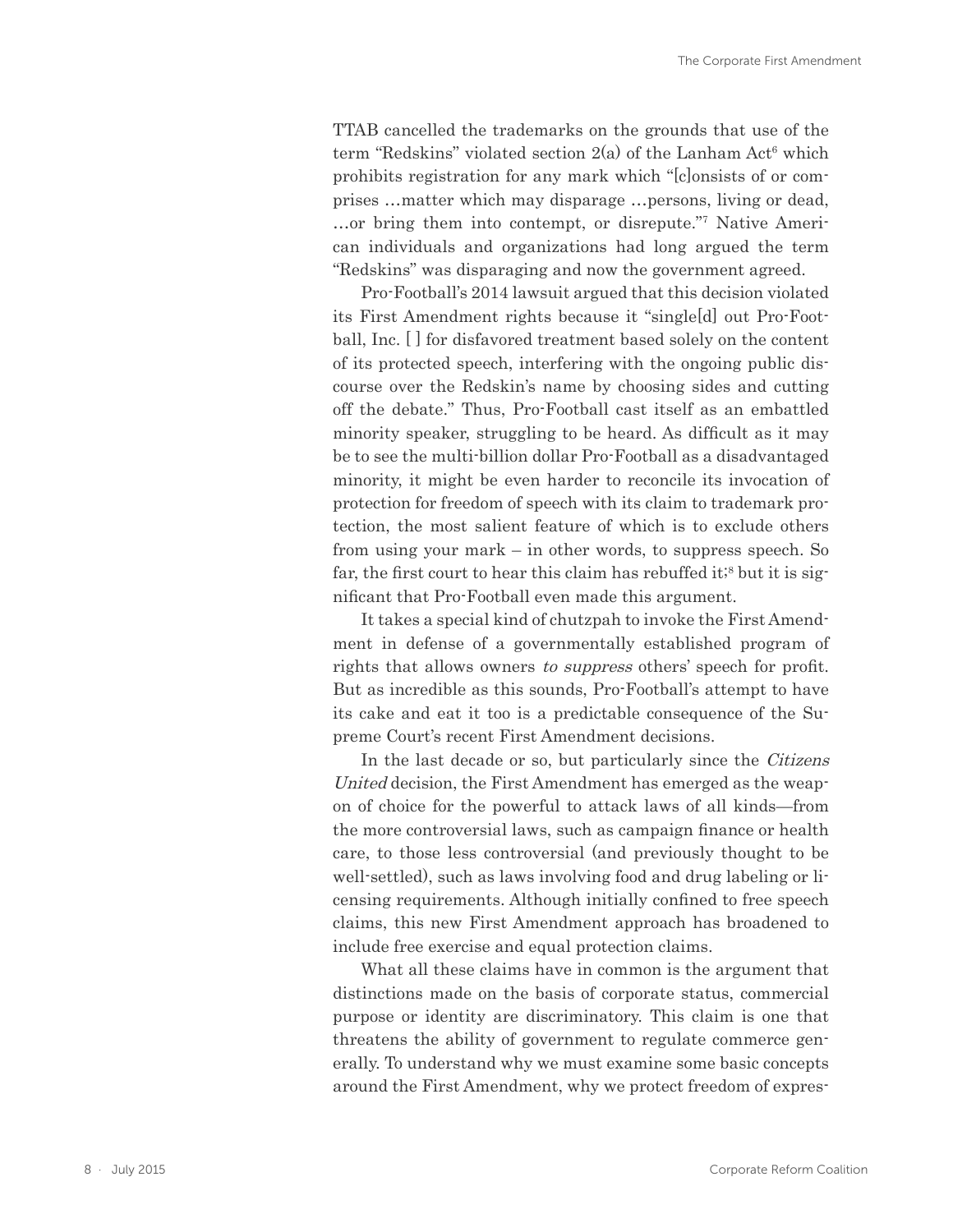TTAB cancelled the trademarks on the grounds that use of the term "Redskins" violated section 2(a) of the Lanham Act[6] which prohibits registration for any mark which "[c]onsists of or comprises …matter which may disparage …persons, living or dead, …or bring them into contempt, or disrepute."[7] Native American individuals and organizations had long argued the term "Redskins" was disparaging and now the government agreed.

Pro-Football's 2014 lawsuit argued that this decision violated its First Amendment rights because it "single[d] out Pro-Football, Inc. [ ] for disfavored treatment based solely on the content of its protected speech, interfering with the ongoing public discourse over the Redskin's name by choosing sides and cutting off the debate." Thus, Pro-Football cast itself as an embattled minority speaker, struggling to be heard. As difficult as it may be to see the multi-billion dollar Pro-Football as a disadvantaged minority, it might be even harder to reconcile its invocation of protection for freedom of speech with its claim to trademark protection, the most salient feature of which is to exclude others from using your mark – in other words, to suppress speech. So far, the first court to hear this claim has rebuffed it;[8] but it is significant that Pro-Football even made this argument.

It takes a special kind of chutzpah to invoke the First Amendment in defense of a governmentally established program of rights that allows owners *to suppress* others' speech for profit. But as incredible as this sounds, Pro-Football's attempt to have its cake and eat it too is a predictable consequence of the Supreme Court's recent First Amendment decisions.

In the last decade or so, but particularly since the *Citizens United* decision, the First Amendment has emerged as the weapon of choice for the powerful to attack laws of all kinds—from the more controversial laws, such as campaign finance or health care, to those less controversial (and previously thought to be well-settled), such as laws involving food and drug labeling or licensing requirements. Although initially confined to free speech claims, this new First Amendment approach has broadened to include free exercise and equal protection claims.

What all these claims have in common is the argument that distinctions made on the basis of corporate status, commercial purpose or identity are discriminatory. This claim is one that threatens the ability of government to regulate commerce generally. To understand why we must examine some basic concepts around the First Amendment, why we protect freedom of expres-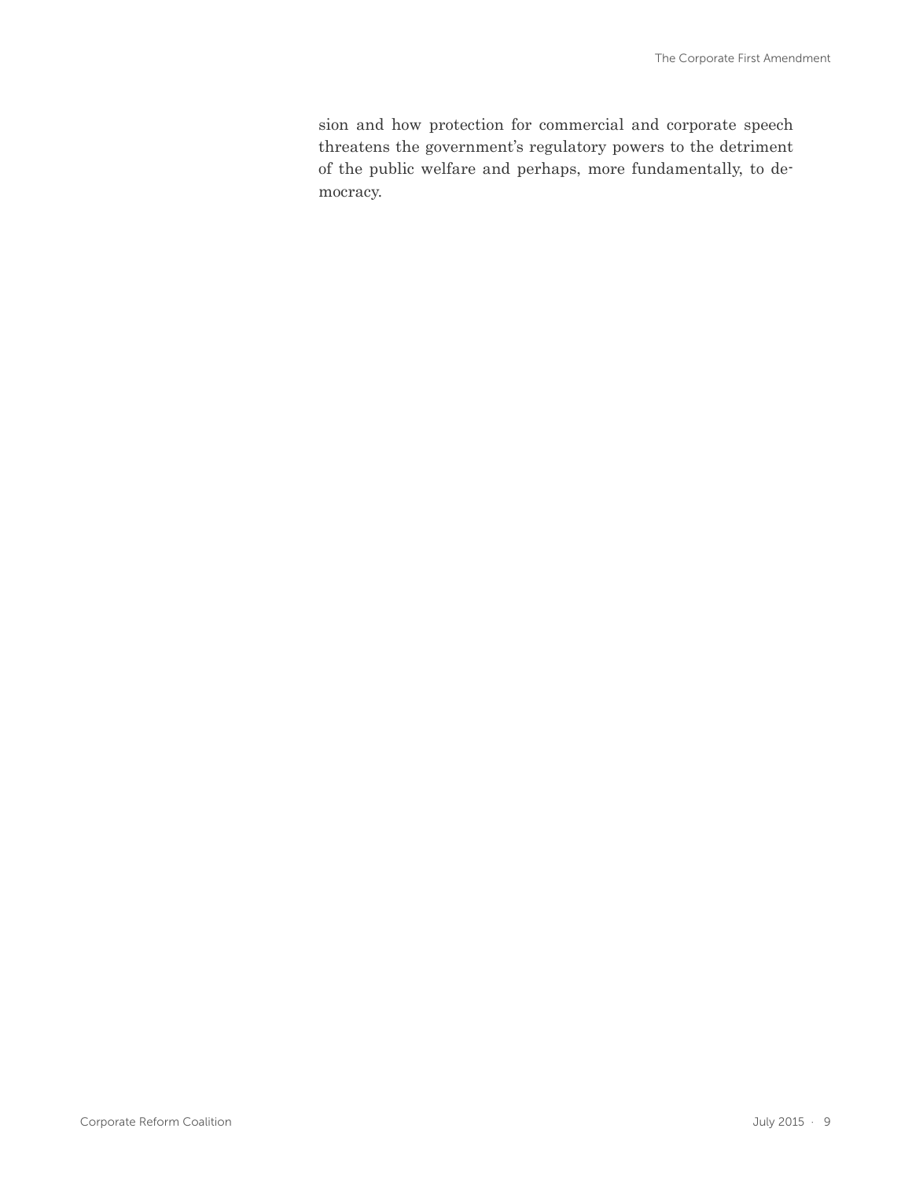sion and how protection for commercial and corporate speech threatens the government's regulatory powers to the detriment of the public welfare and perhaps, more fundamentally, to democracy.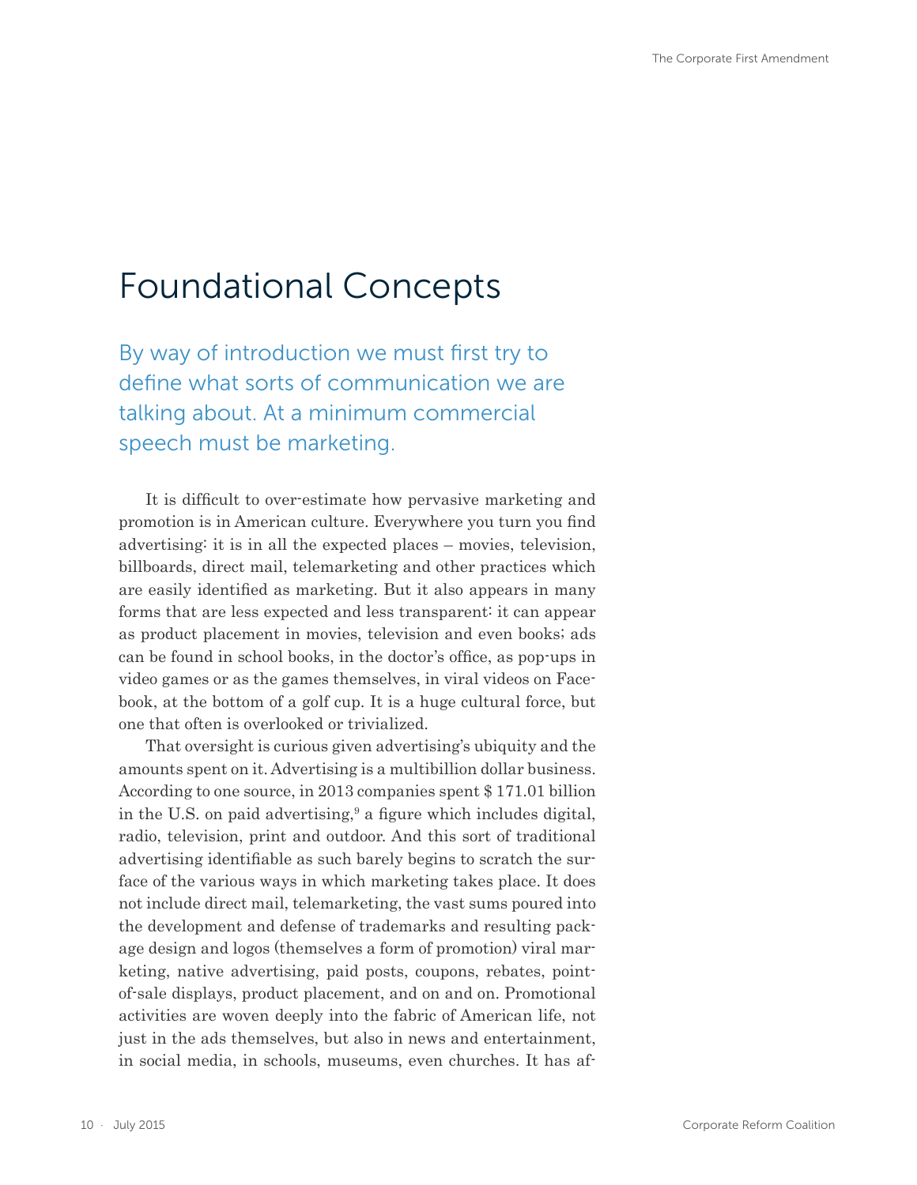# Foundational Concepts

By way of introduction we must first try to define what sorts of communication we are talking about. At a minimum commercial speech must be marketing.

It is difficult to over-estimate how pervasive marketing and promotion is in American culture. Everywhere you turn you find advertising: it is in all the expected places – movies, television, billboards, direct mail, telemarketing and other practices which are easily identified as marketing. But it also appears in many forms that are less expected and less transparent: it can appear as product placement in movies, television and even books; ads can be found in school books, in the doctor's office, as pop-ups in video games or as the games themselves, in viral videos on Facebook, at the bottom of a golf cup. It is a huge cultural force, but one that often is overlooked or trivialized.

That oversight is curious given advertising's ubiquity and the amounts spent on it. Advertising is a multibillion dollar business. According to one source, in 2013 companies spent $ 171.01 billion in the U.S. on paid advertising,[9] a figure which includes digital, radio, television, print and outdoor. And this sort of traditional advertising identifiable as such barely begins to scratch the surface of the various ways in which marketing takes place. It does not include direct mail, telemarketing, the vast sums poured into the development and defense of trademarks and resulting package design and logos (themselves a form of promotion) viral marketing, native advertising, paid posts, coupons, rebates, point-of-sale displays, product placement, and on and on. Promotional activities are woven deeply into the fabric of American life, not just in the ads themselves, but also in news and entertainment, in social media, in schools, museums, even churches. It has af-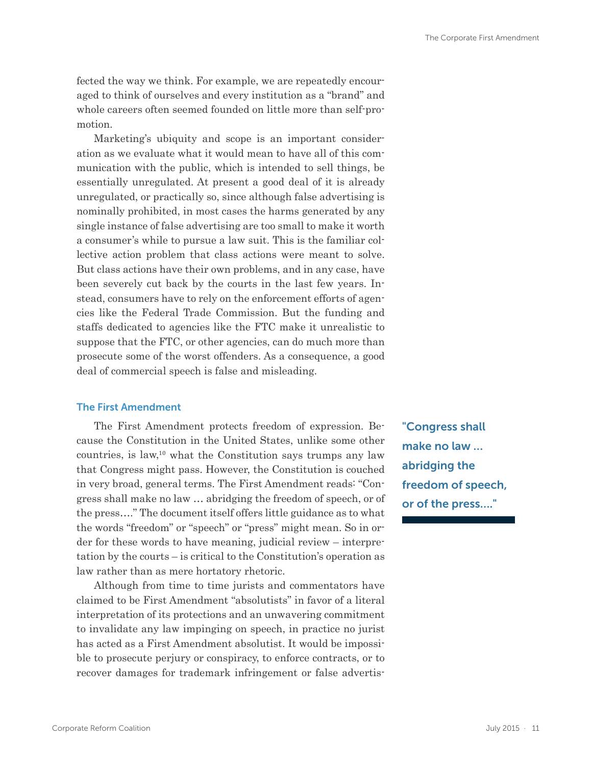fected the way we think. For example, we are repeatedly encouraged to think of ourselves and every institution as a "brand" and whole careers often seemed founded on little more than self-promotion.

Marketing's ubiquity and scope is an important consideration as we evaluate what it would mean to have all of this communication with the public, which is intended to sell things, be essentially unregulated. At present a good deal of it is already unregulated, or practically so, since although false advertising is nominally prohibited, in most cases the harms generated by any single instance of false advertising are too small to make it worth a consumer's while to pursue a law suit. This is the familiar collective action problem that class actions were meant to solve. But class actions have their own problems, and in any case, have been severely cut back by the courts in the last few years. Instead, consumers have to rely on the enforcement efforts of agencies like the Federal Trade Commission. But the funding and staffs dedicated to agencies like the FTC make it unrealistic to suppose that the FTC, or other agencies, can do much more than prosecute some of the worst offenders. As a consequence, a good deal of commercial speech is false and misleading.

### The First Amendment

The First Amendment protects freedom of expression. Because the Constitution in the United States, unlike some other countries, is law,[10] what the Constitution says trumps any law that Congress might pass. However, the Constitution is couched in very broad, general terms. The First Amendment reads: "Congress shall make no law … abridging the freedom of speech, or of the press…." The document itself offers little guidance as to what the words "freedom" or "speech" or "press" might mean. So in order for these words to have meaning, judicial review – interpretation by the courts – is critical to the Constitution's operation as law rather than as mere hortatory rhetoric.

> "Congress shall make no law … abridging the freedom of speech, or of the press…."

Although from time to time jurists and commentators have claimed to be First Amendment "absolutists" in favor of a literal interpretation of its protections and an unwavering commitment to invalidate any law impinging on speech, in practice no jurist has acted as a First Amendment absolutist. It would be impossible to prosecute perjury or conspiracy, to enforce contracts, or to recover damages for trademark infringement or false advertis-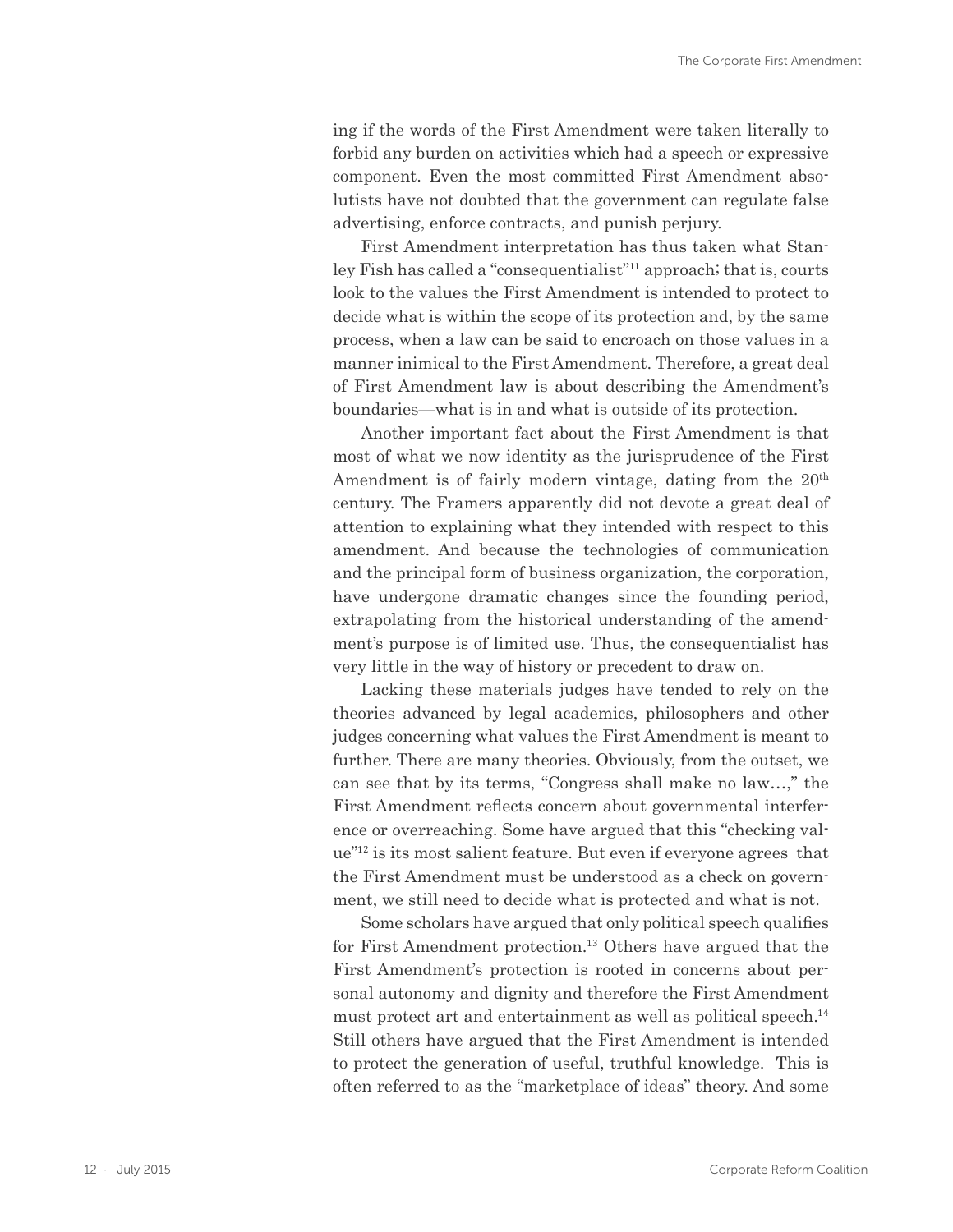ing if the words of the First Amendment were taken literally to forbid any burden on activities which had a speech or expressive component. Even the most committed First Amendment absolutists have not doubted that the government can regulate false advertising, enforce contracts, and punish perjury.

First Amendment interpretation has thus taken what Stanley Fish has called a "consequentialist"[11] approach; that is, courts look to the values the First Amendment is intended to protect to decide what is within the scope of its protection and, by the same process, when a law can be said to encroach on those values in a manner inimical to the First Amendment. Therefore, a great deal of First Amendment law is about describing the Amendment's boundaries—what is in and what is outside of its protection.

Another important fact about the First Amendment is that most of what we now identity as the jurisprudence of the First Amendment is of fairly modern vintage, dating from the 20th century. The Framers apparently did not devote a great deal of attention to explaining what they intended with respect to this amendment. And because the technologies of communication and the principal form of business organization, the corporation, have undergone dramatic changes since the founding period, extrapolating from the historical understanding of the amendment's purpose is of limited use. Thus, the consequentialist has very little in the way of history or precedent to draw on.

Lacking these materials judges have tended to rely on the theories advanced by legal academics, philosophers and other judges concerning what values the First Amendment is meant to further. There are many theories. Obviously, from the outset, we can see that by its terms, "Congress shall make no law…," the First Amendment reflects concern about governmental interference or overreaching. Some have argued that this "checking value"[12] is its most salient feature. But even if everyone agrees that the First Amendment must be understood as a check on government, we still need to decide what is protected and what is not.

Some scholars have argued that only political speech qualifies for First Amendment protection.[13] Others have argued that the First Amendment's protection is rooted in concerns about personal autonomy and dignity and therefore the First Amendment must protect art and entertainment as well as political speech.[14] Still others have argued that the First Amendment is intended to protect the generation of useful, truthful knowledge. This is often referred to as the "marketplace of ideas" theory. And some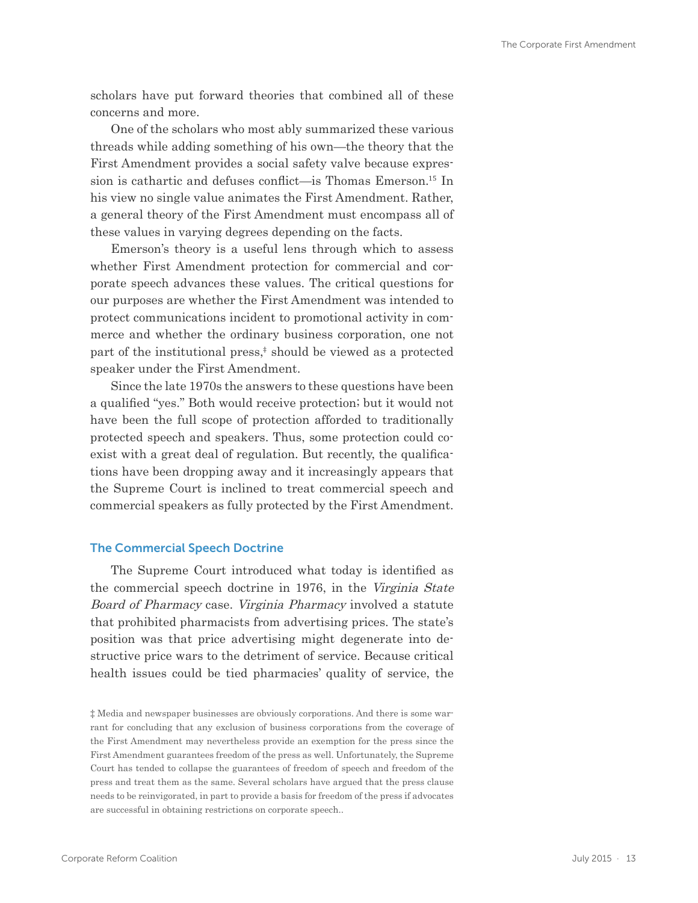scholars have put forward theories that combined all of these concerns and more.

One of the scholars who most ably summarized these various threads while adding something of his own—the theory that the First Amendment provides a social safety valve because expression is cathartic and defuses conflict—is Thomas Emerson.[15] In his view no single value animates the First Amendment. Rather, a general theory of the First Amendment must encompass all of these values in varying degrees depending on the facts.

Emerson's theory is a useful lens through which to assess whether First Amendment protection for commercial and corporate speech advances these values. The critical questions for our purposes are whether the First Amendment was intended to protect communications incident to promotional activity in commerce and whether the ordinary business corporation, one not part of the institutional press,[‡] should be viewed as a protected speaker under the First Amendment.

Since the late 1970s the answers to these questions have been a qualified "yes." Both would receive protection; but it would not have been the full scope of protection afforded to traditionally protected speech and speakers. Thus, some protection could coexist with a great deal of regulation. But recently, the qualifications have been dropping away and it increasingly appears that the Supreme Court is inclined to treat commercial speech and commercial speakers as fully protected by the First Amendment.

## The Commercial Speech Doctrine

The Supreme Court introduced what today is identified as the commercial speech doctrine in 1976, in the *Virginia State Board of Pharmacy* case. *Virginia Pharmacy* involved a statute that prohibited pharmacists from advertising prices. The state's position was that price advertising might degenerate into destructive price wars to the detriment of service. Because critical health issues could be tied pharmacies' quality of service, the

‡ Media and newspaper businesses are obviously corporations. And there is some warrant for concluding that any exclusion of business corporations from the coverage of the First Amendment may nevertheless provide an exemption for the press since the First Amendment guarantees freedom of the press as well. Unfortunately, the Supreme Court has tended to collapse the guarantees of freedom of speech and freedom of the press and treat them as the same. Several scholars have argued that the press clause needs to be reinvigorated, in part to provide a basis for freedom of the press if advocates are successful in obtaining restrictions on corporate speech..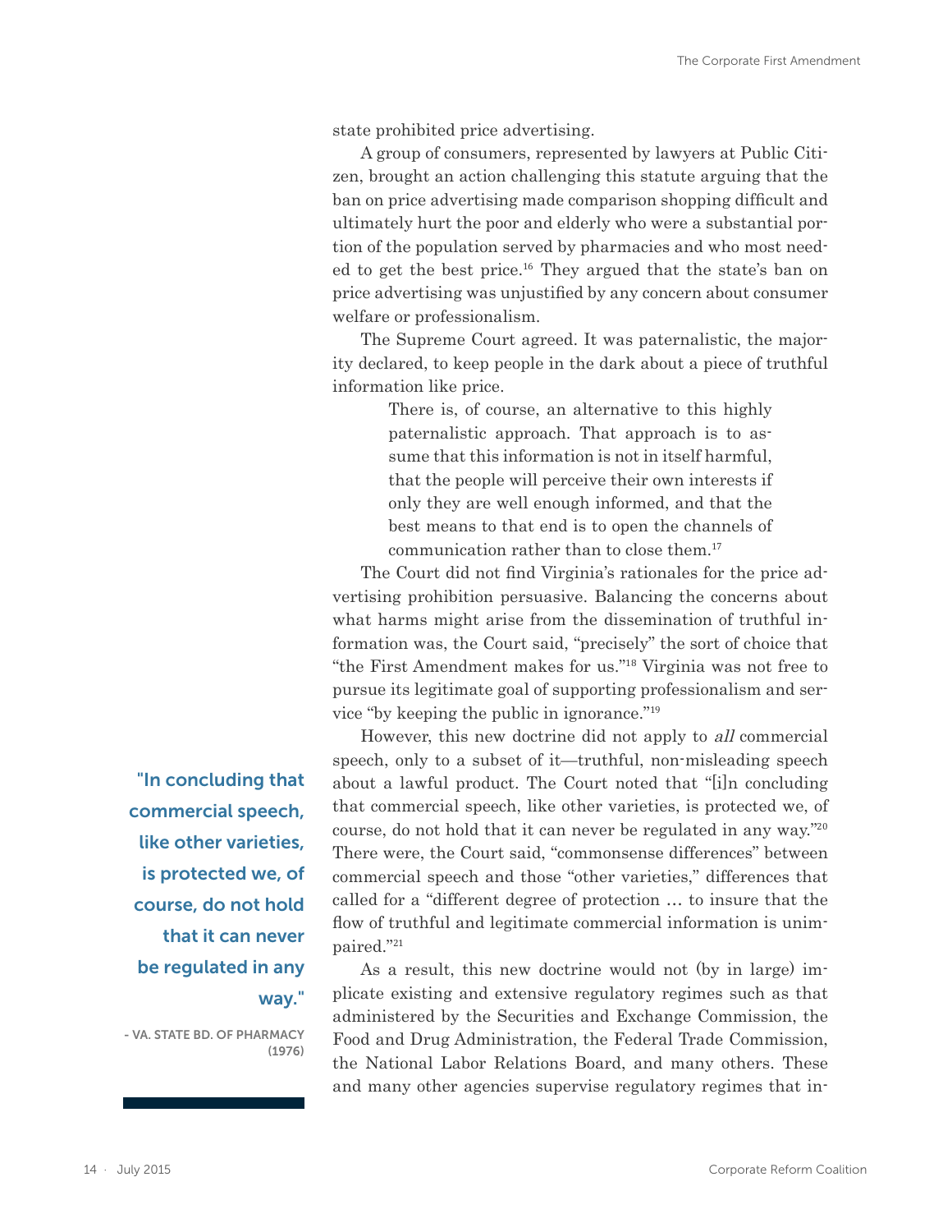state prohibited price advertising.

A group of consumers, represented by lawyers at Public Citizen, brought an action challenging this statute arguing that the ban on price advertising made comparison shopping difficult and ultimately hurt the poor and elderly who were a substantial portion of the population served by pharmacies and who most needed to get the best price.[16] They argued that the state's ban on price advertising was unjustified by any concern about consumer welfare or professionalism.

The Supreme Court agreed. It was paternalistic, the majority declared, to keep people in the dark about a piece of truthful information like price.

> There is, of course, an alternative to this highly paternalistic approach. That approach is to assume that this information is not in itself harmful, that the people will perceive their own interests if only they are well enough informed, and that the best means to that end is to open the channels of communication rather than to close them.[17]

The Court did not find Virginia's rationales for the price advertising prohibition persuasive. Balancing the concerns about what harms might arise from the dissemination of truthful information was, the Court said, "precisely" the sort of choice that "the First Amendment makes for us."[18] Virginia was not free to pursue its legitimate goal of supporting professionalism and service "by keeping the public in ignorance."[19]

However, this new doctrine did not apply to *all* commercial speech, only to a subset of it—truthful, non-misleading speech about a lawful product. The Court noted that "[i]n concluding that commercial speech, like other varieties, is protected we, of course, do not hold that it can never be regulated in any way."[20] There were, the Court said, "commonsense differences" between commercial speech and those "other varieties," differences that called for a "different degree of protection … to insure that the flow of truthful and legitimate commercial information is unimpaired."[21]

> **"In concluding that commercial speech, like other varieties, is protected we, of course, do not hold that it can never be regulated in any way."**
>
> - VA. STATE BD. OF PHARMACY (1976)

As a result, this new doctrine would not (by in large) implicate existing and extensive regulatory regimes such as that administered by the Securities and Exchange Commission, the Food and Drug Administration, the Federal Trade Commission, the National Labor Relations Board, and many others. These and many other agencies supervise regulatory regimes that in-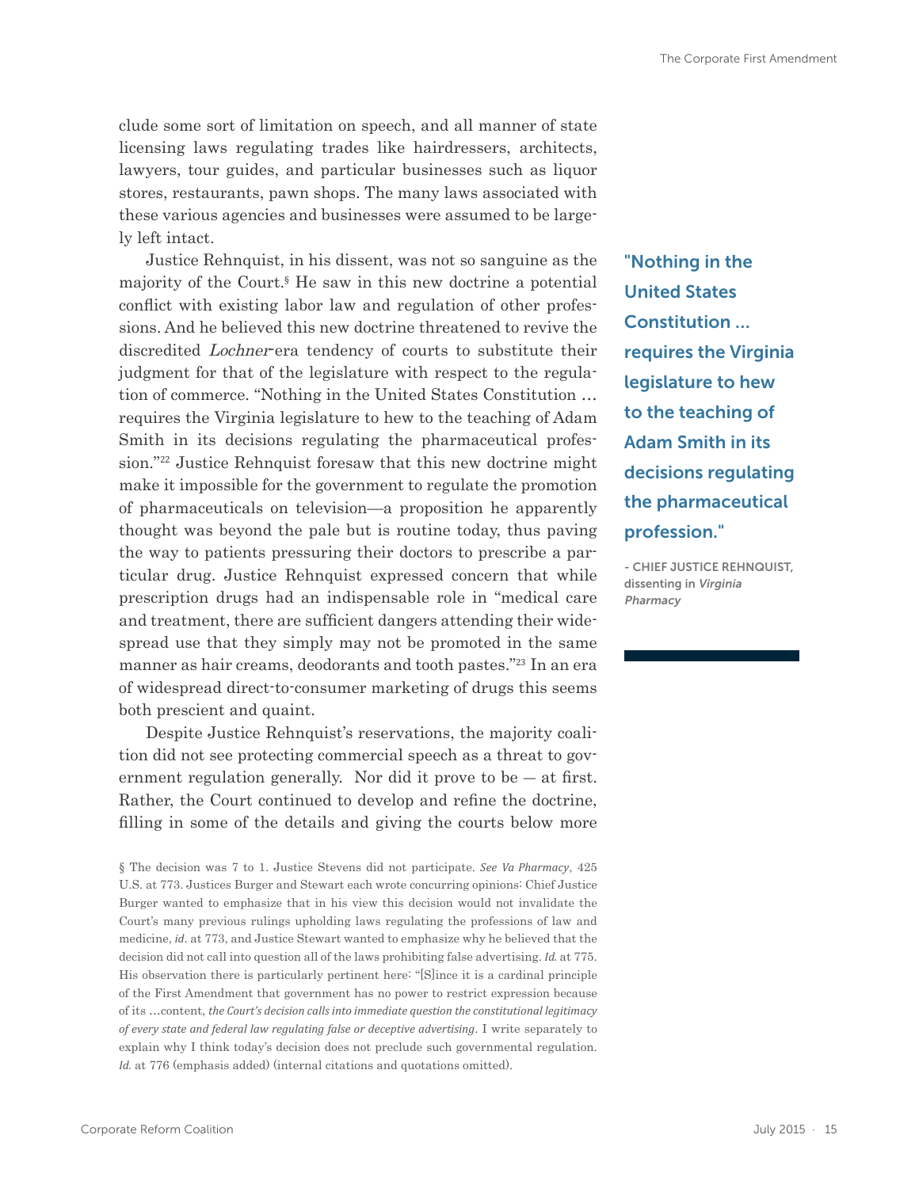clude some sort of limitation on speech, and all manner of state licensing laws regulating trades like hairdressers, architects, lawyers, tour guides, and particular businesses such as liquor stores, restaurants, pawn shops. The many laws associated with these various agencies and businesses were assumed to be largely left intact.

Justice Rehnquist, in his dissent, was not so sanguine as the majority of the Court.[§] He saw in this new doctrine a potential conflict with existing labor law and regulation of other professions. And he believed this new doctrine threatened to revive the discredited *Lochner*-era tendency of courts to substitute their judgment for that of the legislature with respect to the regulation of commerce. "Nothing in the United States Constitution … requires the Virginia legislature to hew to the teaching of Adam Smith in its decisions regulating the pharmaceutical profession."[22] Justice Rehnquist foresaw that this new doctrine might make it impossible for the government to regulate the promotion of pharmaceuticals on television—a proposition he apparently thought was beyond the pale but is routine today, thus paving the way to patients pressuring their doctors to prescribe a particular drug. Justice Rehnquist expressed concern that while prescription drugs had an indispensable role in "medical care and treatment, there are sufficient dangers attending their widespread use that they simply may not be promoted in the same manner as hair creams, deodorants and tooth pastes."[23] In an era of widespread direct-to-consumer marketing of drugs this seems both prescient and quaint.

> **"Nothing in the United States Constitution … requires the Virginia legislature to hew to the teaching of Adam Smith in its decisions regulating the pharmaceutical profession."**
>
> \- CHIEF JUSTICE REHNQUIST, dissenting in *Virginia Pharmacy*

Despite Justice Rehnquist's reservations, the majority coalition did not see protecting commercial speech as a threat to government regulation generally. Nor did it prove to be — at first. Rather, the Court continued to develop and refine the doctrine, filling in some of the details and giving the courts below more

§ The decision was 7 to 1. Justice Stevens did not participate. *See Va Pharmacy*, 425 U.S. at 773. Justices Burger and Stewart each wrote concurring opinions: Chief Justice Burger wanted to emphasize that in his view this decision would not invalidate the Court's many previous rulings upholding laws regulating the professions of law and medicine, *id*. at 773, and Justice Stewart wanted to emphasize why he believed that the decision did not call into question all of the laws prohibiting false advertising. *Id.* at 775. His observation there is particularly pertinent here: "[S]ince it is a cardinal principle of the First Amendment that government has no power to restrict expression because of its …content, *the Court's decision calls into immediate question the constitutional legitimacy of every state and federal law regulating false or deceptive advertising*. I write separately to explain why I think today's decision does not preclude such governmental regulation. *Id.* at 776 (emphasis added) (internal citations and quotations omitted).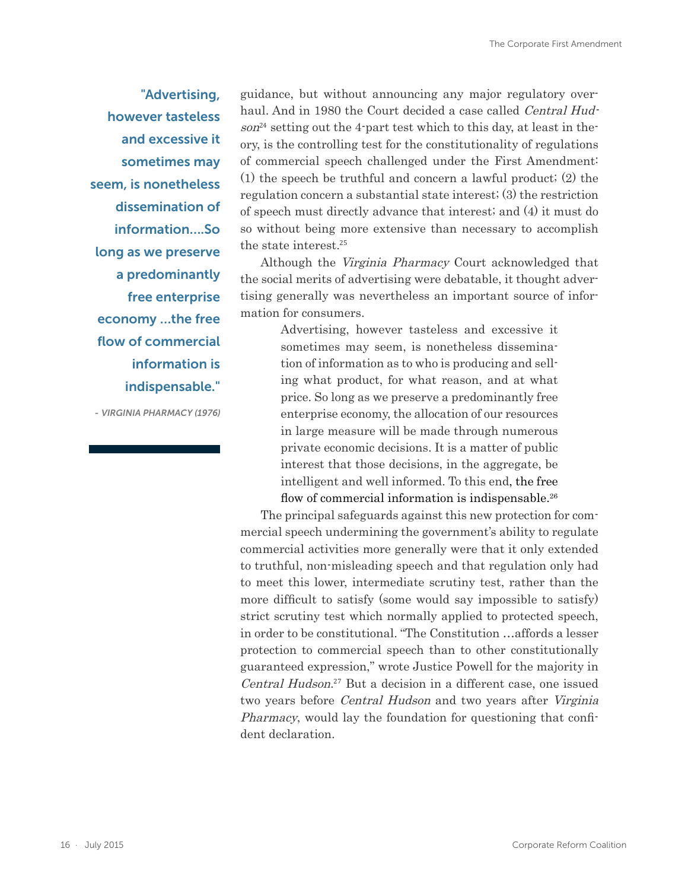> "Advertising, however tasteless and excessive it sometimes may seem, is nonetheless dissemination of information….So long as we preserve a predominantly free enterprise economy …the free flow of commercial information is indispensable."
>
> *- VIRGINIA PHARMACY (1976)*

guidance, but without announcing any major regulatory overhaul. And in 1980 the Court decided a case called *Central Hudson*[24] setting out the 4-part test which to this day, at least in theory, is the controlling test for the constitutionality of regulations of commercial speech challenged under the First Amendment: (1) the speech be truthful and concern a lawful product; (2) the regulation concern a substantial state interest; (3) the restriction of speech must directly advance that interest; and (4) it must do so without being more extensive than necessary to accomplish the state interest.[25]

Although the *Virginia Pharmacy* Court acknowledged that the social merits of advertising were debatable, it thought advertising generally was nevertheless an important source of information for consumers.

> Advertising, however tasteless and excessive it sometimes may seem, is nonetheless dissemination of information as to who is producing and selling what product, for what reason, and at what price. So long as we preserve a predominantly free enterprise economy, the allocation of our resources in large measure will be made through numerous private economic decisions. It is a matter of public interest that those decisions, in the aggregate, be intelligent and well informed. To this end, the free flow of commercial information is indispensable.[26]

The principal safeguards against this new protection for commercial speech undermining the government's ability to regulate commercial activities more generally were that it only extended to truthful, non-misleading speech and that regulation only had to meet this lower, intermediate scrutiny test, rather than the more difficult to satisfy (some would say impossible to satisfy) strict scrutiny test which normally applied to protected speech, in order to be constitutional. "The Constitution …affords a lesser protection to commercial speech than to other constitutionally guaranteed expression," wrote Justice Powell for the majority in *Central Hudson*.[27] But a decision in a different case, one issued two years before *Central Hudson* and two years after *Virginia Pharmacy*, would lay the foundation for questioning that confident declaration.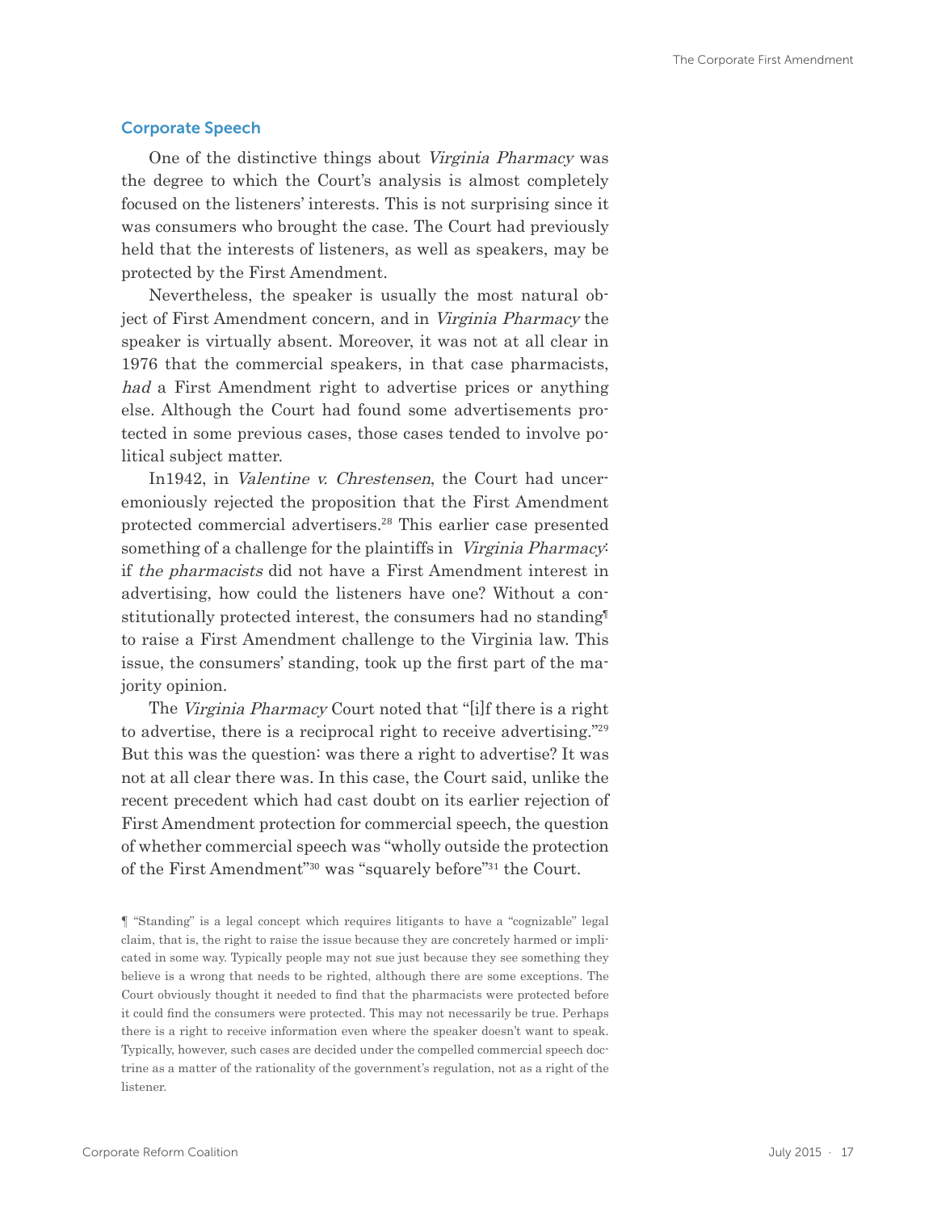## Corporate Speech

One of the distinctive things about *Virginia Pharmacy* was the degree to which the Court's analysis is almost completely focused on the listeners' interests. This is not surprising since it was consumers who brought the case. The Court had previously held that the interests of listeners, as well as speakers, may be protected by the First Amendment.

Nevertheless, the speaker is usually the most natural object of First Amendment concern, and in *Virginia Pharmacy* the speaker is virtually absent. Moreover, it was not at all clear in 1976 that the commercial speakers, in that case pharmacists, *had* a First Amendment right to advertise prices or anything else. Although the Court had found some advertisements protected in some previous cases, those cases tended to involve political subject matter.

In1942, in *Valentine v. Chrestensen*, the Court had unceremoniously rejected the proposition that the First Amendment protected commercial advertisers.[28] This earlier case presented something of a challenge for the plaintiffs in *Virginia Pharmacy*: if *the pharmacists* did not have a First Amendment interest in advertising, how could the listeners have one? Without a constitutionally protected interest, the consumers had no standing¶ to raise a First Amendment challenge to the Virginia law. This issue, the consumers' standing, took up the first part of the majority opinion.

The *Virginia Pharmacy* Court noted that "[i]f there is a right to advertise, there is a reciprocal right to receive advertising."[29] But this was the question: was there a right to advertise? It was not at all clear there was. In this case, the Court said, unlike the recent precedent which had cast doubt on its earlier rejection of First Amendment protection for commercial speech, the question of whether commercial speech was "wholly outside the protection of the First Amendment"[30] was "squarely before"[31] the Court.

¶ "Standing" is a legal concept which requires litigants to have a "cognizable" legal claim, that is, the right to raise the issue because they are concretely harmed or implicated in some way. Typically people may not sue just because they see something they believe is a wrong that needs to be righted, although there are some exceptions. The Court obviously thought it needed to find that the pharmacists were protected before it could find the consumers were protected. This may not necessarily be true. Perhaps there is a right to receive information even where the speaker doesn't want to speak. Typically, however, such cases are decided under the compelled commercial speech doctrine as a matter of the rationality of the government's regulation, not as a right of the listener.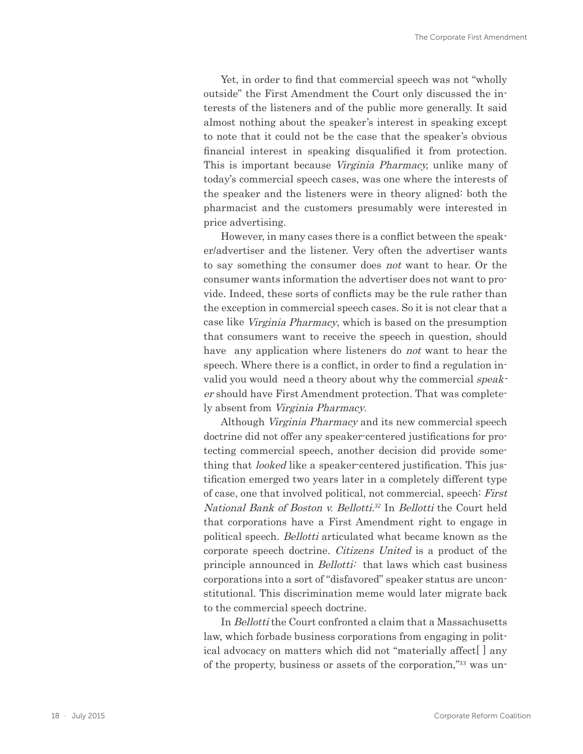Yet, in order to find that commercial speech was not "wholly outside" the First Amendment the Court only discussed the interests of the listeners and of the public more generally. It said almost nothing about the speaker's interest in speaking except to note that it could not be the case that the speaker's obvious financial interest in speaking disqualified it from protection. This is important because *Virginia Pharmacy,* unlike many of today's commercial speech cases, was one where the interests of the speaker and the listeners were in theory aligned: both the pharmacist and the customers presumably were interested in price advertising.

However, in many cases there is a conflict between the speaker/advertiser and the listener. Very often the advertiser wants to say something the consumer does *not* want to hear. Or the consumer wants information the advertiser does not want to provide. Indeed, these sorts of conflicts may be the rule rather than the exception in commercial speech cases. So it is not clear that a case like *Virginia Pharmacy*, which is based on the presumption that consumers want to receive the speech in question, should have any application where listeners do *not* want to hear the speech. Where there is a conflict, in order to find a regulation invalid you would need a theory about why the commercial *speaker* should have First Amendment protection. That was completely absent from *Virginia Pharmacy*.

Although *Virginia Pharmacy* and its new commercial speech doctrine did not offer any speaker-centered justifications for protecting commercial speech, another decision did provide something that *looked* like a speaker-centered justification. This justification emerged two years later in a completely different type of case, one that involved political, not commercial, speech: *First National Bank of Boston v. Bellotti.*[32] In *Bellotti* the Court held that corporations have a First Amendment right to engage in political speech. *Bellotti* articulated what became known as the corporate speech doctrine. *Citizens United* is a product of the principle announced in *Bellotti:* that laws which cast business corporations into a sort of "disfavored" speaker status are unconstitutional. This discrimination meme would later migrate back to the commercial speech doctrine.

In *Bellotti* the Court confronted a claim that a Massachusetts law, which forbade business corporations from engaging in political advocacy on matters which did not "materially affect[ ] any of the property, business or assets of the corporation,"[33] was un-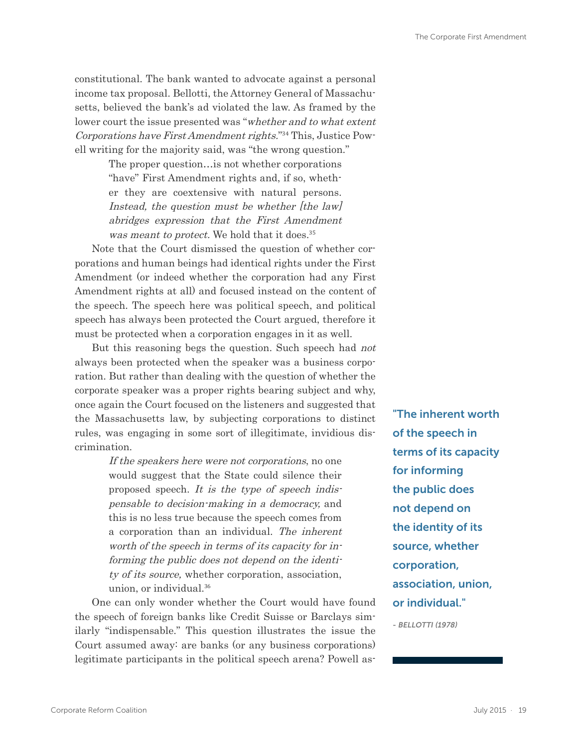constitutional. The bank wanted to advocate against a personal income tax proposal. Bellotti, the Attorney General of Massachusetts, believed the bank's ad violated the law. As framed by the lower court the issue presented was "*whether and to what extent Corporations have First Amendment rights.*"[34] This, Justice Powell writing for the majority said, was "the wrong question."

> The proper question…is not whether corporations "have" First Amendment rights and, if so, whether they are coextensive with natural persons. *Instead, the question must be whether [the law] abridges expression that the First Amendment was meant to protect.* We hold that it does.[35]

Note that the Court dismissed the question of whether corporations and human beings had identical rights under the First Amendment (or indeed whether the corporation had any First Amendment rights at all) and focused instead on the content of the speech. The speech here was political speech, and political speech has always been protected the Court argued, therefore it must be protected when a corporation engages in it as well.

But this reasoning begs the question. Such speech had *not* always been protected when the speaker was a business corporation. But rather than dealing with the question of whether the corporate speaker was a proper rights bearing subject and why, once again the Court focused on the listeners and suggested that the Massachusetts law, by subjecting corporations to distinct rules, was engaging in some sort of illegitimate, invidious discrimination.

> *If the speakers here were not corporations*, no one would suggest that the State could silence their proposed speech. *It is the type of speech indispensable to decision-making in a democracy,* and this is no less true because the speech comes from a corporation than an individual. *The inherent worth of the speech in terms of its capacity for informing the public does not depend on the identity of its source,* whether corporation, association, union, or individual.[36]

One can only wonder whether the Court would have found the speech of foreign banks like Credit Suisse or Barclays similarly "indispensable." This question illustrates the issue the Court assumed away: are banks (or any business corporations) legitimate participants in the political speech arena? Powell as-

**"The inherent worth of the speech in terms of its capacity for informing the public does not depend on the identity of its source, whether corporation, association, union, or individual."**

*- BELLOTTI (1978)*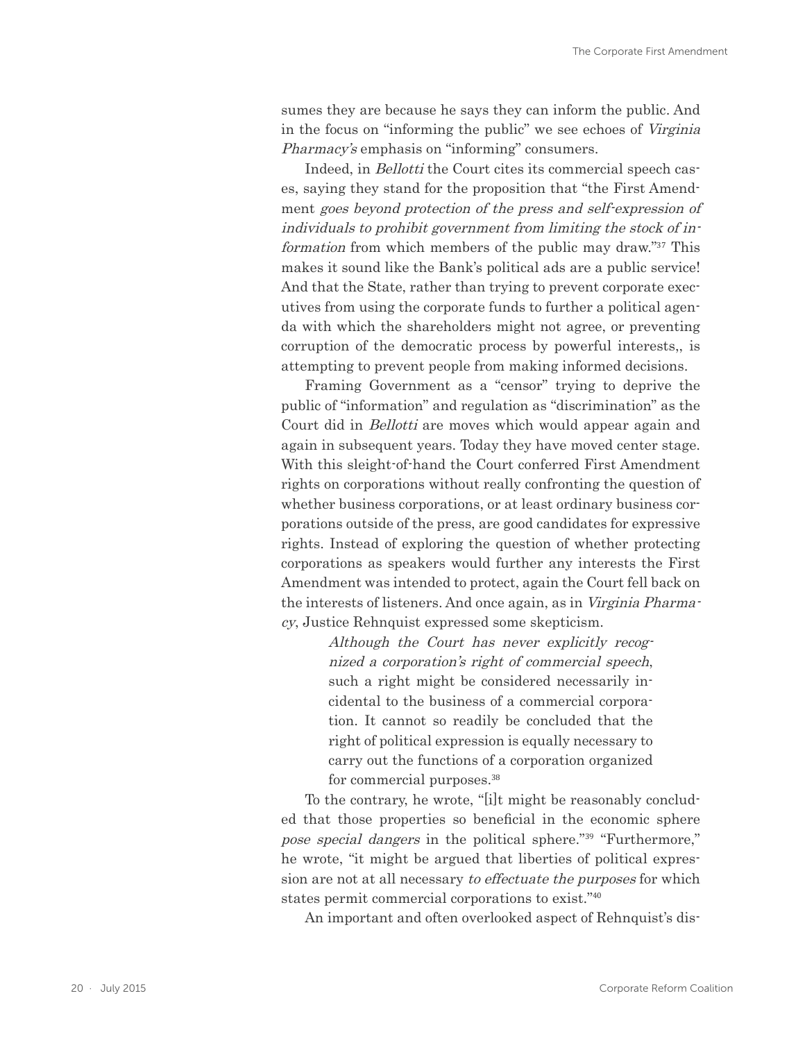sumes they are because he says they can inform the public. And in the focus on "informing the public" we see echoes of *Virginia Pharmacy's* emphasis on "informing" consumers.

Indeed, in *Bellotti* the Court cites its commercial speech cases, saying they stand for the proposition that "the First Amendment *goes beyond protection of the press and self-expression of individuals to prohibit government from limiting the stock of information* from which members of the public may draw."[37] This makes it sound like the Bank's political ads are a public service! And that the State, rather than trying to prevent corporate executives from using the corporate funds to further a political agenda with which the shareholders might not agree, or preventing corruption of the democratic process by powerful interests,, is attempting to prevent people from making informed decisions.

Framing Government as a "censor" trying to deprive the public of "information" and regulation as "discrimination" as the Court did in *Bellotti* are moves which would appear again and again in subsequent years. Today they have moved center stage. With this sleight-of-hand the Court conferred First Amendment rights on corporations without really confronting the question of whether business corporations, or at least ordinary business corporations outside of the press, are good candidates for expressive rights. Instead of exploring the question of whether protecting corporations as speakers would further any interests the First Amendment was intended to protect, again the Court fell back on the interests of listeners. And once again, as in *Virginia Pharmacy*, Justice Rehnquist expressed some skepticism.

> *Although the Court has never explicitly recognized a corporation's right of commercial speech*, such a right might be considered necessarily incidental to the business of a commercial corporation. It cannot so readily be concluded that the right of political expression is equally necessary to carry out the functions of a corporation organized for commercial purposes.[38]

To the contrary, he wrote, "[i]t might be reasonably concluded that those properties so beneficial in the economic sphere *pose special dangers* in the political sphere."[39] "Furthermore," he wrote, "it might be argued that liberties of political expression are not at all necessary *to effectuate the purposes* for which states permit commercial corporations to exist."[40]

An important and often overlooked aspect of Rehnquist's dis-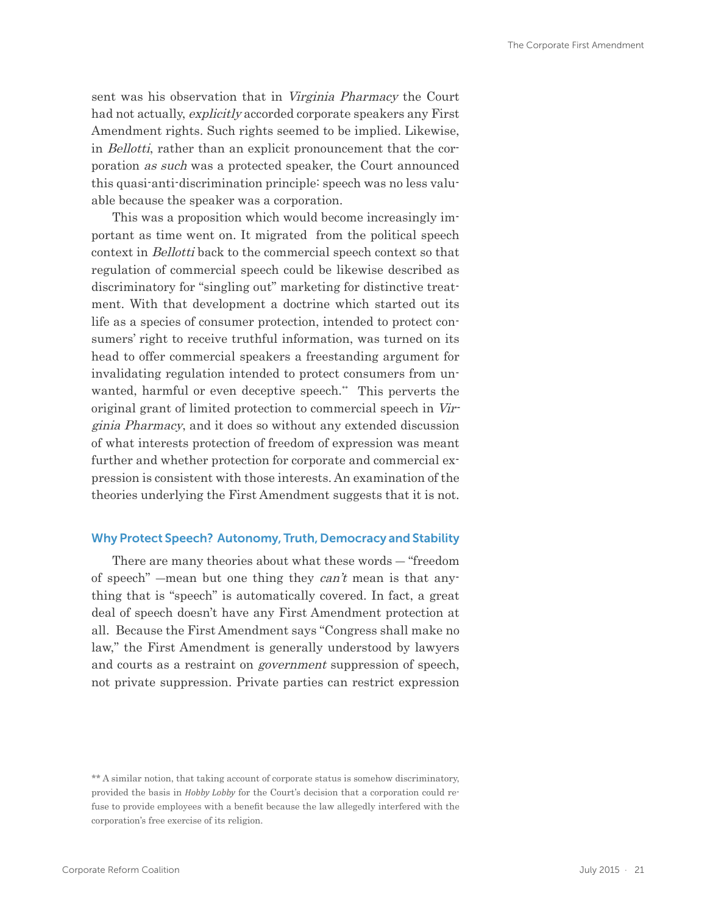sent was his observation that in *Virginia Pharmacy* the Court had not actually, *explicitly* accorded corporate speakers any First Amendment rights. Such rights seemed to be implied. Likewise, in *Bellotti*, rather than an explicit pronouncement that the corporation *as such* was a protected speaker, the Court announced this quasi-anti-discrimination principle: speech was no less valuable because the speaker was a corporation.

This was a proposition which would become increasingly important as time went on. It migrated from the political speech context in *Bellotti* back to the commercial speech context so that regulation of commercial speech could be likewise described as discriminatory for "singling out" marketing for distinctive treatment. With that development a doctrine which started out its life as a species of consumer protection, intended to protect consumers' right to receive truthful information, was turned on its head to offer commercial speakers a freestanding argument for invalidating regulation intended to protect consumers from unwanted, harmful or even deceptive speech.** This perverts the original grant of limited protection to commercial speech in *Virginia Pharmacy*, and it does so without any extended discussion of what interests protection of freedom of expression was meant further and whether protection for corporate and commercial expression is consistent with those interests. An examination of the theories underlying the First Amendment suggests that it is not.

## Why Protect Speech? Autonomy, Truth, Democracy and Stability

There are many theories about what these words — "freedom of speech" —mean but one thing they *can't* mean is that anything that is "speech" is automatically covered. In fact, a great deal of speech doesn't have any First Amendment protection at all. Because the First Amendment says "Congress shall make no law," the First Amendment is generally understood by lawyers and courts as a restraint on *government* suppression of speech, not private suppression. Private parties can restrict expression

** A similar notion, that taking account of corporate status is somehow discriminatory, provided the basis in *Hobby Lobby* for the Court's decision that a corporation could refuse to provide employees with a benefit because the law allegedly interfered with the corporation's free exercise of its religion.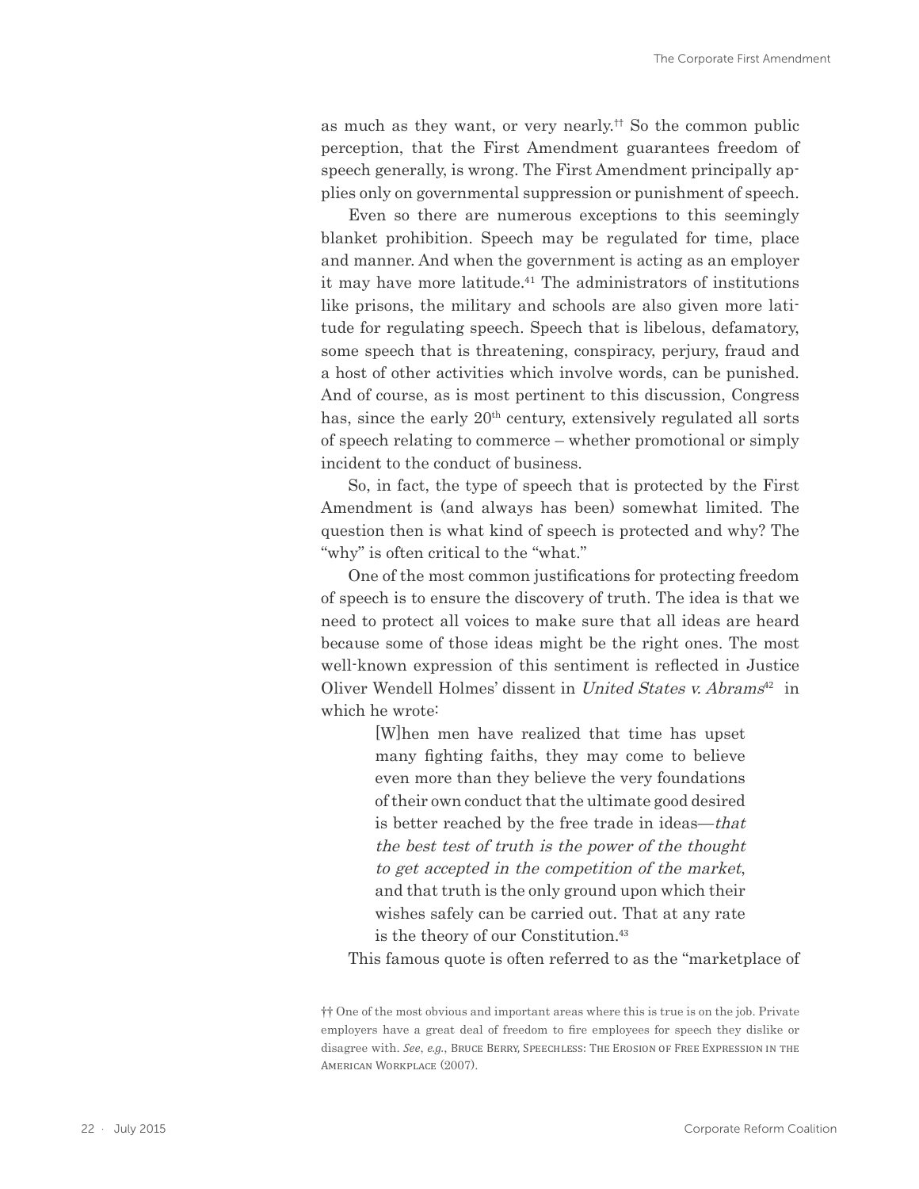as much as they want, or very nearly.[††] So the common public perception, that the First Amendment guarantees freedom of speech generally, is wrong. The First Amendment principally applies only on governmental suppression or punishment of speech.

Even so there are numerous exceptions to this seemingly blanket prohibition. Speech may be regulated for time, place and manner. And when the government is acting as an employer it may have more latitude.[41] The administrators of institutions like prisons, the military and schools are also given more latitude for regulating speech. Speech that is libelous, defamatory, some speech that is threatening, conspiracy, perjury, fraud and a host of other activities which involve words, can be punished. And of course, as is most pertinent to this discussion, Congress has, since the early 20th century, extensively regulated all sorts of speech relating to commerce – whether promotional or simply incident to the conduct of business.

So, in fact, the type of speech that is protected by the First Amendment is (and always has been) somewhat limited. The question then is what kind of speech is protected and why? The "why" is often critical to the "what."

One of the most common justifications for protecting freedom of speech is to ensure the discovery of truth. The idea is that we need to protect all voices to make sure that all ideas are heard because some of those ideas might be the right ones. The most well-known expression of this sentiment is reflected in Justice Oliver Wendell Holmes' dissent in *United States v. Abrams*[42] in which he wrote:

> [W]hen men have realized that time has upset many fighting faiths, they may come to believe even more than they believe the very foundations of their own conduct that the ultimate good desired is better reached by the free trade in ideas—*that the best test of truth is the power of the thought to get accepted in the competition of the market*, and that truth is the only ground upon which their wishes safely can be carried out. That at any rate is the theory of our Constitution.[43]

This famous quote is often referred to as the "marketplace of

†† One of the most obvious and important areas where this is true is on the job. Private employers have a great deal of freedom to fire employees for speech they dislike or disagree with. *See*, *e.g.*, Bruce Berry, Speechless: The Erosion of Free Expression in the American Workplace (2007).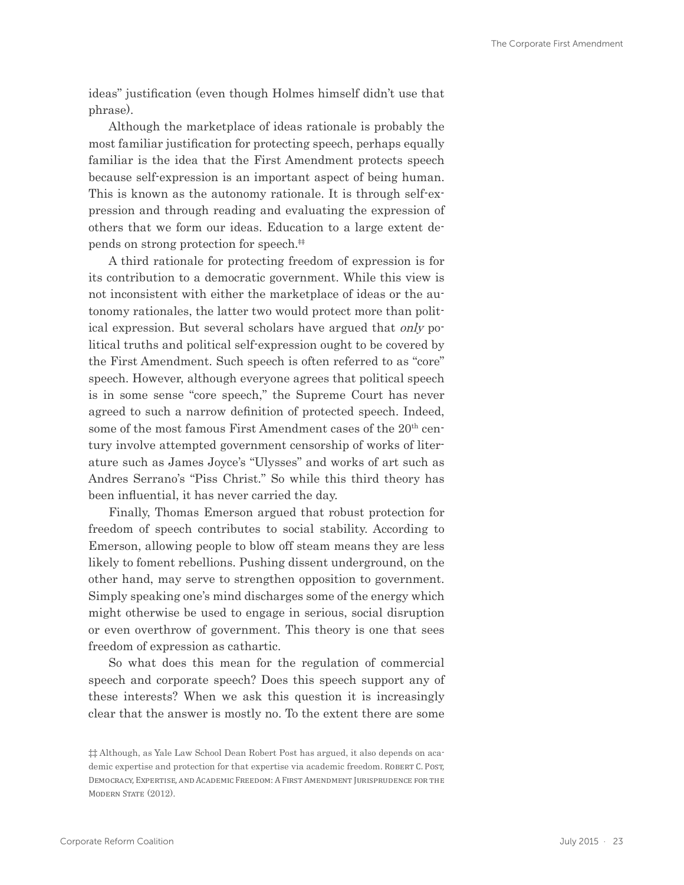ideas" justification (even though Holmes himself didn't use that phrase).

Although the marketplace of ideas rationale is probably the most familiar justification for protecting speech, perhaps equally familiar is the idea that the First Amendment protects speech because self-expression is an important aspect of being human. This is known as the autonomy rationale. It is through self-expression and through reading and evaluating the expression of others that we form our ideas. Education to a large extent depends on strong protection for speech.‡‡

A third rationale for protecting freedom of expression is for its contribution to a democratic government. While this view is not inconsistent with either the marketplace of ideas or the autonomy rationales, the latter two would protect more than political expression. But several scholars have argued that *only* political truths and political self-expression ought to be covered by the First Amendment. Such speech is often referred to as "core" speech. However, although everyone agrees that political speech is in some sense "core speech," the Supreme Court has never agreed to such a narrow definition of protected speech. Indeed, some of the most famous First Amendment cases of the 20th century involve attempted government censorship of works of literature such as James Joyce's "Ulysses" and works of art such as Andres Serrano's "Piss Christ." So while this third theory has been influential, it has never carried the day.

Finally, Thomas Emerson argued that robust protection for freedom of speech contributes to social stability. According to Emerson, allowing people to blow off steam means they are less likely to foment rebellions. Pushing dissent underground, on the other hand, may serve to strengthen opposition to government. Simply speaking one's mind discharges some of the energy which might otherwise be used to engage in serious, social disruption or even overthrow of government. This theory is one that sees freedom of expression as cathartic.

So what does this mean for the regulation of commercial speech and corporate speech? Does this speech support any of these interests? When we ask this question it is increasingly clear that the answer is mostly no. To the extent there are some

‡‡ Although, as Yale Law School Dean Robert Post has argued, it also depends on academic expertise and protection for that expertise via academic freedom. Robert C. Post, Democracy, Expertise, and Academic Freedom: A First Amendment Jurisprudence for the Modern State (2012).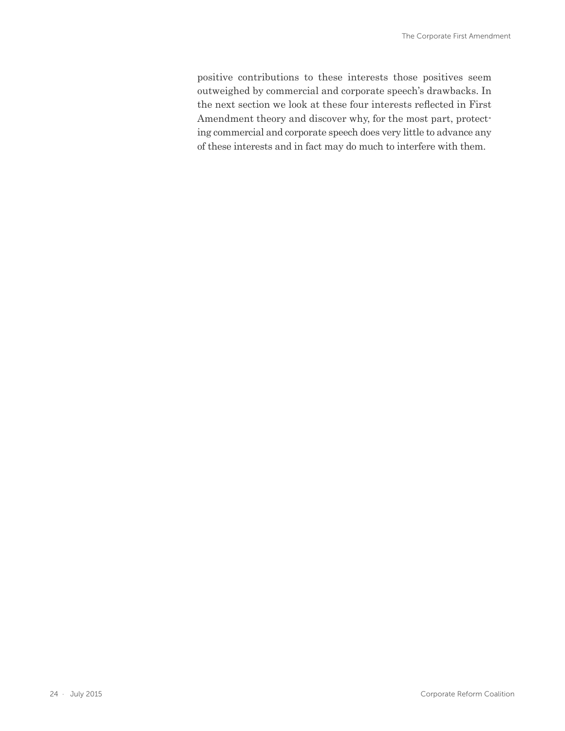positive contributions to these interests those positives seem outweighed by commercial and corporate speech's drawbacks. In the next section we look at these four interests reflected in First Amendment theory and discover why, for the most part, protecting commercial and corporate speech does very little to advance any of these interests and in fact may do much to interfere with them.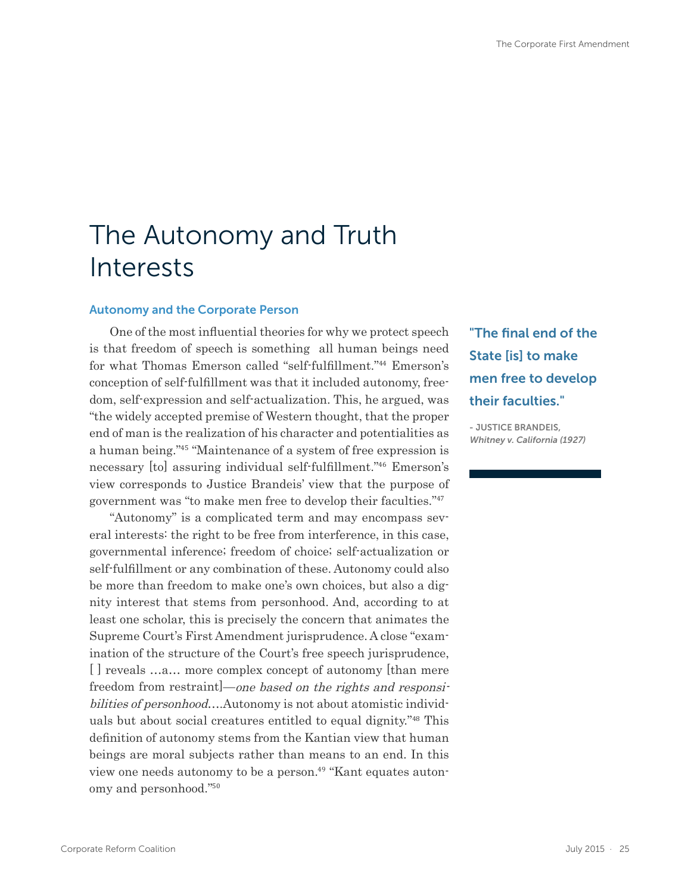# The Autonomy and Truth Interests

### Autonomy and the Corporate Person

One of the most influential theories for why we protect speech is that freedom of speech is something all human beings need for what Thomas Emerson called "self-fulfillment."[44] Emerson's conception of self-fulfillment was that it included autonomy, freedom, self-expression and self-actualization. This, he argued, was "the widely accepted premise of Western thought, that the proper end of man is the realization of his character and potentialities as a human being."[45] "Maintenance of a system of free expression is necessary [to] assuring individual self-fulfillment."[46] Emerson's view corresponds to Justice Brandeis' view that the purpose of government was "to make men free to develop their faculties."[47]

> **"The final end of the State [is] to make men free to develop their faculties."**
>
> \- JUSTICE BRANDEIS, *Whitney v. California (1927)*

"Autonomy" is a complicated term and may encompass several interests: the right to be free from interference, in this case, governmental inference; freedom of choice; self-actualization or self-fulfillment or any combination of these. Autonomy could also be more than freedom to make one's own choices, but also a dignity interest that stems from personhood. And, according to at least one scholar, this is precisely the concern that animates the Supreme Court's First Amendment jurisprudence. A close "examination of the structure of the Court's free speech jurisprudence, [ ] reveals …a… more complex concept of autonomy [than mere freedom from restraint]—*one based on the rights and responsibilities of personhood.…*Autonomy is not about atomistic individuals but about social creatures entitled to equal dignity."[48] This definition of autonomy stems from the Kantian view that human beings are moral subjects rather than means to an end. In this view one needs autonomy to be a person.[49] "Kant equates autonomy and personhood."[50]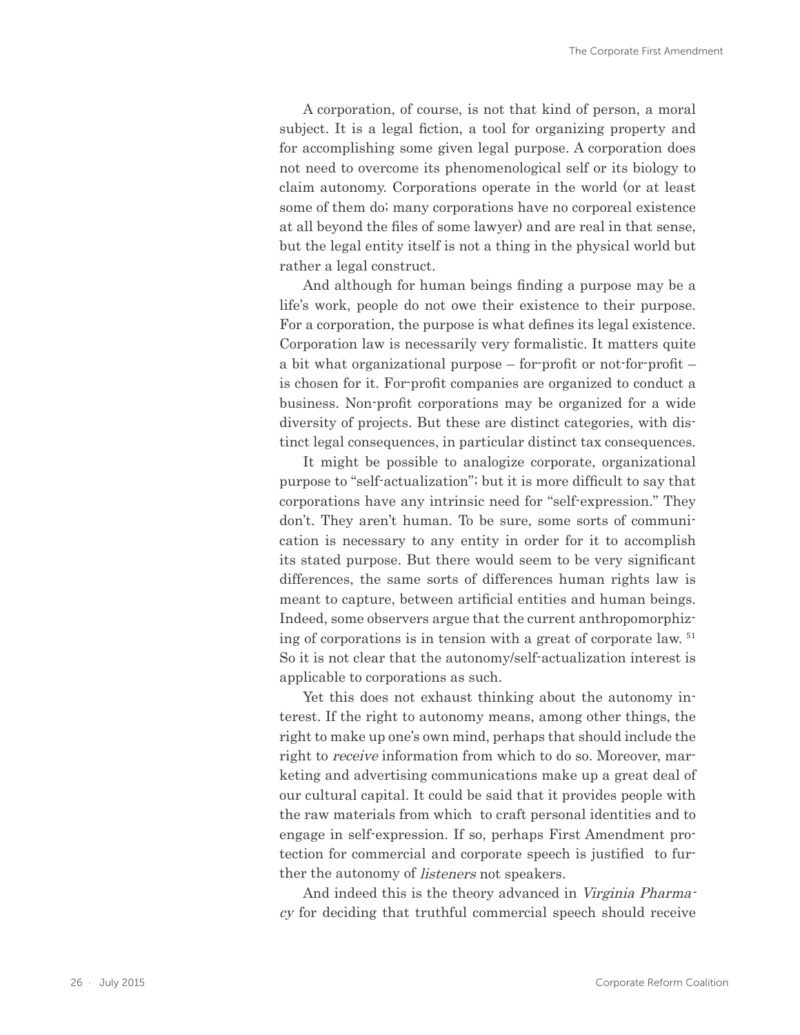A corporation, of course, is not that kind of person, a moral subject. It is a legal fiction, a tool for organizing property and for accomplishing some given legal purpose. A corporation does not need to overcome its phenomenological self or its biology to claim autonomy. Corporations operate in the world (or at least some of them do; many corporations have no corporeal existence at all beyond the files of some lawyer) and are real in that sense, but the legal entity itself is not a thing in the physical world but rather a legal construct.

And although for human beings finding a purpose may be a life's work, people do not owe their existence to their purpose. For a corporation, the purpose is what defines its legal existence. Corporation law is necessarily very formalistic. It matters quite a bit what organizational purpose – for-profit or not-for-profit – is chosen for it. For-profit companies are organized to conduct a business. Non-profit corporations may be organized for a wide diversity of projects. But these are distinct categories, with distinct legal consequences, in particular distinct tax consequences.

It might be possible to analogize corporate, organizational purpose to "self-actualization"; but it is more difficult to say that corporations have any intrinsic need for "self-expression." They don't. They aren't human. To be sure, some sorts of communication is necessary to any entity in order for it to accomplish its stated purpose. But there would seem to be very significant differences, the same sorts of differences human rights law is meant to capture, between artificial entities and human beings. Indeed, some observers argue that the current anthropomorphizing of corporations is in tension with a great of corporate law. [51] So it is not clear that the autonomy/self-actualization interest is applicable to corporations as such.

Yet this does not exhaust thinking about the autonomy interest. If the right to autonomy means, among other things, the right to make up one's own mind, perhaps that should include the right to *receive* information from which to do so. Moreover, marketing and advertising communications make up a great deal of our cultural capital. It could be said that it provides people with the raw materials from which to craft personal identities and to engage in self-expression. If so, perhaps First Amendment protection for commercial and corporate speech is justified to further the autonomy of *listeners* not speakers.

And indeed this is the theory advanced in *Virginia Pharmacy* for deciding that truthful commercial speech should receive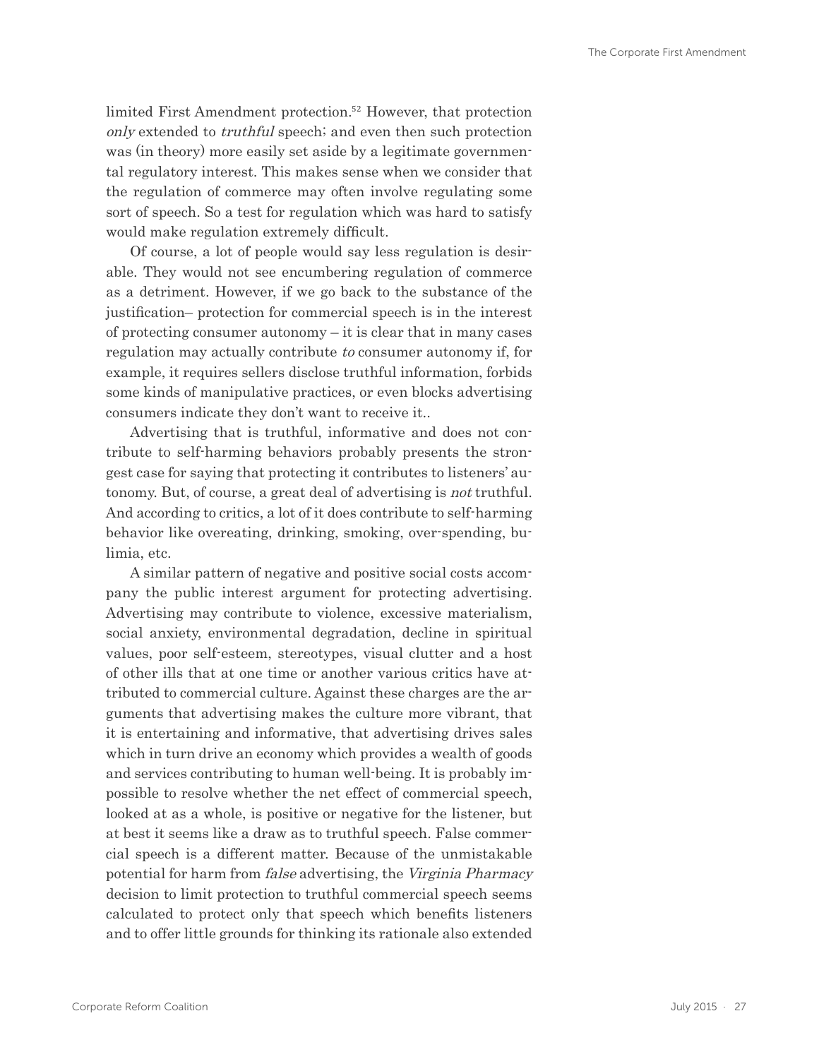limited First Amendment protection.[52] However, that protection *only* extended to *truthful* speech; and even then such protection was (in theory) more easily set aside by a legitimate governmental regulatory interest. This makes sense when we consider that the regulation of commerce may often involve regulating some sort of speech. So a test for regulation which was hard to satisfy would make regulation extremely difficult.

Of course, a lot of people would say less regulation is desirable. They would not see encumbering regulation of commerce as a detriment. However, if we go back to the substance of the justification– protection for commercial speech is in the interest of protecting consumer autonomy – it is clear that in many cases regulation may actually contribute *to* consumer autonomy if, for example, it requires sellers disclose truthful information, forbids some kinds of manipulative practices, or even blocks advertising consumers indicate they don't want to receive it..

Advertising that is truthful, informative and does not contribute to self-harming behaviors probably presents the strongest case for saying that protecting it contributes to listeners' autonomy. But, of course, a great deal of advertising is *not* truthful. And according to critics, a lot of it does contribute to self-harming behavior like overeating, drinking, smoking, over-spending, bulimia, etc.

A similar pattern of negative and positive social costs accompany the public interest argument for protecting advertising. Advertising may contribute to violence, excessive materialism, social anxiety, environmental degradation, decline in spiritual values, poor self-esteem, stereotypes, visual clutter and a host of other ills that at one time or another various critics have attributed to commercial culture. Against these charges are the arguments that advertising makes the culture more vibrant, that it is entertaining and informative, that advertising drives sales which in turn drive an economy which provides a wealth of goods and services contributing to human well-being. It is probably impossible to resolve whether the net effect of commercial speech, looked at as a whole, is positive or negative for the listener, but at best it seems like a draw as to truthful speech. False commercial speech is a different matter. Because of the unmistakable potential for harm from *false* advertising, the *Virginia Pharmacy* decision to limit protection to truthful commercial speech seems calculated to protect only that speech which benefits listeners and to offer little grounds for thinking its rationale also extended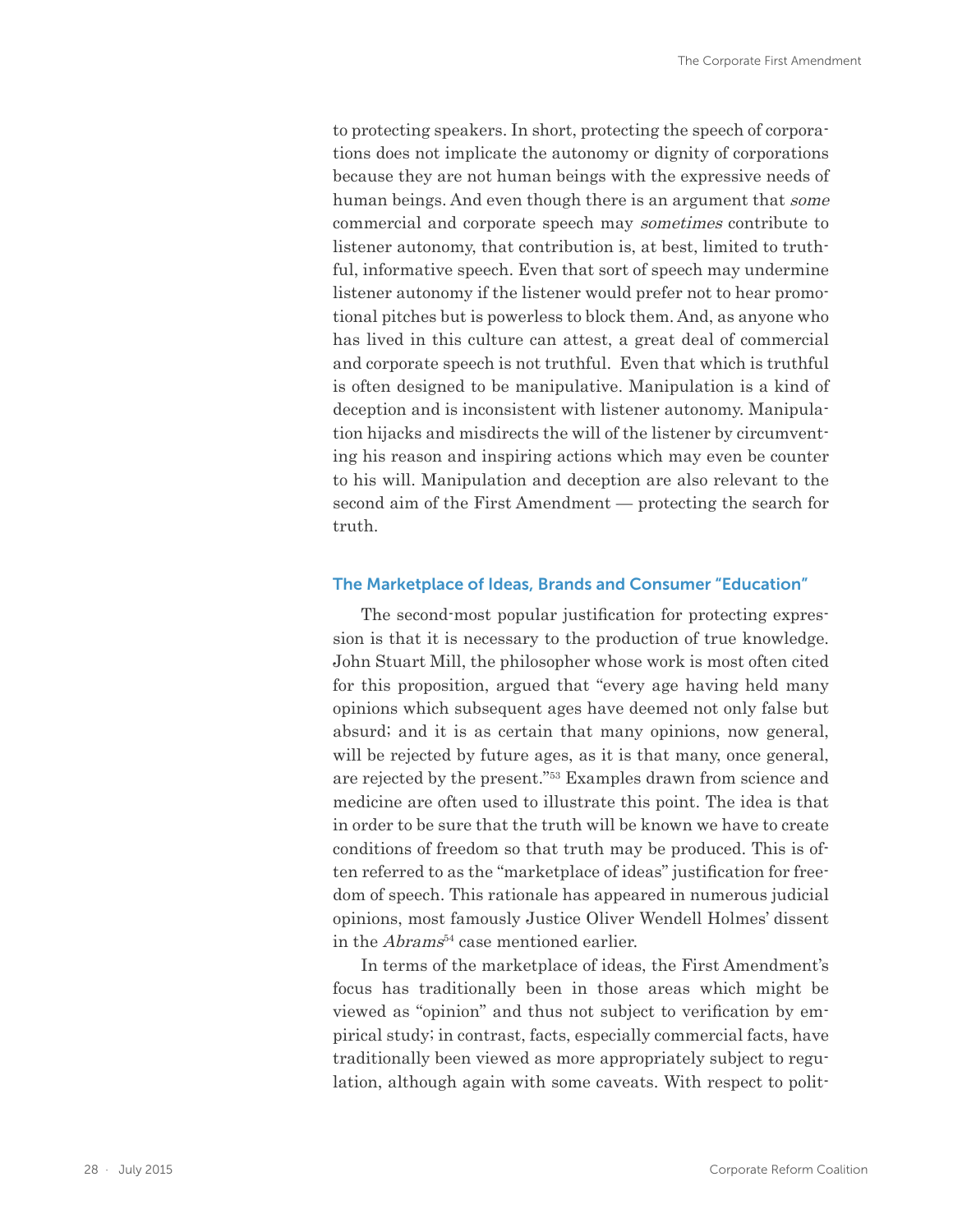to protecting speakers. In short, protecting the speech of corporations does not implicate the autonomy or dignity of corporations because they are not human beings with the expressive needs of human beings. And even though there is an argument that *some* commercial and corporate speech may *sometimes* contribute to listener autonomy, that contribution is, at best, limited to truthful, informative speech. Even that sort of speech may undermine listener autonomy if the listener would prefer not to hear promotional pitches but is powerless to block them. And, as anyone who has lived in this culture can attest, a great deal of commercial and corporate speech is not truthful. Even that which is truthful is often designed to be manipulative. Manipulation is a kind of deception and is inconsistent with listener autonomy. Manipulation hijacks and misdirects the will of the listener by circumventing his reason and inspiring actions which may even be counter to his will. Manipulation and deception are also relevant to the second aim of the First Amendment — protecting the search for truth.

## The Marketplace of Ideas, Brands and Consumer "Education"

The second-most popular justification for protecting expression is that it is necessary to the production of true knowledge. John Stuart Mill, the philosopher whose work is most often cited for this proposition, argued that "every age having held many opinions which subsequent ages have deemed not only false but absurd; and it is as certain that many opinions, now general, will be rejected by future ages, as it is that many, once general, are rejected by the present."[53] Examples drawn from science and medicine are often used to illustrate this point. The idea is that in order to be sure that the truth will be known we have to create conditions of freedom so that truth may be produced. This is often referred to as the "marketplace of ideas" justification for freedom of speech. This rationale has appeared in numerous judicial opinions, most famously Justice Oliver Wendell Holmes' dissent in the *Abrams*[54] case mentioned earlier.

In terms of the marketplace of ideas, the First Amendment's focus has traditionally been in those areas which might be viewed as "opinion" and thus not subject to verification by empirical study; in contrast, facts, especially commercial facts, have traditionally been viewed as more appropriately subject to regulation, although again with some caveats. With respect to polit-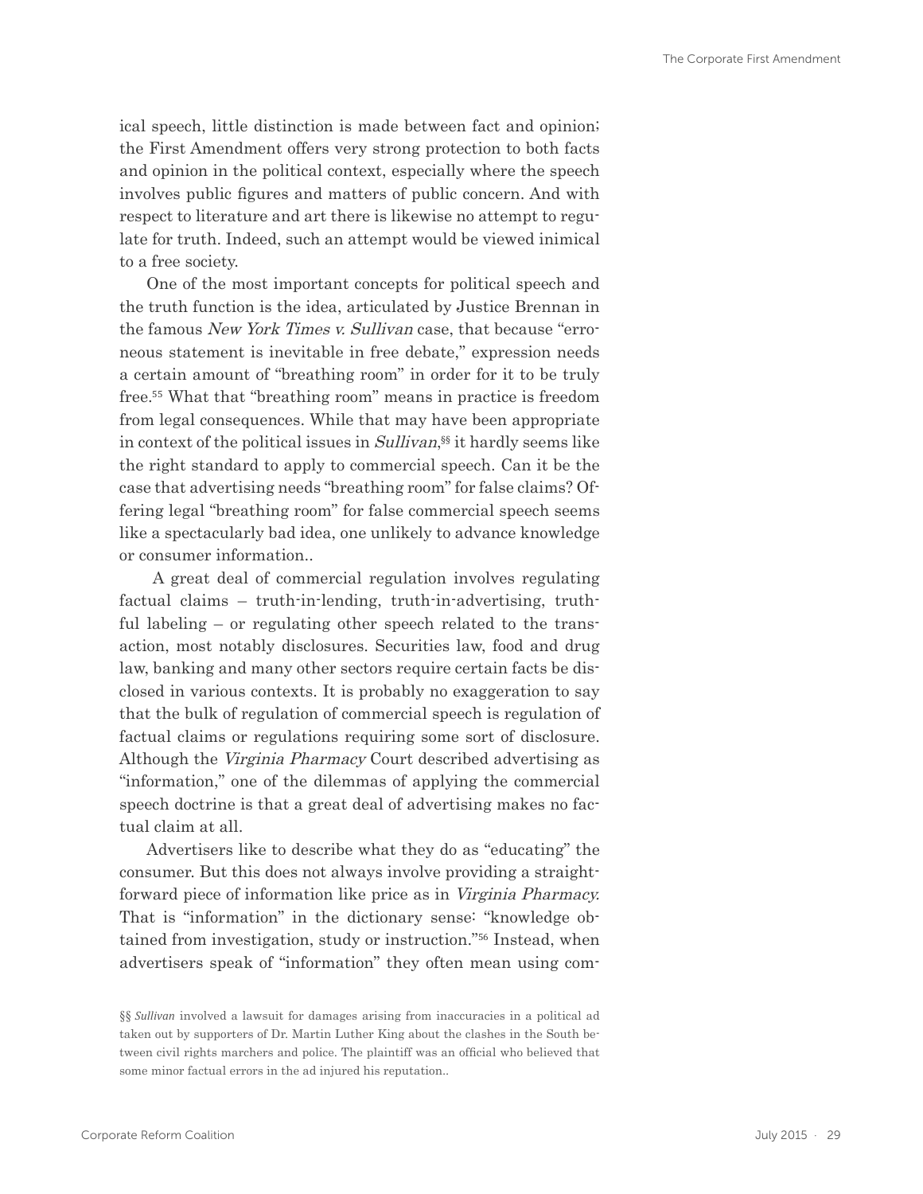ical speech, little distinction is made between fact and opinion; the First Amendment offers very strong protection to both facts and opinion in the political context, especially where the speech involves public figures and matters of public concern. And with respect to literature and art there is likewise no attempt to regulate for truth. Indeed, such an attempt would be viewed inimical to a free society.

One of the most important concepts for political speech and the truth function is the idea, articulated by Justice Brennan in the famous *New York Times v. Sullivan* case, that because "erroneous statement is inevitable in free debate," expression needs a certain amount of "breathing room" in order for it to be truly free.[55] What that "breathing room" means in practice is freedom from legal consequences. While that may have been appropriate in context of the political issues in *Sullivan*,[§§] it hardly seems like the right standard to apply to commercial speech. Can it be the case that advertising needs "breathing room" for false claims? Offering legal "breathing room" for false commercial speech seems like a spectacularly bad idea, one unlikely to advance knowledge or consumer information..

A great deal of commercial regulation involves regulating factual claims – truth-in-lending, truth-in-advertising, truthful labeling – or regulating other speech related to the transaction, most notably disclosures. Securities law, food and drug law, banking and many other sectors require certain facts be disclosed in various contexts. It is probably no exaggeration to say that the bulk of regulation of commercial speech is regulation of factual claims or regulations requiring some sort of disclosure. Although the *Virginia Pharmacy* Court described advertising as "information," one of the dilemmas of applying the commercial speech doctrine is that a great deal of advertising makes no factual claim at all.

Advertisers like to describe what they do as "educating" the consumer. But this does not always involve providing a straightforward piece of information like price as in *Virginia Pharmacy*. That is "information" in the dictionary sense: "knowledge obtained from investigation, study or instruction."[56] Instead, when advertisers speak of "information" they often mean using com-

§§ *Sullivan* involved a lawsuit for damages arising from inaccuracies in a political ad taken out by supporters of Dr. Martin Luther King about the clashes in the South between civil rights marchers and police. The plaintiff was an official who believed that some minor factual errors in the ad injured his reputation..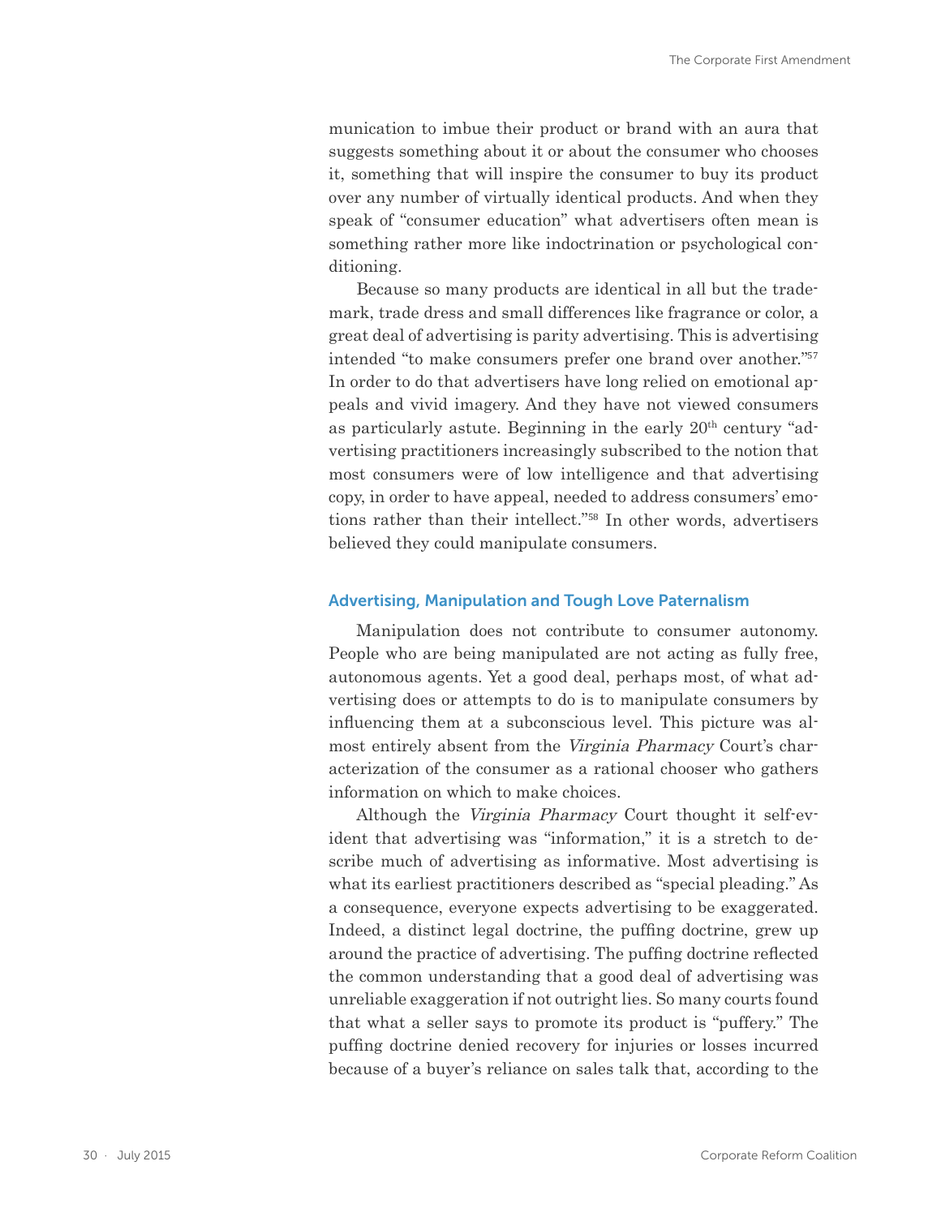munication to imbue their product or brand with an aura that suggests something about it or about the consumer who chooses it, something that will inspire the consumer to buy its product over any number of virtually identical products. And when they speak of "consumer education" what advertisers often mean is something rather more like indoctrination or psychological conditioning.

Because so many products are identical in all but the trademark, trade dress and small differences like fragrance or color, a great deal of advertising is parity advertising. This is advertising intended "to make consumers prefer one brand over another."[57] In order to do that advertisers have long relied on emotional appeals and vivid imagery. And they have not viewed consumers as particularly astute. Beginning in the early 20th century "advertising practitioners increasingly subscribed to the notion that most consumers were of low intelligence and that advertising copy, in order to have appeal, needed to address consumers' emotions rather than their intellect."[58] In other words, advertisers believed they could manipulate consumers.

## Advertising, Manipulation and Tough Love Paternalism

Manipulation does not contribute to consumer autonomy. People who are being manipulated are not acting as fully free, autonomous agents. Yet a good deal, perhaps most, of what advertising does or attempts to do is to manipulate consumers by influencing them at a subconscious level. This picture was almost entirely absent from the *Virginia Pharmacy* Court's characterization of the consumer as a rational chooser who gathers information on which to make choices.

Although the *Virginia Pharmacy* Court thought it self-evident that advertising was "information," it is a stretch to describe much of advertising as informative. Most advertising is what its earliest practitioners described as "special pleading." As a consequence, everyone expects advertising to be exaggerated. Indeed, a distinct legal doctrine, the puffing doctrine, grew up around the practice of advertising. The puffing doctrine reflected the common understanding that a good deal of advertising was unreliable exaggeration if not outright lies. So many courts found that what a seller says to promote its product is "puffery." The puffing doctrine denied recovery for injuries or losses incurred because of a buyer's reliance on sales talk that, according to the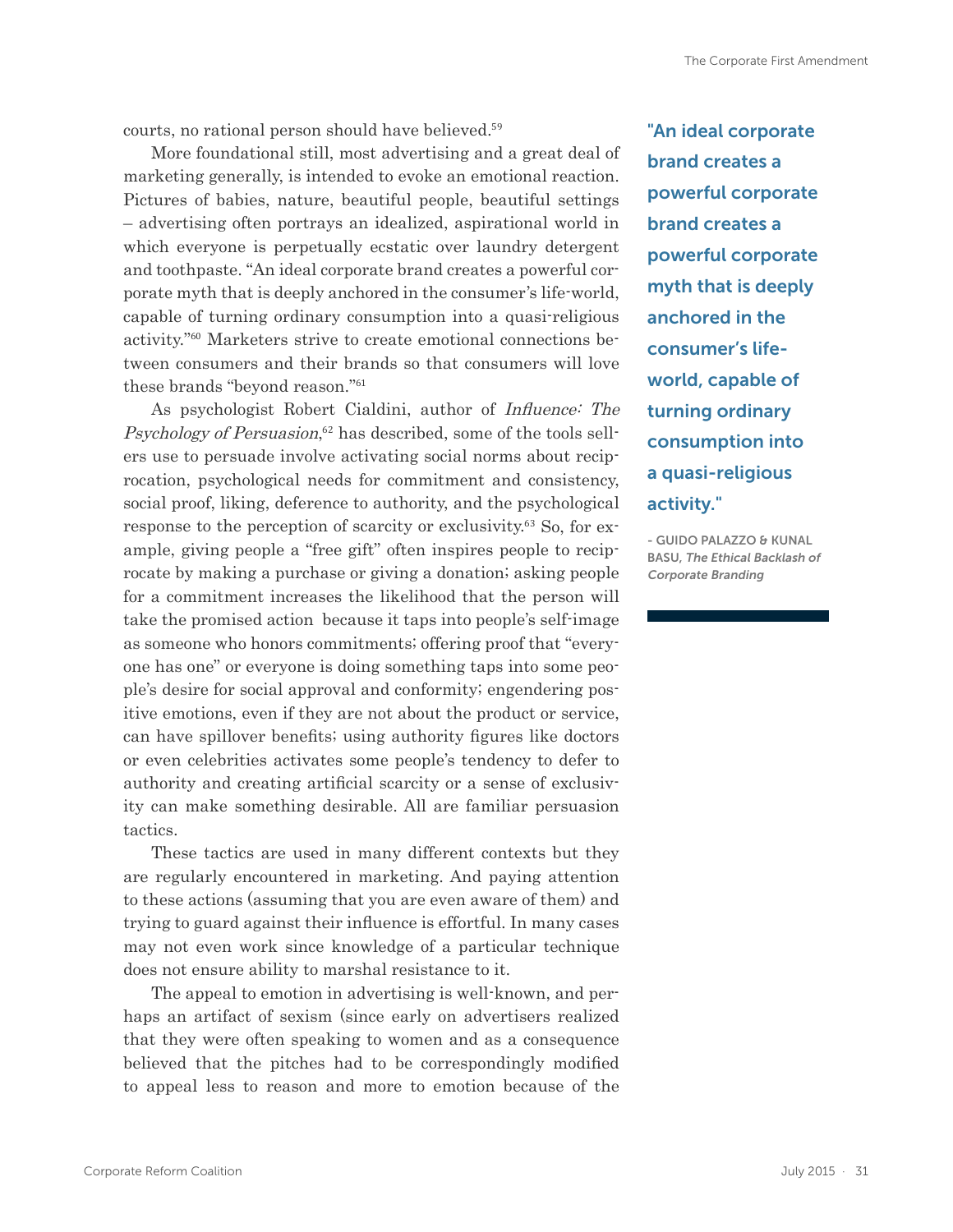courts, no rational person should have believed.[59]

More foundational still, most advertising and a great deal of marketing generally, is intended to evoke an emotional reaction. Pictures of babies, nature, beautiful people, beautiful settings – advertising often portrays an idealized, aspirational world in which everyone is perpetually ecstatic over laundry detergent and toothpaste. "An ideal corporate brand creates a powerful corporate myth that is deeply anchored in the consumer's life-world, capable of turning ordinary consumption into a quasi-religious activity."[60] Marketers strive to create emotional connections between consumers and their brands so that consumers will love these brands "beyond reason."[61]

As psychologist Robert Cialdini, author of *Influence: The Psychology of Persuasion*,[62] has described, some of the tools sellers use to persuade involve activating social norms about reciprocation, psychological needs for commitment and consistency, social proof, liking, deference to authority, and the psychological response to the perception of scarcity or exclusivity.[63] So, for example, giving people a "free gift" often inspires people to reciprocate by making a purchase or giving a donation; asking people for a commitment increases the likelihood that the person will take the promised action because it taps into people's self-image as someone who honors commitments; offering proof that "everyone has one" or everyone is doing something taps into some people's desire for social approval and conformity; engendering positive emotions, even if they are not about the product or service, can have spillover benefits; using authority figures like doctors or even celebrities activates some people's tendency to defer to authority and creating artificial scarcity or a sense of exclusivity can make something desirable. All are familiar persuasion tactics.

These tactics are used in many different contexts but they are regularly encountered in marketing. And paying attention to these actions (assuming that you are even aware of them) and trying to guard against their influence is effortful. In many cases may not even work since knowledge of a particular technique does not ensure ability to marshal resistance to it.

The appeal to emotion in advertising is well-known, and perhaps an artifact of sexism (since early on advertisers realized that they were often speaking to women and as a consequence believed that the pitches had to be correspondingly modified to appeal less to reason and more to emotion because of the

> **"An ideal corporate brand creates a powerful corporate brand creates a powerful corporate myth that is deeply anchored in the consumer's life-world, capable of turning ordinary consumption into a quasi-religious activity."**
>
> - GUIDO PALAZZO & KUNAL BASU, *The Ethical Backlash of Corporate Branding*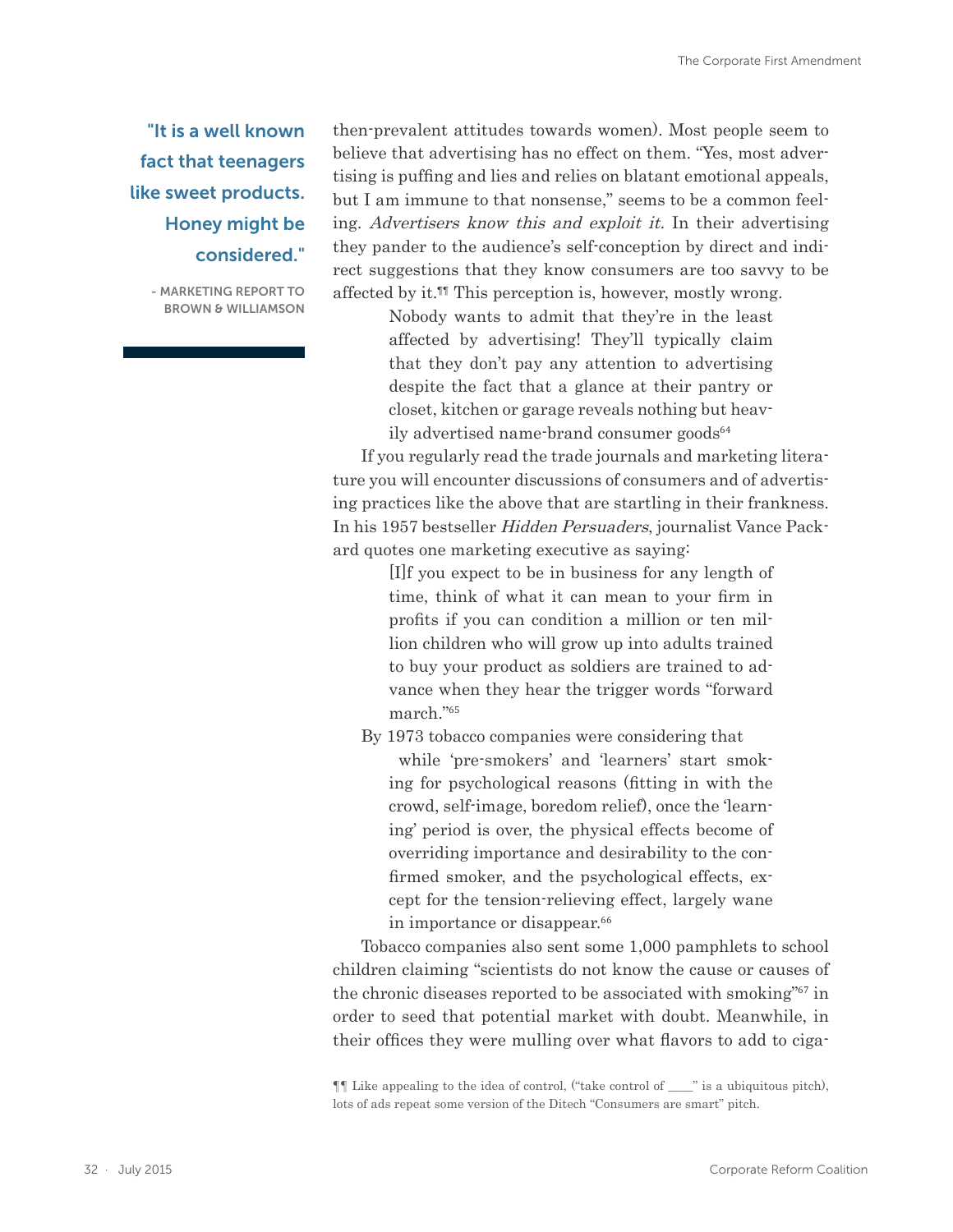> "It is a well known fact that teenagers like sweet products. Honey might be considered."
>
> - MARKETING REPORT TO BROWN & WILLIAMSON

then-prevalent attitudes towards women). Most people seem to believe that advertising has no effect on them. "Yes, most advertising is puffing and lies and relies on blatant emotional appeals, but I am immune to that nonsense," seems to be a common feeling. *Advertisers know this and exploit it.* In their advertising they pander to the audience's self-conception by direct and indirect suggestions that they know consumers are too savvy to be affected by it.¶¶ This perception is, however, mostly wrong.

> Nobody wants to admit that they're in the least affected by advertising! They'll typically claim that they don't pay any attention to advertising despite the fact that a glance at their pantry or closet, kitchen or garage reveals nothing but heavily advertised name-brand consumer goods[64]

If you regularly read the trade journals and marketing literature you will encounter discussions of consumers and of advertising practices like the above that are startling in their frankness. In his 1957 bestseller *Hidden Persuaders*, journalist Vance Packard quotes one marketing executive as saying:

> [I]f you expect to be in business for any length of time, think of what it can mean to your firm in profits if you can condition a million or ten million children who will grow up into adults trained to buy your product as soldiers are trained to advance when they hear the trigger words "forward march."[65]

By 1973 tobacco companies were considering that

> while 'pre-smokers' and 'learners' start smoking for psychological reasons (fitting in with the crowd, self-image, boredom relief), once the 'learning' period is over, the physical effects become of overriding importance and desirability to the confirmed smoker, and the psychological effects, except for the tension-relieving effect, largely wane in importance or disappear.[66]

Tobacco companies also sent some 1,000 pamphlets to school children claiming "scientists do not know the cause or causes of the chronic diseases reported to be associated with smoking"[67] in order to seed that potential market with doubt. Meanwhile, in their offices they were mulling over what flavors to add to ciga-

¶¶ Like appealing to the idea of control, ("take control of ____" is a ubiquitous pitch), lots of ads repeat some version of the Ditech "Consumers are smart" pitch.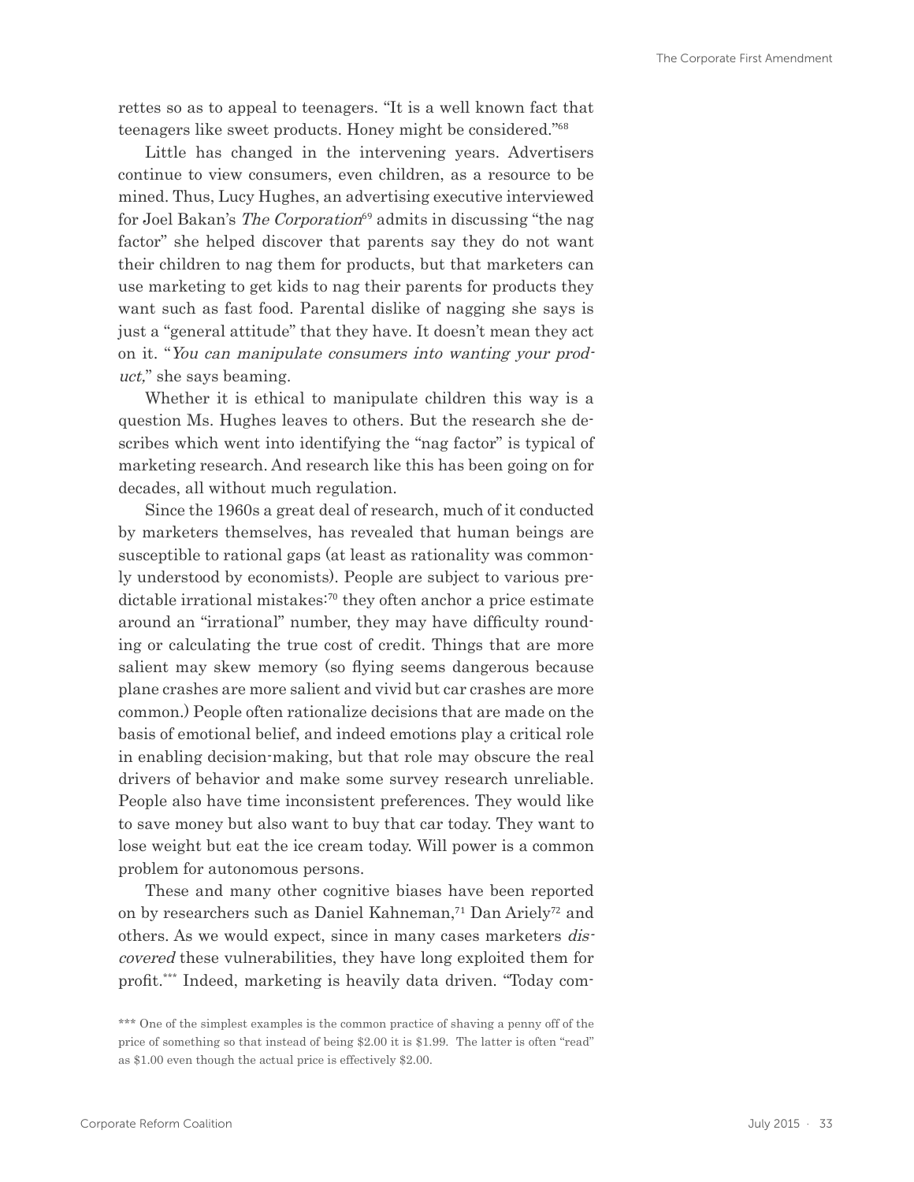rettes so as to appeal to teenagers. "It is a well known fact that teenagers like sweet products. Honey might be considered."[68]

Little has changed in the intervening years. Advertisers continue to view consumers, even children, as a resource to be mined. Thus, Lucy Hughes, an advertising executive interviewed for Joel Bakan's *The Corporation*[69] admits in discussing "the nag factor" she helped discover that parents say they do not want their children to nag them for products, but that marketers can use marketing to get kids to nag their parents for products they want such as fast food. Parental dislike of nagging she says is just a "general attitude" that they have. It doesn't mean they act on it. "*You can manipulate consumers into wanting your product,*" she says beaming.

Whether it is ethical to manipulate children this way is a question Ms. Hughes leaves to others. But the research she describes which went into identifying the "nag factor" is typical of marketing research. And research like this has been going on for decades, all without much regulation.

Since the 1960s a great deal of research, much of it conducted by marketers themselves, has revealed that human beings are susceptible to rational gaps (at least as rationality was commonly understood by economists). People are subject to various predictable irrational mistakes:[70] they often anchor a price estimate around an "irrational" number, they may have difficulty rounding or calculating the true cost of credit. Things that are more salient may skew memory (so flying seems dangerous because plane crashes are more salient and vivid but car crashes are more common.) People often rationalize decisions that are made on the basis of emotional belief, and indeed emotions play a critical role in enabling decision-making, but that role may obscure the real drivers of behavior and make some survey research unreliable. People also have time inconsistent preferences. They would like to save money but also want to buy that car today. They want to lose weight but eat the ice cream today. Will power is a common problem for autonomous persons.

These and many other cognitive biases have been reported on by researchers such as Daniel Kahneman,[71] Dan Ariely[72] and others. As we would expect, since in many cases marketers *discovered* these vulnerabilities, they have long exploited them for profit.*** Indeed, marketing is heavily data driven. "Today com-

*** One of the simplest examples is the common practice of shaving a penny off of the price of something so that instead of being $2.00 it is $1.99. The latter is often "read" as $1.00 even though the actual price is effectively $2.00.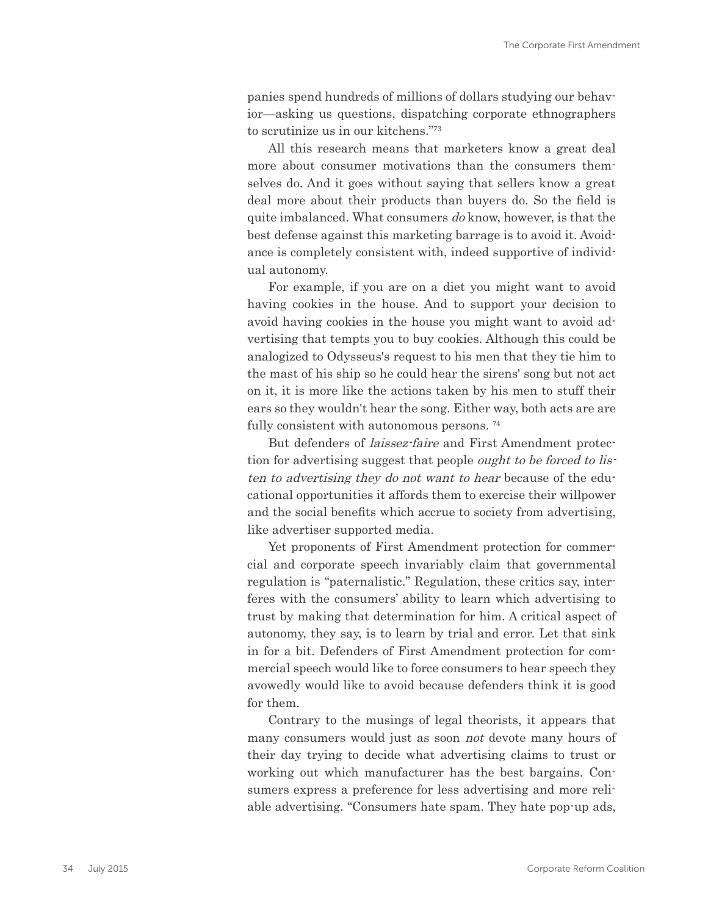panies spend hundreds of millions of dollars studying our behavior—asking us questions, dispatching corporate ethnographers to scrutinize us in our kitchens."[73]

All this research means that marketers know a great deal more about consumer motivations than the consumers themselves do. And it goes without saying that sellers know a great deal more about their products than buyers do. So the field is quite imbalanced. What consumers *do* know, however, is that the best defense against this marketing barrage is to avoid it. Avoidance is completely consistent with, indeed supportive of individual autonomy.

For example, if you are on a diet you might want to avoid having cookies in the house. And to support your decision to avoid having cookies in the house you might want to avoid advertising that tempts you to buy cookies. Although this could be analogized to Odysseus's request to his men that they tie him to the mast of his ship so he could hear the sirens' song but not act on it, it is more like the actions taken by his men to stuff their ears so they wouldn't hear the song. Either way, both acts are are fully consistent with autonomous persons. [74]

But defenders of *laissez-faire* and First Amendment protection for advertising suggest that people *ought to be forced to listen to advertising they do not want to hear* because of the educational opportunities it affords them to exercise their willpower and the social benefits which accrue to society from advertising, like advertiser supported media.

Yet proponents of First Amendment protection for commercial and corporate speech invariably claim that governmental regulation is "paternalistic." Regulation, these critics say, interferes with the consumers' ability to learn which advertising to trust by making that determination for him. A critical aspect of autonomy, they say, is to learn by trial and error. Let that sink in for a bit. Defenders of First Amendment protection for commercial speech would like to force consumers to hear speech they avowedly would like to avoid because defenders think it is good for them.

Contrary to the musings of legal theorists, it appears that many consumers would just as soon *not* devote many hours of their day trying to decide what advertising claims to trust or working out which manufacturer has the best bargains. Consumers express a preference for less advertising and more reliable advertising. "Consumers hate spam. They hate pop-up ads,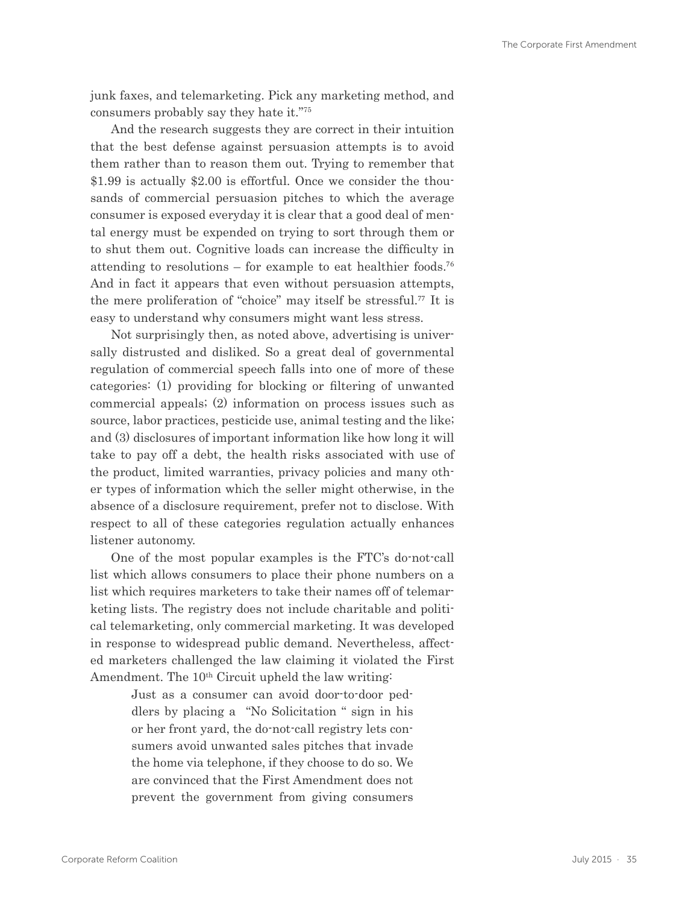junk faxes, and telemarketing. Pick any marketing method, and consumers probably say they hate it."[75]

And the research suggests they are correct in their intuition that the best defense against persuasion attempts is to avoid them rather than to reason them out. Trying to remember that $1.99 is actually $2.00 is effortful. Once we consider the thousands of commercial persuasion pitches to which the average consumer is exposed everyday it is clear that a good deal of mental energy must be expended on trying to sort through them or to shut them out. Cognitive loads can increase the difficulty in attending to resolutions – for example to eat healthier foods.[76] And in fact it appears that even without persuasion attempts, the mere proliferation of "choice" may itself be stressful.[77] It is easy to understand why consumers might want less stress.

Not surprisingly then, as noted above, advertising is universally distrusted and disliked. So a great deal of governmental regulation of commercial speech falls into one of more of these categories: (1) providing for blocking or filtering of unwanted commercial appeals; (2) information on process issues such as source, labor practices, pesticide use, animal testing and the like; and (3) disclosures of important information like how long it will take to pay off a debt, the health risks associated with use of the product, limited warranties, privacy policies and many other types of information which the seller might otherwise, in the absence of a disclosure requirement, prefer not to disclose. With respect to all of these categories regulation actually enhances listener autonomy.

One of the most popular examples is the FTC's do-not-call list which allows consumers to place their phone numbers on a list which requires marketers to take their names off of telemarketing lists. The registry does not include charitable and political telemarketing, only commercial marketing. It was developed in response to widespread public demand. Nevertheless, affected marketers challenged the law claiming it violated the First Amendment. The 10th Circuit upheld the law writing:

> Just as a consumer can avoid door-to-door peddlers by placing a "No Solicitation " sign in his or her front yard, the do-not-call registry lets consumers avoid unwanted sales pitches that invade the home via telephone, if they choose to do so. We are convinced that the First Amendment does not prevent the government from giving consumers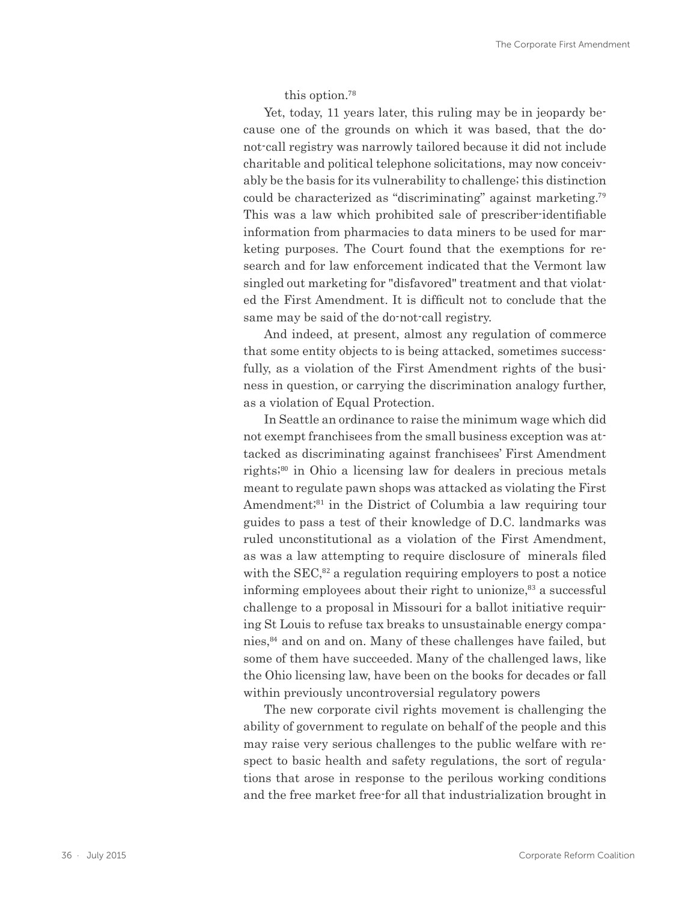this option.[78]

Yet, today, 11 years later, this ruling may be in jeopardy because one of the grounds on which it was based, that the do-not-call registry was narrowly tailored because it did not include charitable and political telephone solicitations, may now conceivably be the basis for its vulnerability to challenge; this distinction could be characterized as "discriminating" against marketing.[79] This was a law which prohibited sale of prescriber-identifiable information from pharmacies to data miners to be used for marketing purposes. The Court found that the exemptions for research and for law enforcement indicated that the Vermont law singled out marketing for "disfavored" treatment and that violated the First Amendment. It is difficult not to conclude that the same may be said of the do-not-call registry.

And indeed, at present, almost any regulation of commerce that some entity objects to is being attacked, sometimes successfully, as a violation of the First Amendment rights of the business in question, or carrying the discrimination analogy further, as a violation of Equal Protection.

In Seattle an ordinance to raise the minimum wage which did not exempt franchisees from the small business exception was attacked as discriminating against franchisees' First Amendment rights;[80] in Ohio a licensing law for dealers in precious metals meant to regulate pawn shops was attacked as violating the First Amendment;[81] in the District of Columbia a law requiring tour guides to pass a test of their knowledge of D.C. landmarks was ruled unconstitutional as a violation of the First Amendment, as was a law attempting to require disclosure of minerals filed with the SEC,[82] a regulation requiring employers to post a notice informing employees about their right to unionize,[83] a successful challenge to a proposal in Missouri for a ballot initiative requiring St Louis to refuse tax breaks to unsustainable energy companies,[84] and on and on. Many of these challenges have failed, but some of them have succeeded. Many of the challenged laws, like the Ohio licensing law, have been on the books for decades or fall within previously uncontroversial regulatory powers

The new corporate civil rights movement is challenging the ability of government to regulate on behalf of the people and this may raise very serious challenges to the public welfare with respect to basic health and safety regulations, the sort of regulations that arose in response to the perilous working conditions and the free market free-for all that industrialization brought in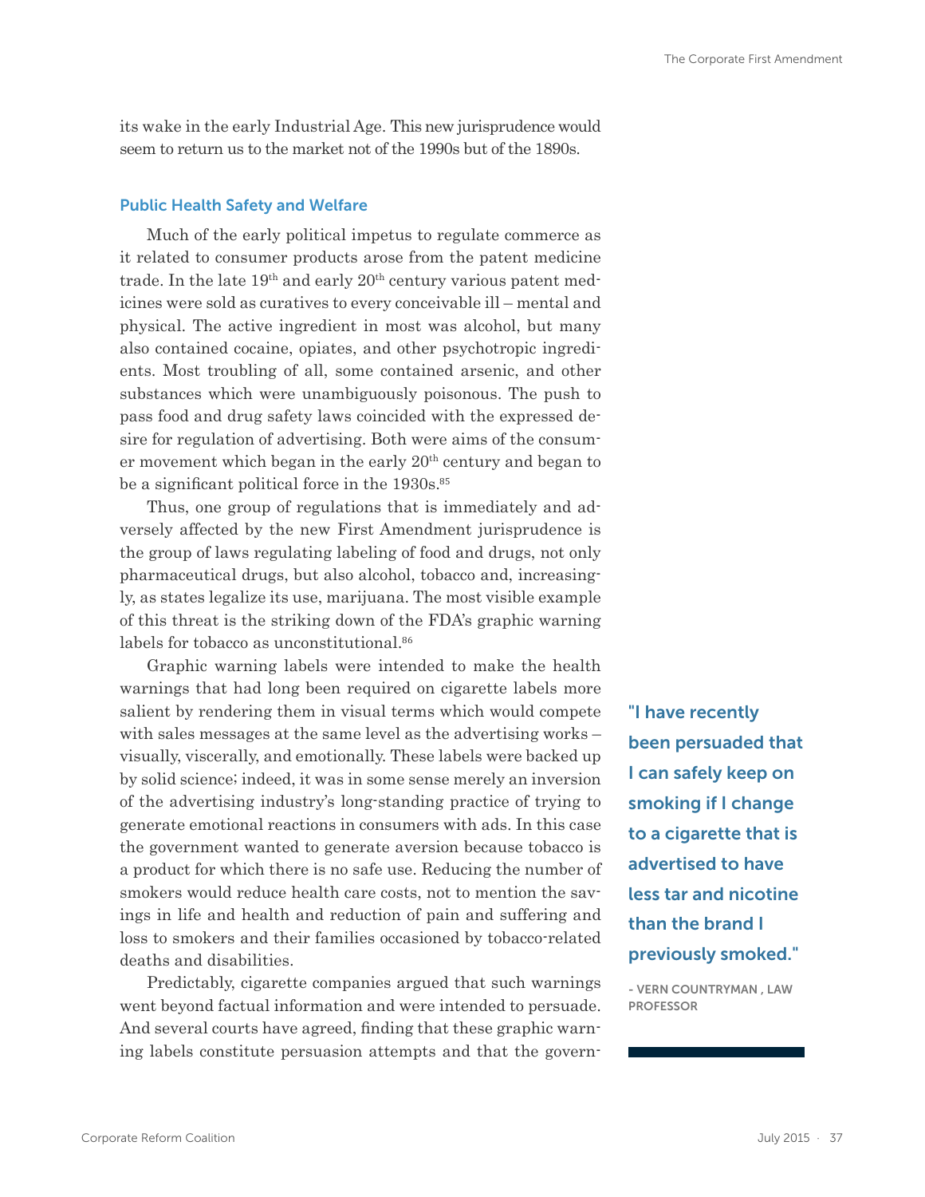its wake in the early Industrial Age. This new jurisprudence would seem to return us to the market not of the 1990s but of the 1890s.

### Public Health Safety and Welfare

Much of the early political impetus to regulate commerce as it related to consumer products arose from the patent medicine trade. In the late 19th and early 20th century various patent medicines were sold as curatives to every conceivable ill – mental and physical. The active ingredient in most was alcohol, but many also contained cocaine, opiates, and other psychotropic ingredients. Most troubling of all, some contained arsenic, and other substances which were unambiguously poisonous. The push to pass food and drug safety laws coincided with the expressed desire for regulation of advertising. Both were aims of the consumer movement which began in the early 20th century and began to be a significant political force in the 1930s.[85]

Thus, one group of regulations that is immediately and adversely affected by the new First Amendment jurisprudence is the group of laws regulating labeling of food and drugs, not only pharmaceutical drugs, but also alcohol, tobacco and, increasingly, as states legalize its use, marijuana. The most visible example of this threat is the striking down of the FDA's graphic warning labels for tobacco as unconstitutional.[86]

Graphic warning labels were intended to make the health warnings that had long been required on cigarette labels more salient by rendering them in visual terms which would compete with sales messages at the same level as the advertising works – visually, viscerally, and emotionally. These labels were backed up by solid science; indeed, it was in some sense merely an inversion of the advertising industry's long-standing practice of trying to generate emotional reactions in consumers with ads. In this case the government wanted to generate aversion because tobacco is a product for which there is no safe use. Reducing the number of smokers would reduce health care costs, not to mention the savings in life and health and reduction of pain and suffering and loss to smokers and their families occasioned by tobacco-related deaths and disabilities.

Predictably, cigarette companies argued that such warnings went beyond factual information and were intended to persuade. And several courts have agreed, finding that these graphic warning labels constitute persuasion attempts and that the govern-

> **"I have recently been persuaded that I can safely keep on smoking if I change to a cigarette that is advertised to have less tar and nicotine than the brand I previously smoked."**
>
> - VERN COUNTRYMAN , LAW PROFESSOR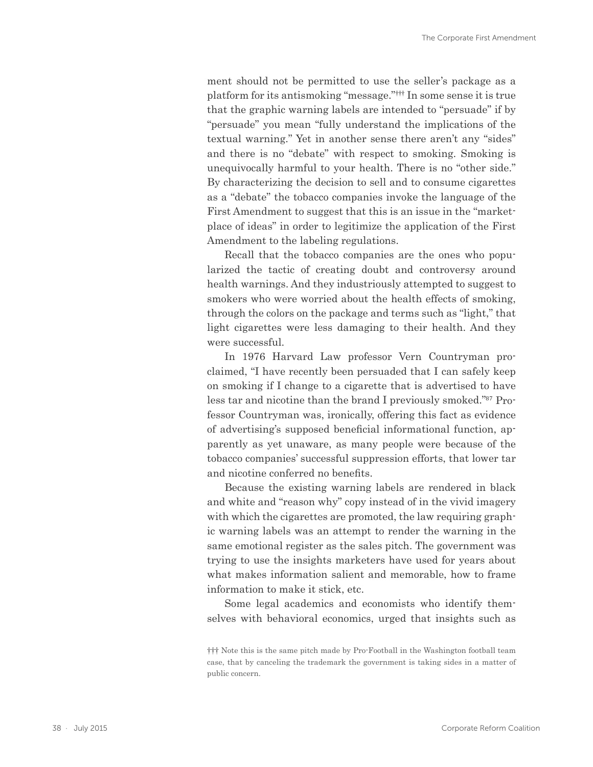ment should not be permitted to use the seller's package as a platform for its antismoking "message."††† In some sense it is true that the graphic warning labels are intended to "persuade" if by "persuade" you mean "fully understand the implications of the textual warning." Yet in another sense there aren't any "sides" and there is no "debate" with respect to smoking. Smoking is unequivocally harmful to your health. There is no "other side." By characterizing the decision to sell and to consume cigarettes as a "debate" the tobacco companies invoke the language of the First Amendment to suggest that this is an issue in the "marketplace of ideas" in order to legitimize the application of the First Amendment to the labeling regulations.

Recall that the tobacco companies are the ones who popularized the tactic of creating doubt and controversy around health warnings. And they industriously attempted to suggest to smokers who were worried about the health effects of smoking, through the colors on the package and terms such as "light," that light cigarettes were less damaging to their health. And they were successful.

In 1976 Harvard Law professor Vern Countryman proclaimed, "I have recently been persuaded that I can safely keep on smoking if I change to a cigarette that is advertised to have less tar and nicotine than the brand I previously smoked."[87] Professor Countryman was, ironically, offering this fact as evidence of advertising's supposed beneficial informational function, apparently as yet unaware, as many people were because of the tobacco companies' successful suppression efforts, that lower tar and nicotine conferred no benefits.

Because the existing warning labels are rendered in black and white and "reason why" copy instead of in the vivid imagery with which the cigarettes are promoted, the law requiring graphic warning labels was an attempt to render the warning in the same emotional register as the sales pitch. The government was trying to use the insights marketers have used for years about what makes information salient and memorable, how to frame information to make it stick, etc.

Some legal academics and economists who identify themselves with behavioral economics, urged that insights such as

††† Note this is the same pitch made by Pro-Football in the Washington football team case, that by canceling the trademark the government is taking sides in a matter of public concern.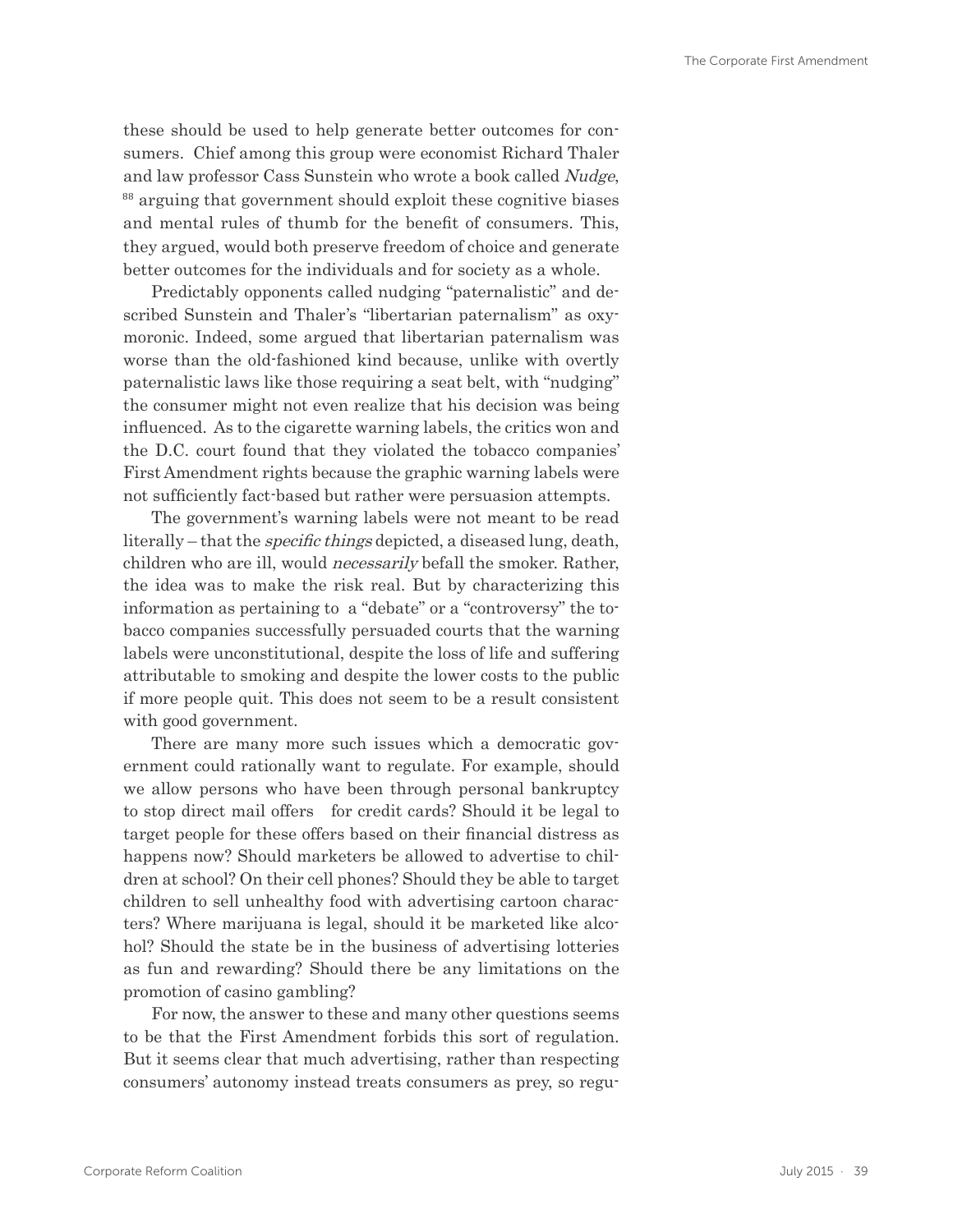these should be used to help generate better outcomes for consumers. Chief among this group were economist Richard Thaler and law professor Cass Sunstein who wrote a book called *Nudge*, [88] arguing that government should exploit these cognitive biases and mental rules of thumb for the benefit of consumers. This, they argued, would both preserve freedom of choice and generate better outcomes for the individuals and for society as a whole.

Predictably opponents called nudging "paternalistic" and described Sunstein and Thaler's "libertarian paternalism" as oxymoronic. Indeed, some argued that libertarian paternalism was worse than the old-fashioned kind because, unlike with overtly paternalistic laws like those requiring a seat belt, with "nudging" the consumer might not even realize that his decision was being influenced. As to the cigarette warning labels, the critics won and the D.C. court found that they violated the tobacco companies' First Amendment rights because the graphic warning labels were not sufficiently fact-based but rather were persuasion attempts.

The government's warning labels were not meant to be read literally – that the *specific things* depicted, a diseased lung, death, children who are ill, would *necessarily* befall the smoker. Rather, the idea was to make the risk real. But by characterizing this information as pertaining to a "debate" or a "controversy" the tobacco companies successfully persuaded courts that the warning labels were unconstitutional, despite the loss of life and suffering attributable to smoking and despite the lower costs to the public if more people quit. This does not seem to be a result consistent with good government.

There are many more such issues which a democratic government could rationally want to regulate. For example, should we allow persons who have been through personal bankruptcy to stop direct mail offers for credit cards? Should it be legal to target people for these offers based on their financial distress as happens now? Should marketers be allowed to advertise to children at school? On their cell phones? Should they be able to target children to sell unhealthy food with advertising cartoon characters? Where marijuana is legal, should it be marketed like alcohol? Should the state be in the business of advertising lotteries as fun and rewarding? Should there be any limitations on the promotion of casino gambling?

For now, the answer to these and many other questions seems to be that the First Amendment forbids this sort of regulation. But it seems clear that much advertising, rather than respecting consumers' autonomy instead treats consumers as prey, so regu-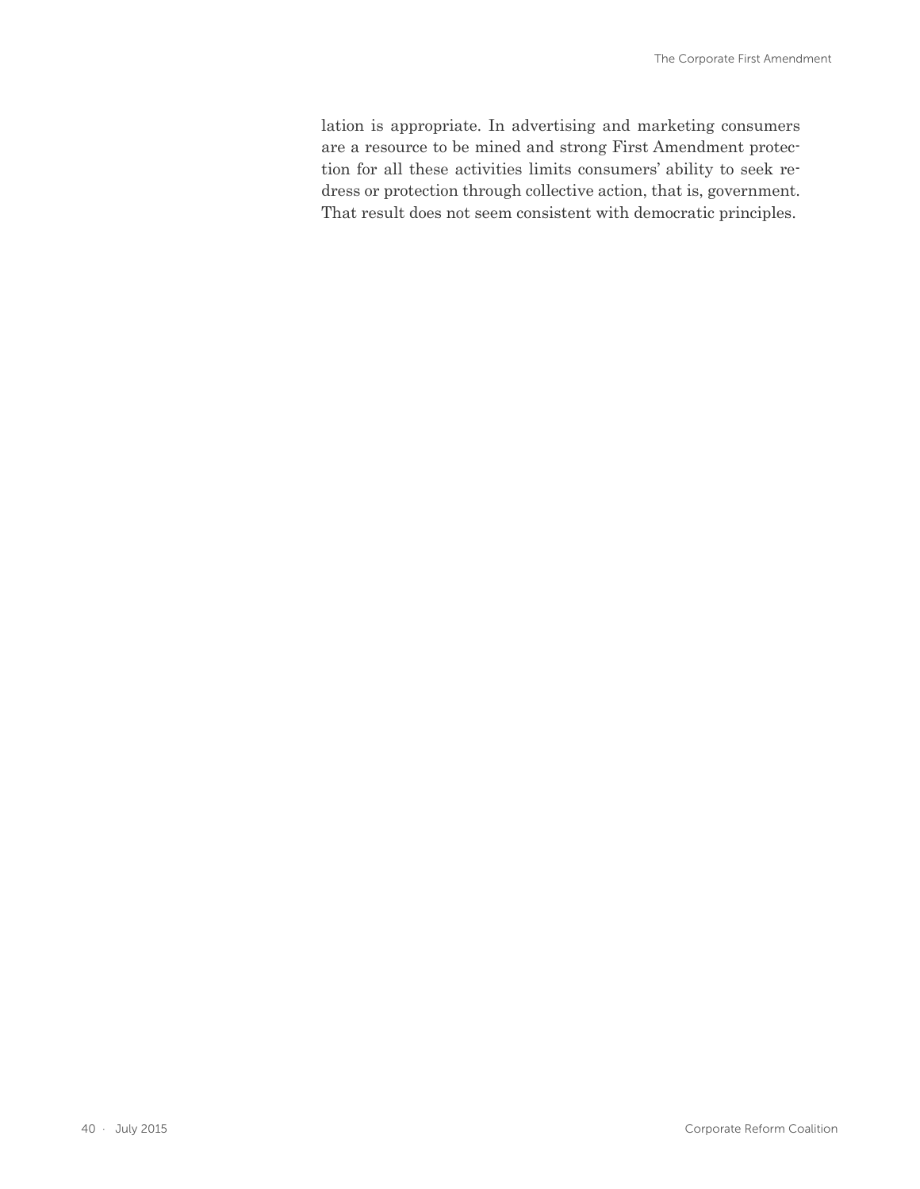lation is appropriate. In advertising and marketing consumers are a resource to be mined and strong First Amendment protection for all these activities limits consumers' ability to seek redress or protection through collective action, that is, government. That result does not seem consistent with democratic principles.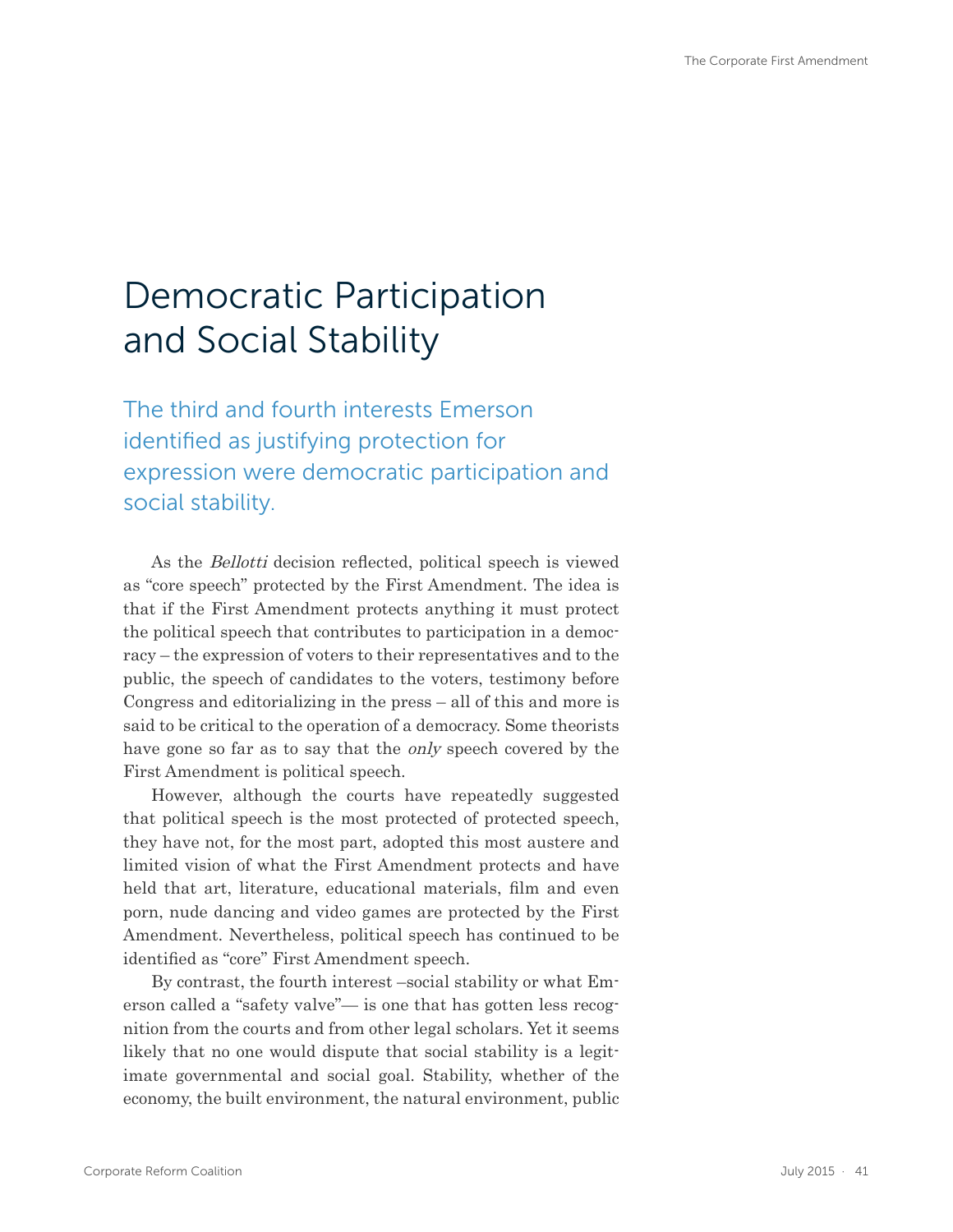# Democratic Participation and Social Stability

## The third and fourth interests Emerson identified as justifying protection for expression were democratic participation and social stability.

As the *Bellotti* decision reflected, political speech is viewed as "core speech" protected by the First Amendment. The idea is that if the First Amendment protects anything it must protect the political speech that contributes to participation in a democracy – the expression of voters to their representatives and to the public, the speech of candidates to the voters, testimony before Congress and editorializing in the press – all of this and more is said to be critical to the operation of a democracy. Some theorists have gone so far as to say that the *only* speech covered by the First Amendment is political speech.

However, although the courts have repeatedly suggested that political speech is the most protected of protected speech, they have not, for the most part, adopted this most austere and limited vision of what the First Amendment protects and have held that art, literature, educational materials, film and even porn, nude dancing and video games are protected by the First Amendment. Nevertheless, political speech has continued to be identified as "core" First Amendment speech.

By contrast, the fourth interest –social stability or what Emerson called a "safety valve"— is one that has gotten less recognition from the courts and from other legal scholars. Yet it seems likely that no one would dispute that social stability is a legitimate governmental and social goal. Stability, whether of the economy, the built environment, the natural environment, public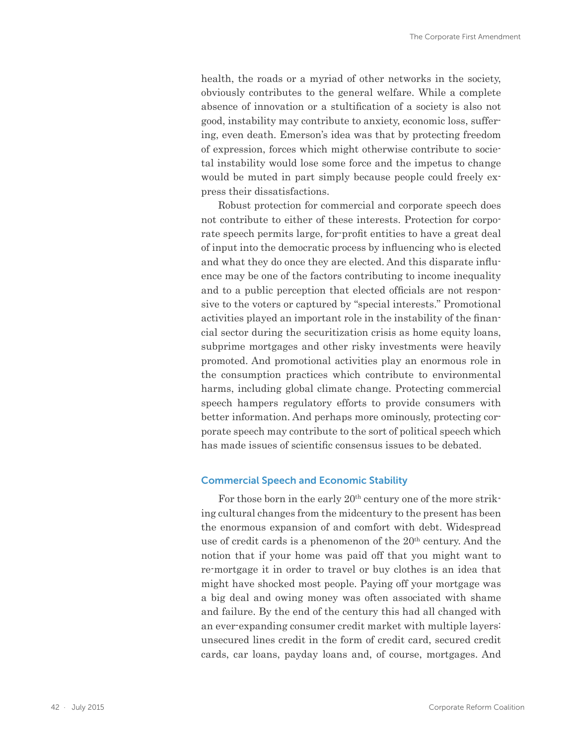health, the roads or a myriad of other networks in the society, obviously contributes to the general welfare. While a complete absence of innovation or a stultification of a society is also not good, instability may contribute to anxiety, economic loss, suffering, even death. Emerson's idea was that by protecting freedom of expression, forces which might otherwise contribute to societal instability would lose some force and the impetus to change would be muted in part simply because people could freely express their dissatisfactions.

Robust protection for commercial and corporate speech does not contribute to either of these interests. Protection for corporate speech permits large, for-profit entities to have a great deal of input into the democratic process by influencing who is elected and what they do once they are elected. And this disparate influence may be one of the factors contributing to income inequality and to a public perception that elected officials are not responsive to the voters or captured by "special interests." Promotional activities played an important role in the instability of the financial sector during the securitization crisis as home equity loans, subprime mortgages and other risky investments were heavily promoted. And promotional activities play an enormous role in the consumption practices which contribute to environmental harms, including global climate change. Protecting commercial speech hampers regulatory efforts to provide consumers with better information. And perhaps more ominously, protecting corporate speech may contribute to the sort of political speech which has made issues of scientific consensus issues to be debated.

## Commercial Speech and Economic Stability

For those born in the early 20th century one of the more striking cultural changes from the midcentury to the present has been the enormous expansion of and comfort with debt. Widespread use of credit cards is a phenomenon of the 20th century. And the notion that if your home was paid off that you might want to re-mortgage it in order to travel or buy clothes is an idea that might have shocked most people. Paying off your mortgage was a big deal and owing money was often associated with shame and failure. By the end of the century this had all changed with an ever-expanding consumer credit market with multiple layers: unsecured lines credit in the form of credit card, secured credit cards, car loans, payday loans and, of course, mortgages. And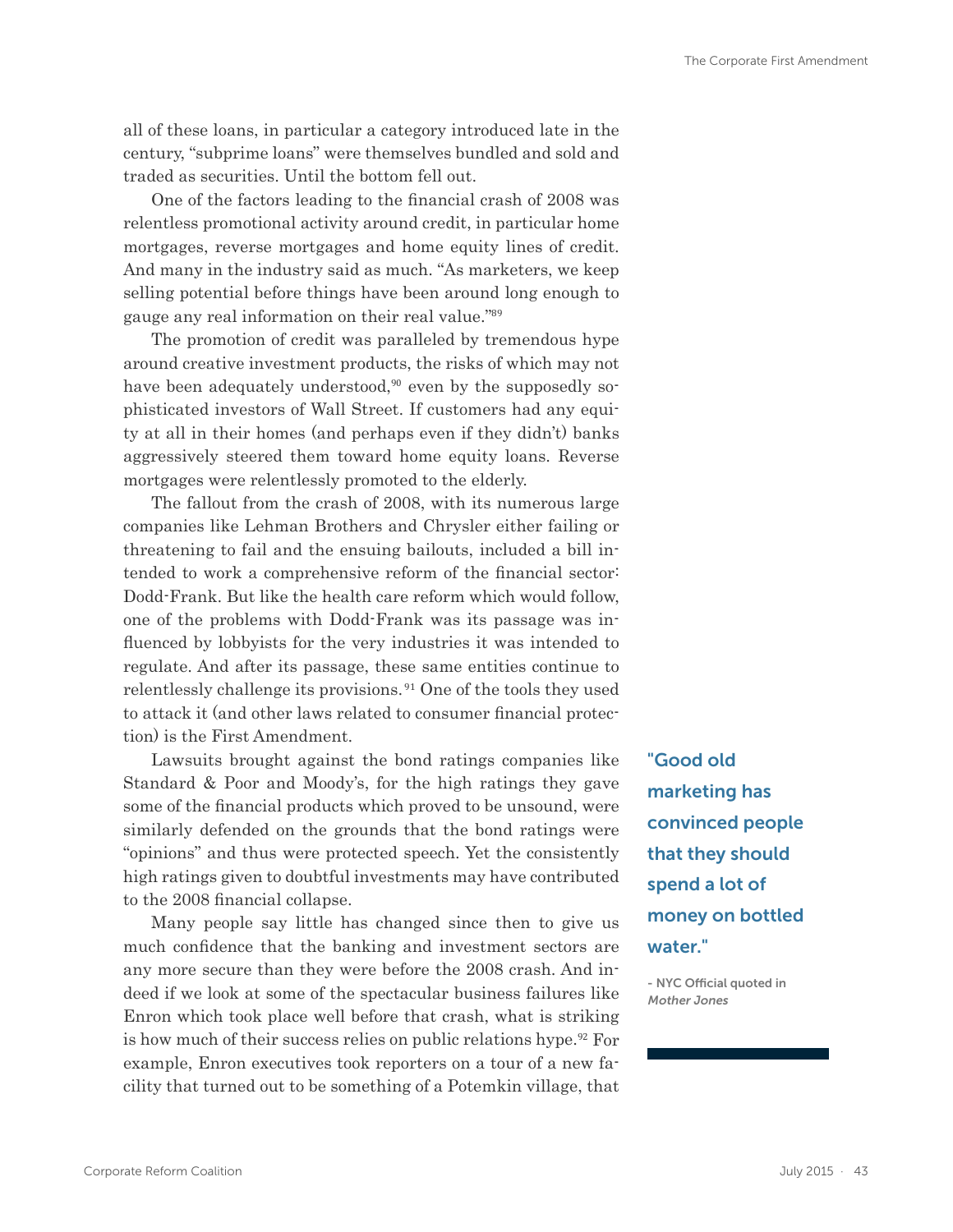all of these loans, in particular a category introduced late in the century, "subprime loans" were themselves bundled and sold and traded as securities. Until the bottom fell out.

One of the factors leading to the financial crash of 2008 was relentless promotional activity around credit, in particular home mortgages, reverse mortgages and home equity lines of credit. And many in the industry said as much. "As marketers, we keep selling potential before things have been around long enough to gauge any real information on their real value."[89]

The promotion of credit was paralleled by tremendous hype around creative investment products, the risks of which may not have been adequately understood,[90] even by the supposedly sophisticated investors of Wall Street. If customers had any equity at all in their homes (and perhaps even if they didn't) banks aggressively steered them toward home equity loans. Reverse mortgages were relentlessly promoted to the elderly.

The fallout from the crash of 2008, with its numerous large companies like Lehman Brothers and Chrysler either failing or threatening to fail and the ensuing bailouts, included a bill intended to work a comprehensive reform of the financial sector: Dodd-Frank. But like the health care reform which would follow, one of the problems with Dodd-Frank was its passage was influenced by lobbyists for the very industries it was intended to regulate. And after its passage, these same entities continue to relentlessly challenge its provisions.[91] One of the tools they used to attack it (and other laws related to consumer financial protection) is the First Amendment.

Lawsuits brought against the bond ratings companies like Standard & Poor and Moody's, for the high ratings they gave some of the financial products which proved to be unsound, were similarly defended on the grounds that the bond ratings were "opinions" and thus were protected speech. Yet the consistently high ratings given to doubtful investments may have contributed to the 2008 financial collapse.

Many people say little has changed since then to give us much confidence that the banking and investment sectors are any more secure than they were before the 2008 crash. And indeed if we look at some of the spectacular business failures like Enron which took place well before that crash, what is striking is how much of their success relies on public relations hype.[92] For example, Enron executives took reporters on a tour of a new facility that turned out to be something of a Potemkin village, that

> **"Good old marketing has convinced people that they should spend a lot of money on bottled water."**
>
> - NYC Official quoted in *Mother Jones*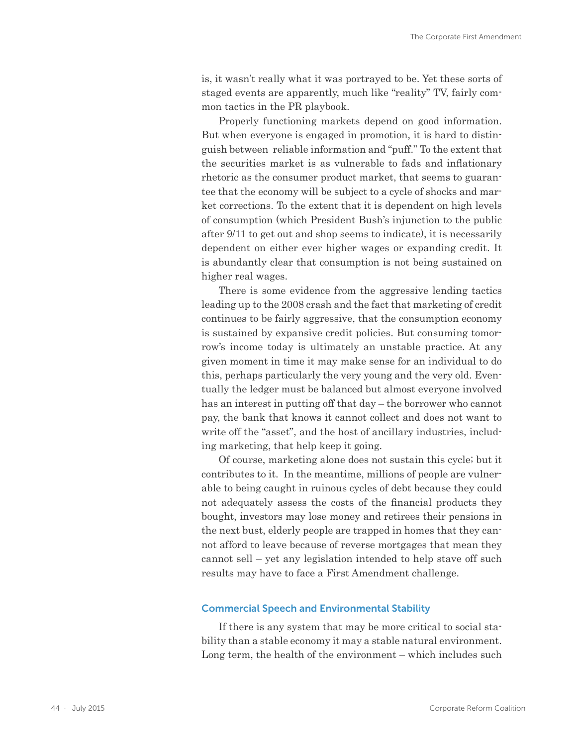is, it wasn't really what it was portrayed to be. Yet these sorts of staged events are apparently, much like "reality" TV, fairly common tactics in the PR playbook.

Properly functioning markets depend on good information. But when everyone is engaged in promotion, it is hard to distinguish between reliable information and "puff." To the extent that the securities market is as vulnerable to fads and inflationary rhetoric as the consumer product market, that seems to guarantee that the economy will be subject to a cycle of shocks and market corrections. To the extent that it is dependent on high levels of consumption (which President Bush's injunction to the public after 9/11 to get out and shop seems to indicate), it is necessarily dependent on either ever higher wages or expanding credit. It is abundantly clear that consumption is not being sustained on higher real wages.

There is some evidence from the aggressive lending tactics leading up to the 2008 crash and the fact that marketing of credit continues to be fairly aggressive, that the consumption economy is sustained by expansive credit policies. But consuming tomorrow's income today is ultimately an unstable practice. At any given moment in time it may make sense for an individual to do this, perhaps particularly the very young and the very old. Eventually the ledger must be balanced but almost everyone involved has an interest in putting off that day – the borrower who cannot pay, the bank that knows it cannot collect and does not want to write off the "asset", and the host of ancillary industries, including marketing, that help keep it going.

Of course, marketing alone does not sustain this cycle; but it contributes to it. In the meantime, millions of people are vulnerable to being caught in ruinous cycles of debt because they could not adequately assess the costs of the financial products they bought, investors may lose money and retirees their pensions in the next bust, elderly people are trapped in homes that they cannot afford to leave because of reverse mortgages that mean they cannot sell – yet any legislation intended to help stave off such results may have to face a First Amendment challenge.

### Commercial Speech and Environmental Stability

If there is any system that may be more critical to social stability than a stable economy it may a stable natural environment. Long term, the health of the environment – which includes such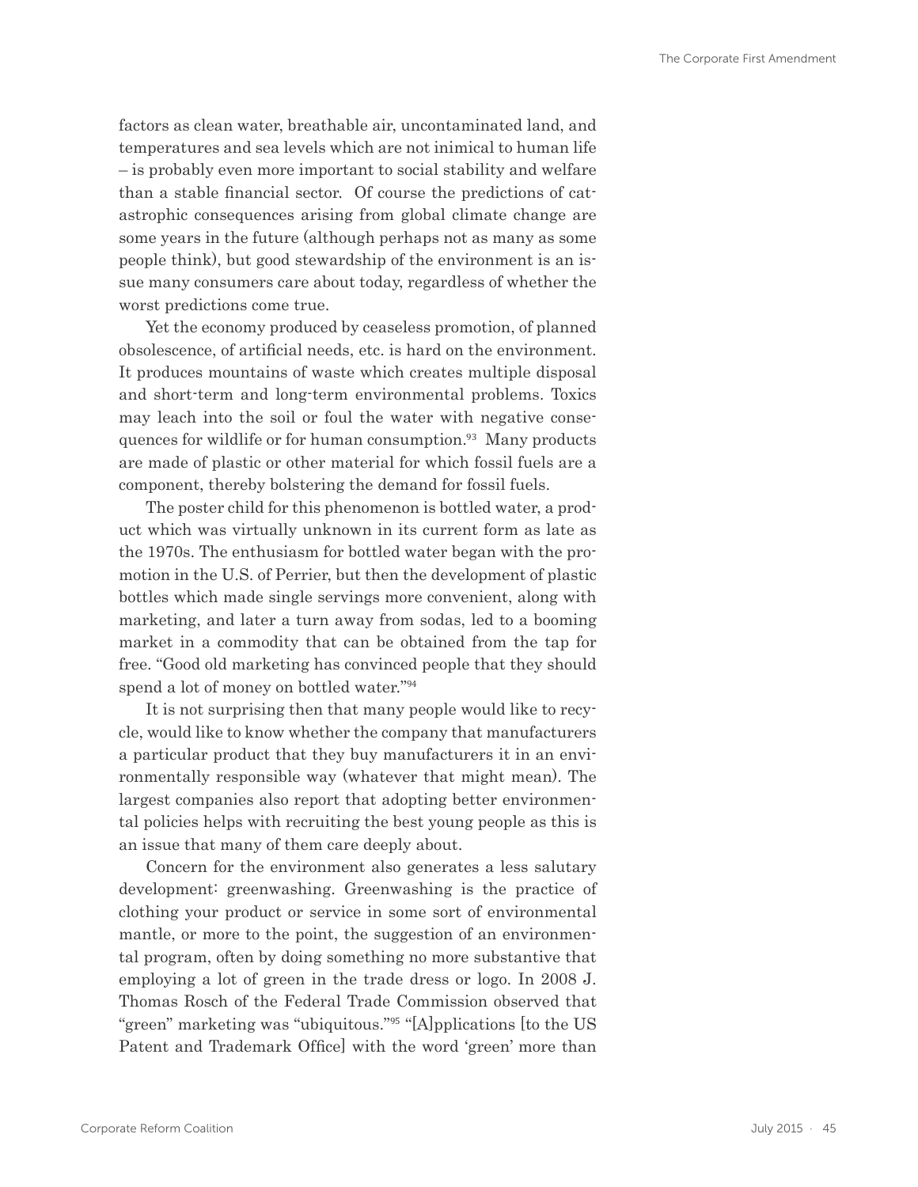factors as clean water, breathable air, uncontaminated land, and temperatures and sea levels which are not inimical to human life – is probably even more important to social stability and welfare than a stable financial sector. Of course the predictions of catastrophic consequences arising from global climate change are some years in the future (although perhaps not as many as some people think), but good stewardship of the environment is an issue many consumers care about today, regardless of whether the worst predictions come true.

Yet the economy produced by ceaseless promotion, of planned obsolescence, of artificial needs, etc. is hard on the environment. It produces mountains of waste which creates multiple disposal and short-term and long-term environmental problems. Toxics may leach into the soil or foul the water with negative consequences for wildlife or for human consumption.[93] Many products are made of plastic or other material for which fossil fuels are a component, thereby bolstering the demand for fossil fuels.

The poster child for this phenomenon is bottled water, a product which was virtually unknown in its current form as late as the 1970s. The enthusiasm for bottled water began with the promotion in the U.S. of Perrier, but then the development of plastic bottles which made single servings more convenient, along with marketing, and later a turn away from sodas, led to a booming market in a commodity that can be obtained from the tap for free. "Good old marketing has convinced people that they should spend a lot of money on bottled water."[94]

It is not surprising then that many people would like to recycle, would like to know whether the company that manufacturers a particular product that they buy manufacturers it in an environmentally responsible way (whatever that might mean). The largest companies also report that adopting better environmental policies helps with recruiting the best young people as this is an issue that many of them care deeply about.

Concern for the environment also generates a less salutary development: greenwashing. Greenwashing is the practice of clothing your product or service in some sort of environmental mantle, or more to the point, the suggestion of an environmental program, often by doing something no more substantive that employing a lot of green in the trade dress or logo. In 2008 J. Thomas Rosch of the Federal Trade Commission observed that "green" marketing was "ubiquitous."[95] "[A]pplications [to the US Patent and Trademark Office] with the word 'green' more than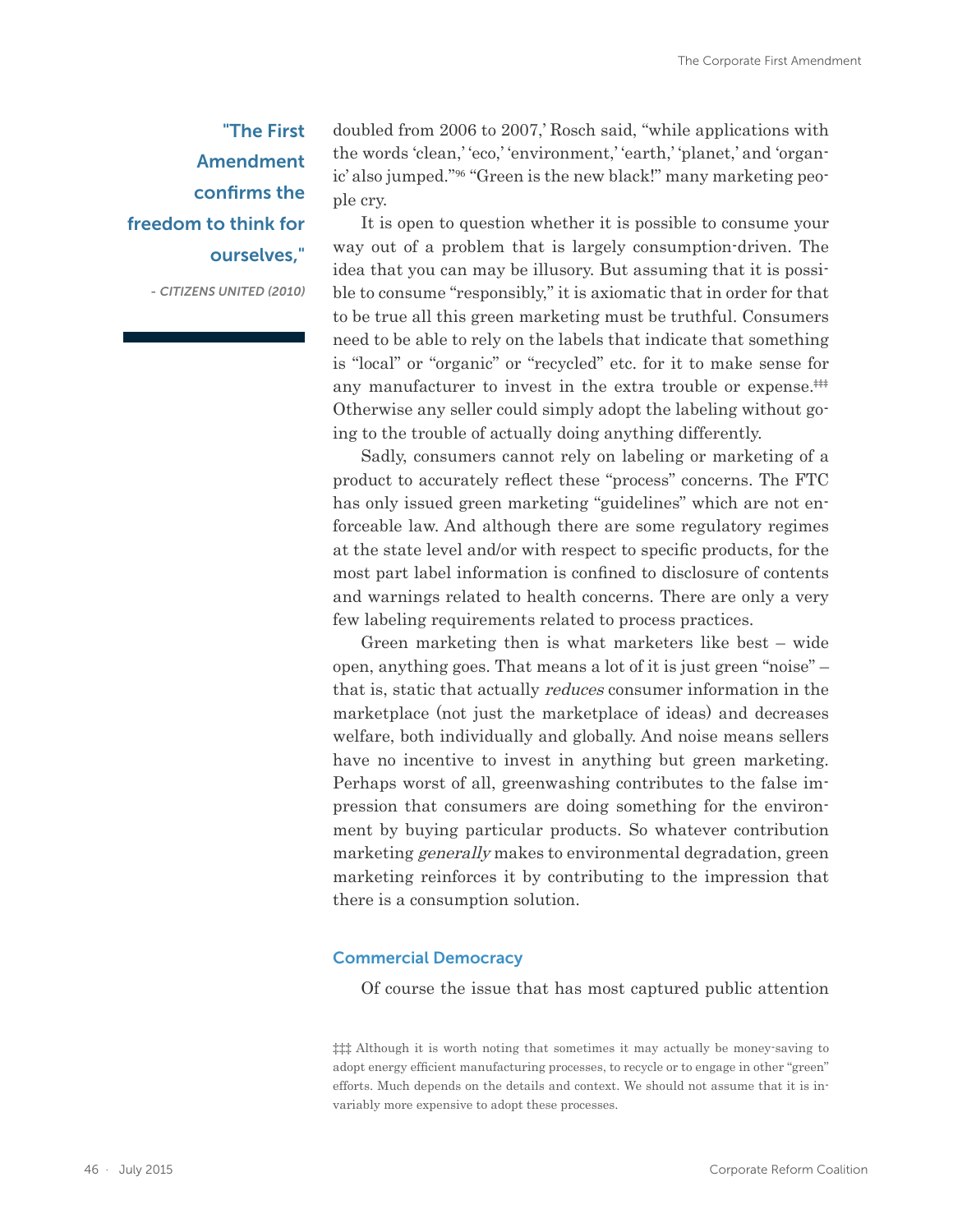"The First Amendment confirms the freedom to think for ourselves,"

*- CITIZENS UNITED (2010)*

doubled from 2006 to 2007,' Rosch said, "while applications with the words 'clean,' 'eco,' 'environment,' 'earth,' 'planet,' and 'organic' also jumped."[96] "Green is the new black!" many marketing people cry.

It is open to question whether it is possible to consume your way out of a problem that is largely consumption-driven. The idea that you can may be illusory. But assuming that it is possible to consume "responsibly," it is axiomatic that in order for that to be true all this green marketing must be truthful. Consumers need to be able to rely on the labels that indicate that something is "local" or "organic" or "recycled" etc. for it to make sense for any manufacturer to invest in the extra trouble or expense.[‡‡‡] Otherwise any seller could simply adopt the labeling without going to the trouble of actually doing anything differently.

Sadly, consumers cannot rely on labeling or marketing of a product to accurately reflect these "process" concerns. The FTC has only issued green marketing "guidelines" which are not enforceable law. And although there are some regulatory regimes at the state level and/or with respect to specific products, for the most part label information is confined to disclosure of contents and warnings related to health concerns. There are only a very few labeling requirements related to process practices.

Green marketing then is what marketers like best – wide open, anything goes. That means a lot of it is just green "noise" – that is, static that actually *reduces* consumer information in the marketplace (not just the marketplace of ideas) and decreases welfare, both individually and globally. And noise means sellers have no incentive to invest in anything but green marketing. Perhaps worst of all, greenwashing contributes to the false impression that consumers are doing something for the environment by buying particular products. So whatever contribution marketing *generally* makes to environmental degradation, green marketing reinforces it by contributing to the impression that there is a consumption solution.

## Commercial Democracy

Of course the issue that has most captured public attention

‡‡‡ Although it is worth noting that sometimes it may actually be money-saving to adopt energy efficient manufacturing processes, to recycle or to engage in other "green" efforts. Much depends on the details and context. We should not assume that it is invariably more expensive to adopt these processes.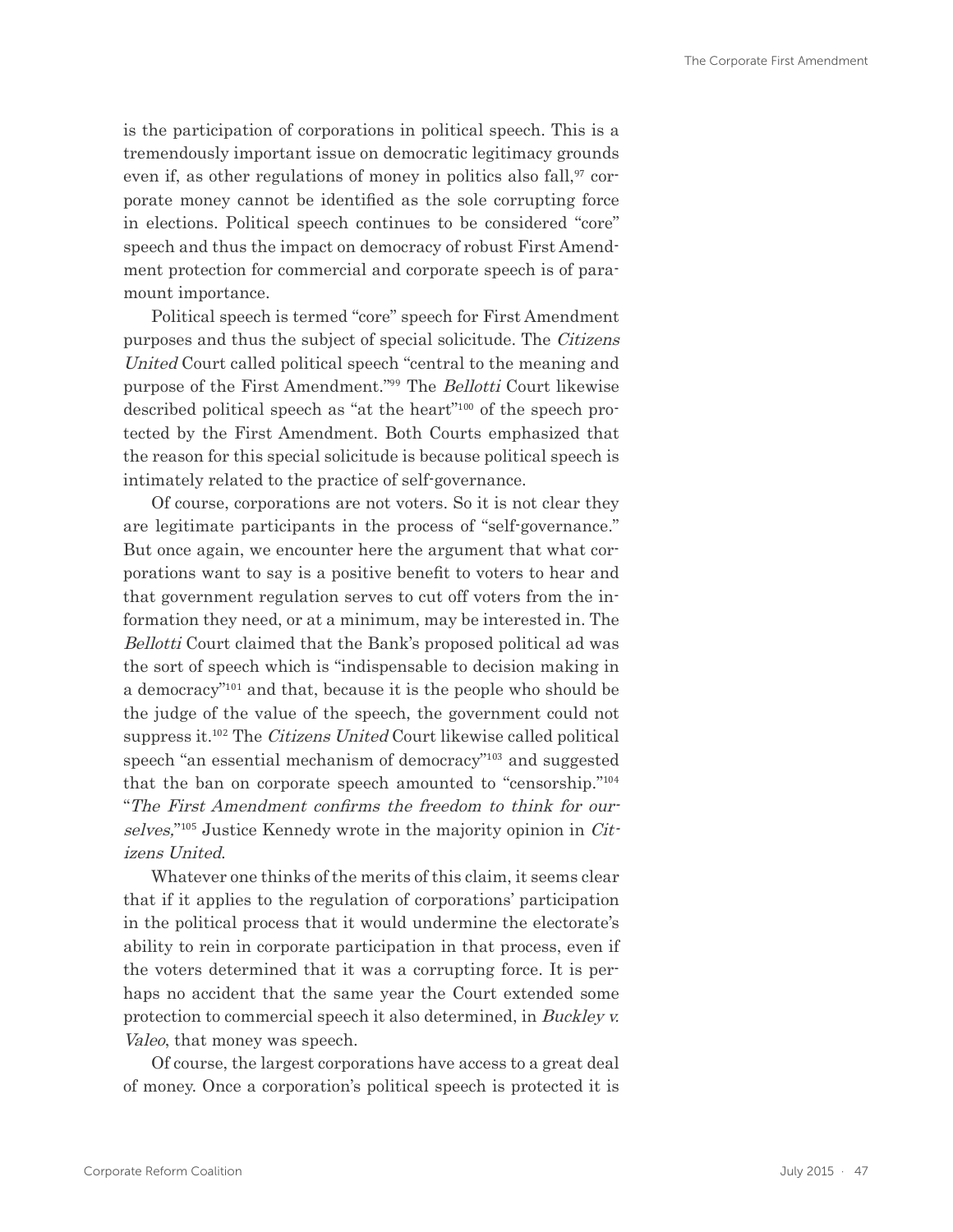is the participation of corporations in political speech. This is a tremendously important issue on democratic legitimacy grounds even if, as other regulations of money in politics also fall,[97] corporate money cannot be identified as the sole corrupting force in elections. Political speech continues to be considered "core" speech and thus the impact on democracy of robust First Amendment protection for commercial and corporate speech is of paramount importance.

Political speech is termed "core" speech for First Amendment purposes and thus the subject of special solicitude. The *Citizens United* Court called political speech "central to the meaning and purpose of the First Amendment."[99] The *Bellotti* Court likewise described political speech as "at the heart"[100] of the speech protected by the First Amendment. Both Courts emphasized that the reason for this special solicitude is because political speech is intimately related to the practice of self-governance.

Of course, corporations are not voters. So it is not clear they are legitimate participants in the process of "self-governance." But once again, we encounter here the argument that what corporations want to say is a positive benefit to voters to hear and that government regulation serves to cut off voters from the information they need, or at a minimum, may be interested in. The *Bellotti* Court claimed that the Bank's proposed political ad was the sort of speech which is "indispensable to decision making in a democracy"[101] and that, because it is the people who should be the judge of the value of the speech, the government could not suppress it.[102] The *Citizens United* Court likewise called political speech "an essential mechanism of democracy"[103] and suggested that the ban on corporate speech amounted to "censorship."[104] "*The First Amendment confirms the freedom to think for ourselves,*"[105] Justice Kennedy wrote in the majority opinion in *Citizens United*.

Whatever one thinks of the merits of this claim, it seems clear that if it applies to the regulation of corporations' participation in the political process that it would undermine the electorate's ability to rein in corporate participation in that process, even if the voters determined that it was a corrupting force. It is perhaps no accident that the same year the Court extended some protection to commercial speech it also determined, in *Buckley v. Valeo*, that money was speech.

Of course, the largest corporations have access to a great deal of money. Once a corporation's political speech is protected it is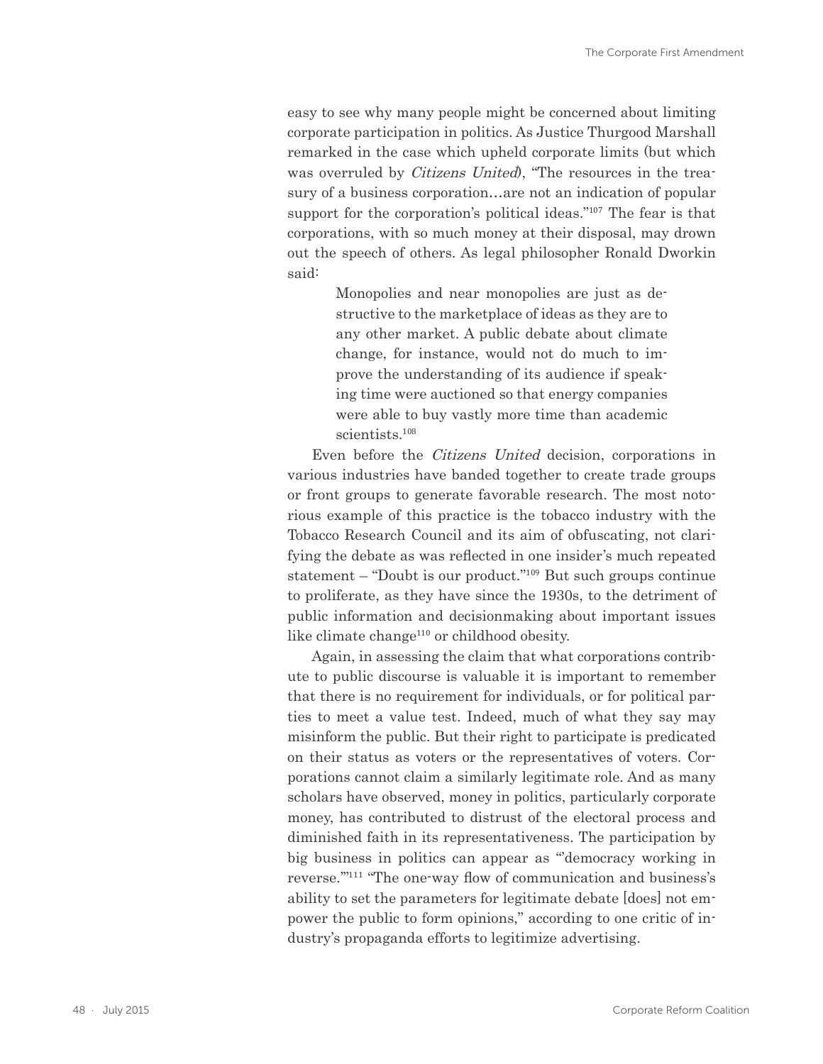easy to see why many people might be concerned about limiting corporate participation in politics. As Justice Thurgood Marshall remarked in the case which upheld corporate limits (but which was overruled by *Citizens United*), "The resources in the treasury of a business corporation…are not an indication of popular support for the corporation's political ideas."[107] The fear is that corporations, with so much money at their disposal, may drown out the speech of others. As legal philosopher Ronald Dworkin said:

> Monopolies and near monopolies are just as destructive to the marketplace of ideas as they are to any other market. A public debate about climate change, for instance, would not do much to improve the understanding of its audience if speaking time were auctioned so that energy companies were able to buy vastly more time than academic scientists.[108]

Even before the *Citizens United* decision, corporations in various industries have banded together to create trade groups or front groups to generate favorable research. The most notorious example of this practice is the tobacco industry with the Tobacco Research Council and its aim of obfuscating, not clarifying the debate as was reflected in one insider's much repeated statement – "Doubt is our product."[109] But such groups continue to proliferate, as they have since the 1930s, to the detriment of public information and decisionmaking about important issues like climate change[110] or childhood obesity.

Again, in assessing the claim that what corporations contribute to public discourse is valuable it is important to remember that there is no requirement for individuals, or for political parties to meet a value test. Indeed, much of what they say may misinform the public. But their right to participate is predicated on their status as voters or the representatives of voters. Corporations cannot claim a similarly legitimate role. And as many scholars have observed, money in politics, particularly corporate money, has contributed to distrust of the electoral process and diminished faith in its representativeness. The participation by big business in politics can appear as "'democracy working in reverse.'"[111] "The one-way flow of communication and business's ability to set the parameters for legitimate debate [does] not empower the public to form opinions," according to one critic of industry's propaganda efforts to legitimize advertising.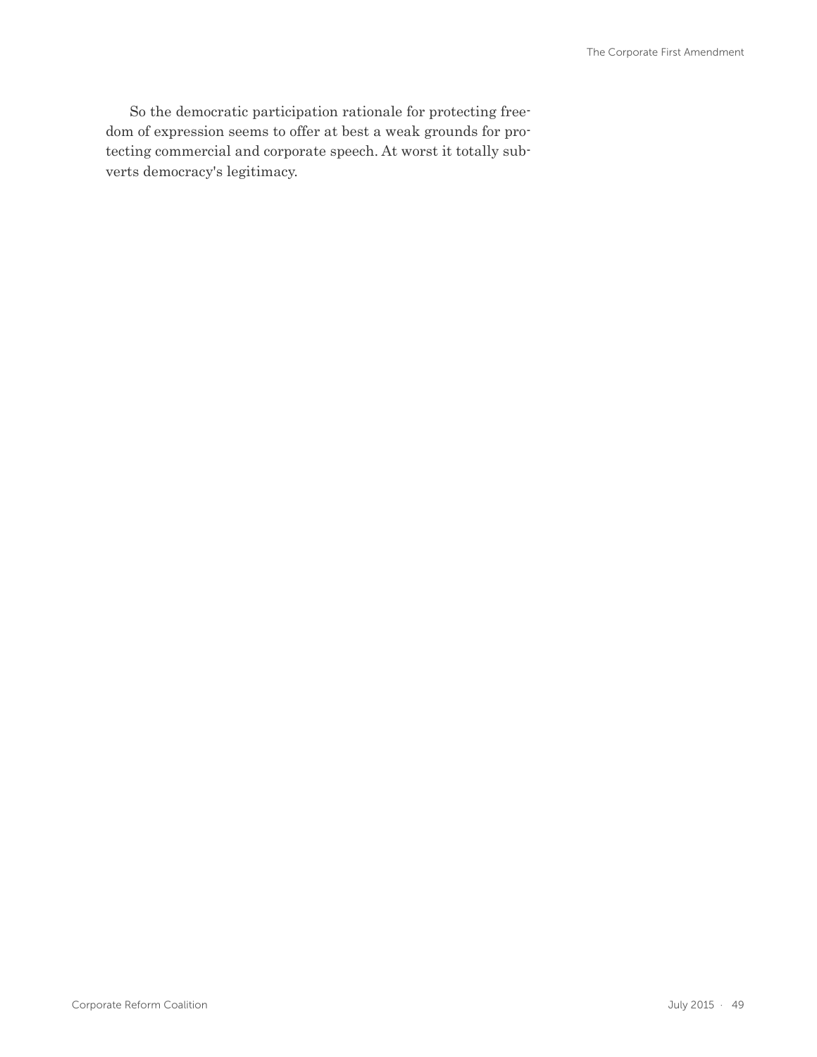So the democratic participation rationale for protecting freedom of expression seems to offer at best a weak grounds for protecting commercial and corporate speech. At worst it totally subverts democracy's legitimacy.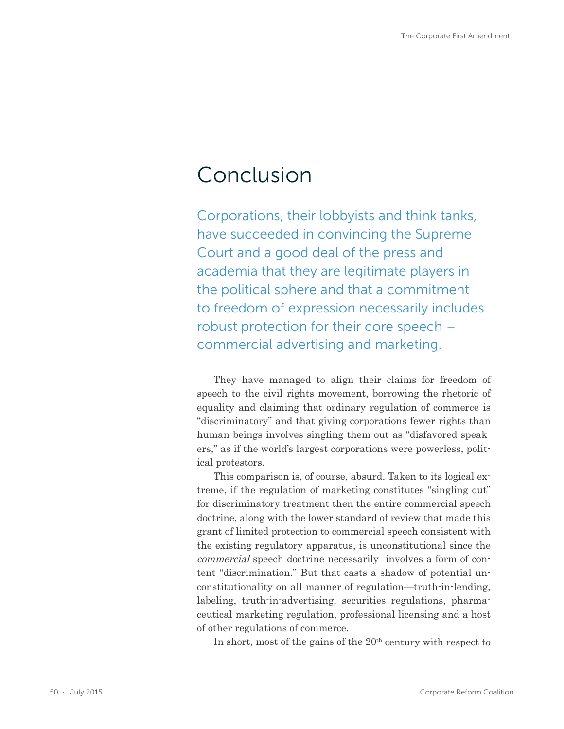# Conclusion

Corporations, their lobbyists and think tanks, have succeeded in convincing the Supreme Court and a good deal of the press and academia that they are legitimate players in the political sphere and that a commitment to freedom of expression necessarily includes robust protection for their core speech – commercial advertising and marketing.

They have managed to align their claims for freedom of speech to the civil rights movement, borrowing the rhetoric of equality and claiming that ordinary regulation of commerce is "discriminatory" and that giving corporations fewer rights than human beings involves singling them out as "disfavored speakers," as if the world's largest corporations were powerless, political protestors.

This comparison is, of course, absurd. Taken to its logical extreme, if the regulation of marketing constitutes "singling out" for discriminatory treatment then the entire commercial speech doctrine, along with the lower standard of review that made this grant of limited protection to commercial speech consistent with the existing regulatory apparatus, is unconstitutional since the *commercial* speech doctrine necessarily involves a form of content "discrimination." But that casts a shadow of potential unconstitutionality on all manner of regulation—truth-in-lending, labeling, truth-in-advertising, securities regulations, pharmaceutical marketing regulation, professional licensing and a host of other regulations of commerce.

In short, most of the gains of the 20th century with respect to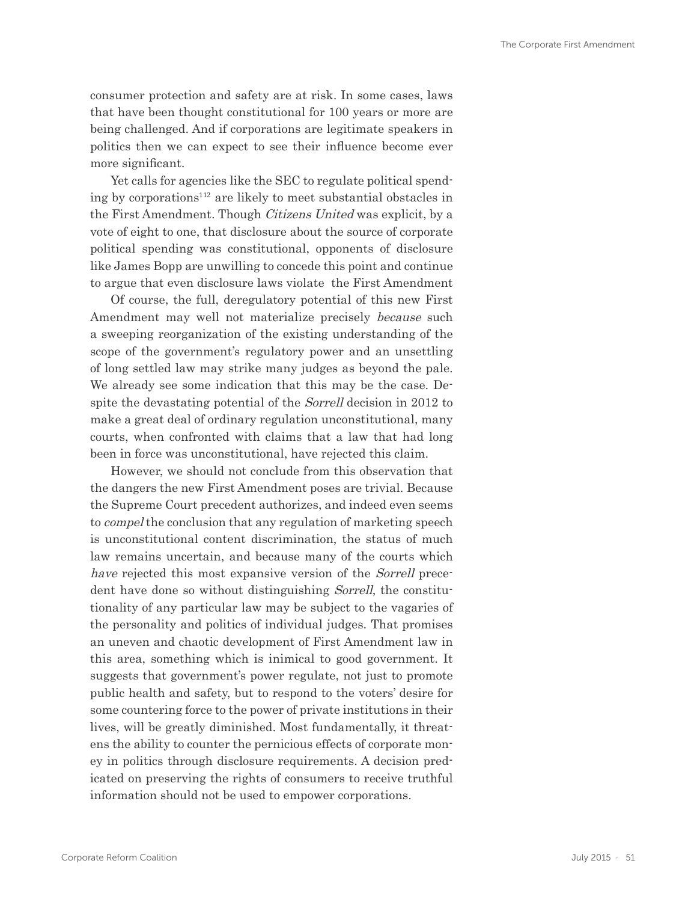consumer protection and safety are at risk. In some cases, laws that have been thought constitutional for 100 years or more are being challenged. And if corporations are legitimate speakers in politics then we can expect to see their influence become ever more significant.

Yet calls for agencies like the SEC to regulate political spending by corporations[112] are likely to meet substantial obstacles in the First Amendment. Though *Citizens United* was explicit, by a vote of eight to one, that disclosure about the source of corporate political spending was constitutional, opponents of disclosure like James Bopp are unwilling to concede this point and continue to argue that even disclosure laws violate the First Amendment

Of course, the full, deregulatory potential of this new First Amendment may well not materialize precisely *because* such a sweeping reorganization of the existing understanding of the scope of the government's regulatory power and an unsettling of long settled law may strike many judges as beyond the pale. We already see some indication that this may be the case. Despite the devastating potential of the *Sorrell* decision in 2012 to make a great deal of ordinary regulation unconstitutional, many courts, when confronted with claims that a law that had long been in force was unconstitutional, have rejected this claim.

However, we should not conclude from this observation that the dangers the new First Amendment poses are trivial. Because the Supreme Court precedent authorizes, and indeed even seems to *compel* the conclusion that any regulation of marketing speech is unconstitutional content discrimination, the status of much law remains uncertain, and because many of the courts which *have* rejected this most expansive version of the *Sorrell* precedent have done so without distinguishing *Sorrell*, the constitutionality of any particular law may be subject to the vagaries of the personality and politics of individual judges. That promises an uneven and chaotic development of First Amendment law in this area, something which is inimical to good government. It suggests that government's power regulate, not just to promote public health and safety, but to respond to the voters' desire for some countering force to the power of private institutions in their lives, will be greatly diminished. Most fundamentally, it threatens the ability to counter the pernicious effects of corporate money in politics through disclosure requirements. A decision predicated on preserving the rights of consumers to receive truthful information should not be used to empower corporations.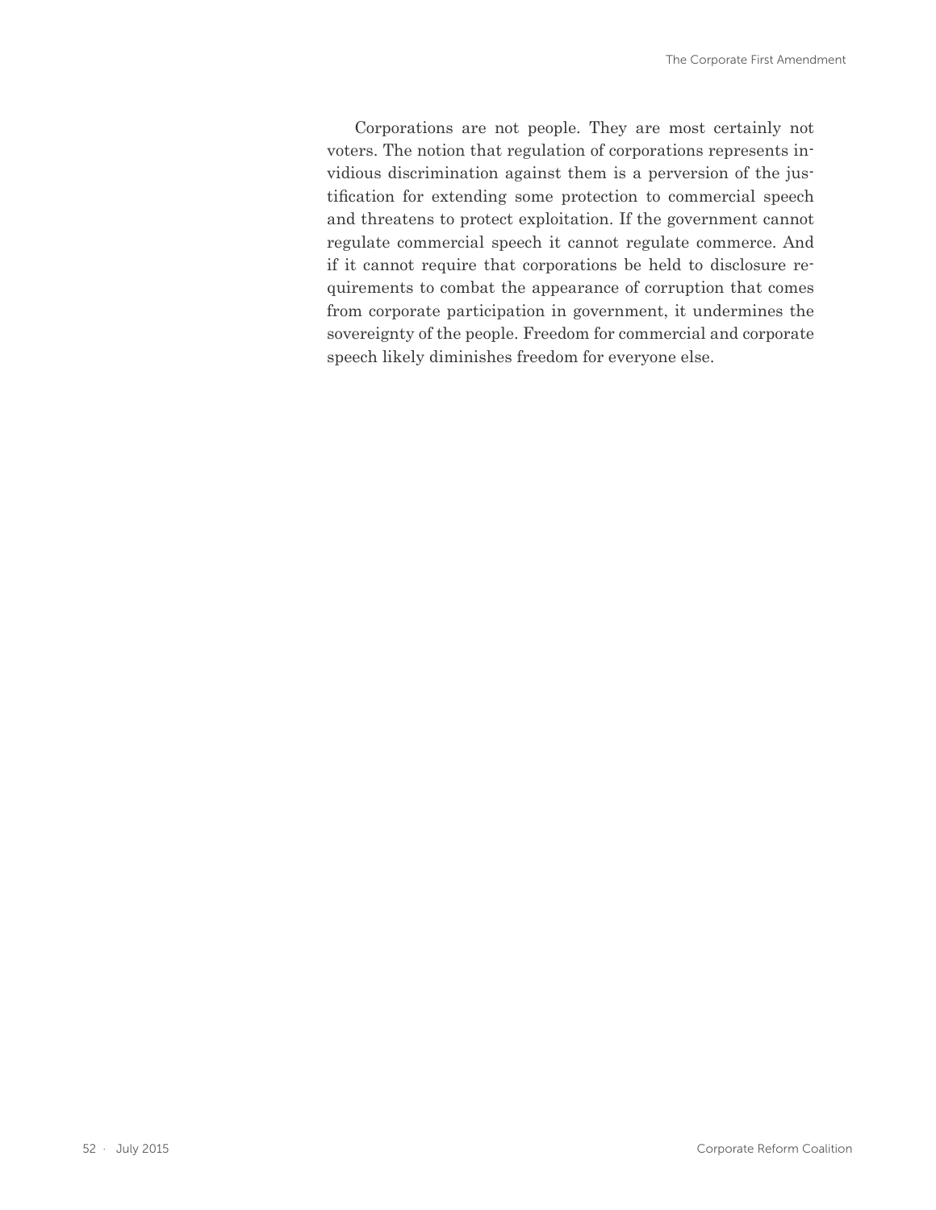Corporations are not people. They are most certainly not voters. The notion that regulation of corporations represents invidious discrimination against them is a perversion of the justification for extending some protection to commercial speech and threatens to protect exploitation. If the government cannot regulate commercial speech it cannot regulate commerce. And if it cannot require that corporations be held to disclosure requirements to combat the appearance of corruption that comes from corporate participation in government, it undermines the sovereignty of the people. Freedom for commercial and corporate speech likely diminishes freedom for everyone else.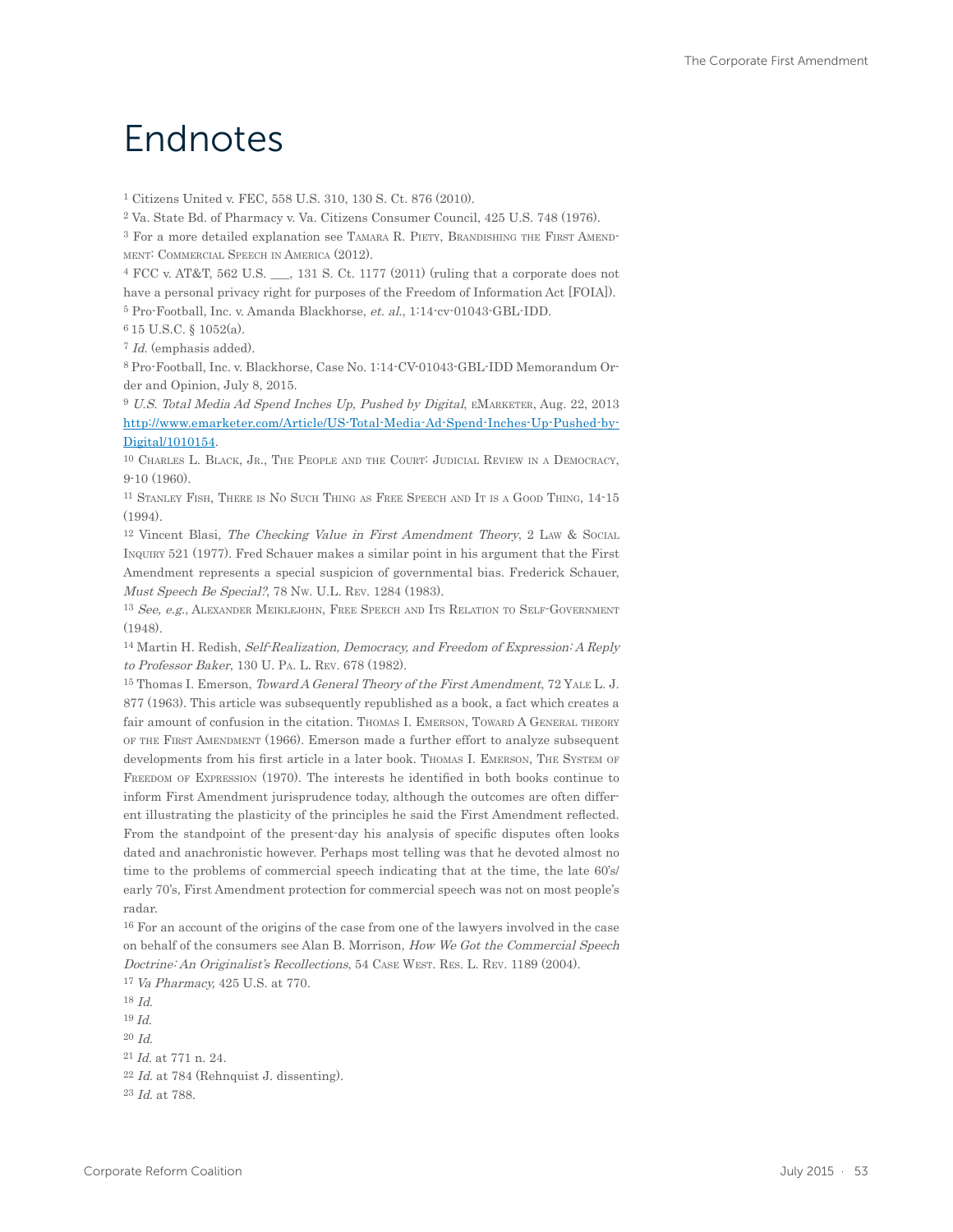# Endnotes

[1] Citizens United v. FEC, 558 U.S. 310, 130 S. Ct. 876 (2010).

[2] Va. State Bd. of Pharmacy v. Va. Citizens Consumer Council, 425 U.S. 748 (1976).

[3] For a more detailed explanation see Tamara R. Piety, Brandishing the First Amendment: Commercial Speech in America (2012).

[4] FCC v. AT&T, 562 U.S. ___, 131 S. Ct. 1177 (2011) (ruling that a corporate does not have a personal privacy right for purposes of the Freedom of Information Act [FOIA]).

[5] Pro-Football, Inc. v. Amanda Blackhorse, *et. al.*, 1:14-cv-01043-GBL-IDD.

[6] 15 U.S.C. § 1052(a).

[7] *Id.* (emphasis added).

[8] Pro-Football, Inc. v. Blackhorse, Case No. 1:14-CV-01043-GBL-IDD Memorandum Order and Opinion, July 8, 2015.

[9] *U.S. Total Media Ad Spend Inches Up, Pushed by Digital*, eMarketer, Aug. 22, 2013 http://www.emarketer.com/Article/US-Total-Media-Ad-Spend-Inches-Up-Pushed-by-Digital/1010154.

[10] Charles L. Black, Jr., The People and the Court: Judicial Review in a Democracy, 9-10 (1960).

[11] Stanley Fish, There is No Such Thing as Free Speech and It is a Good Thing, 14-15 (1994).

[12] Vincent Blasi, *The Checking Value in First Amendment Theory*, 2 Law & Social Inquiry 521 (1977). Fred Schauer makes a similar point in his argument that the First Amendment represents a special suspicion of governmental bias. Frederick Schauer, *Must Speech Be Special?*, 78 Nw. U.L. Rev. 1284 (1983).

[13] *See, e.g.*, Alexander Meiklejohn, Free Speech and Its Relation to Self-Government (1948).

[14] Martin H. Redish, *Self-Realization, Democracy, and Freedom of Expression: A Reply to Professor Baker*, 130 U. Pa. L. Rev. 678 (1982).

[15] Thomas I. Emerson, *Toward A General Theory of the First Amendment*, 72 Yale L. J. 877 (1963). This article was subsequently republished as a book, a fact which creates a fair amount of confusion in the citation. Thomas I. Emerson, Toward A General theory of the First Amendment (1966). Emerson made a further effort to analyze subsequent developments from his first article in a later book. Thomas I. Emerson, The System of Freedom of Expression (1970). The interests he identified in both books continue to inform First Amendment jurisprudence today, although the outcomes are often different illustrating the plasticity of the principles he said the First Amendment reflected. From the standpoint of the present-day his analysis of specific disputes often looks dated and anachronistic however. Perhaps most telling was that he devoted almost no time to the problems of commercial speech indicating that at the time, the late 60's/early 70's, First Amendment protection for commercial speech was not on most people's radar.

[16] For an account of the origins of the case from one of the lawyers involved in the case on behalf of the consumers see Alan B. Morrison, *How We Got the Commercial Speech Doctrine: An Originalist's Recollections*, 54 Case West. Res. L. Rev. 1189 (2004).

[17] *Va Pharmacy,* 425 U.S. at 770.

[18] *Id.*

[19] *Id.*

[20] *Id.*

[21] *Id.* at 771 n. 24.

[22] *Id.* at 784 (Rehnquist J. dissenting).

[23] *Id.* at 788.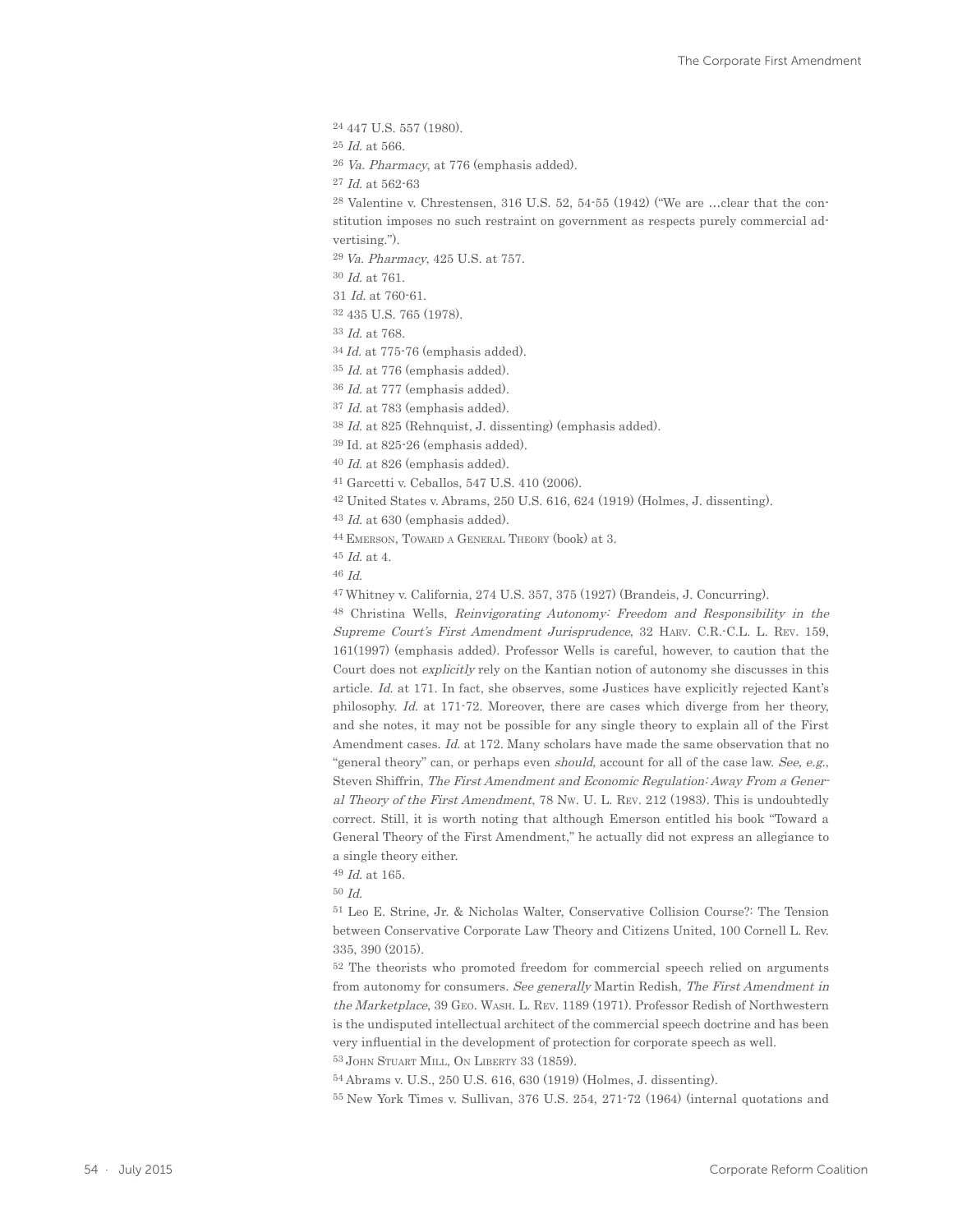[24] 447 U.S. 557 (1980).

[25] *Id.* at 566.

[26] *Va. Pharmacy*, at 776 (emphasis added).

[27] *Id.* at 562-63

[28] Valentine v. Chrestensen, 316 U.S. 52, 54-55 (1942) ("We are …clear that the constitution imposes no such restraint on government as respects purely commercial advertising.").

[29] *Va. Pharmacy*, 425 U.S. at 757.

[30] *Id.* at 761.

31 *Id.* at 760-61.

[32] 435 U.S. 765 (1978).

[33] *Id.* at 768.

[34] *Id.* at 775-76 (emphasis added).

[35] *Id.* at 776 (emphasis added).

[36] *Id.* at 777 (emphasis added).

[37] *Id.* at 783 (emphasis added).

[38] *Id.* at 825 (Rehnquist, J. dissenting) (emphasis added).

[39] Id. at 825-26 (emphasis added).

[40] *Id.* at 826 (emphasis added).

[41] Garcetti v. Ceballos, 547 U.S. 410 (2006).

[42] United States v. Abrams, 250 U.S. 616, 624 (1919) (Holmes, J. dissenting).

[43] *Id.* at 630 (emphasis added).

[44] Emerson, Toward a General Theory (book) at 3.

[45] *Id.* at 4.

[46] *Id.*

[47] Whitney v. California, 274 U.S. 357, 375 (1927) (Brandeis, J. Concurring).

[48] Christina Wells, *Reinvigorating Autonomy: Freedom and Responsibility in the Supreme Court's First Amendment Jurisprudence*, 32 Harv. C.R.-C.L. L. Rev. 159, 161(1997) (emphasis added). Professor Wells is careful, however, to caution that the Court does not *explicitly* rely on the Kantian notion of autonomy she discusses in this article. *Id.* at 171. In fact, she observes, some Justices have explicitly rejected Kant's philosophy. *Id.* at 171-72. Moreover, there are cases which diverge from her theory, and she notes, it may not be possible for any single theory to explain all of the First Amendment cases. *Id.* at 172. Many scholars have made the same observation that no "general theory" can, or perhaps even *should*, account for all of the case law. *See, e.g.*, Steven Shiffrin, *The First Amendment and Economic Regulation: Away From a General Theory of the First Amendment*, 78 Nw. U. L. Rev. 212 (1983). This is undoubtedly correct. Still, it is worth noting that although Emerson entitled his book "Toward a General Theory of the First Amendment," he actually did not express an allegiance to a single theory either.

[49] *Id.* at 165.

[50] *Id.*

[51] Leo E. Strine, Jr. & Nicholas Walter, Conservative Collision Course?: The Tension between Conservative Corporate Law Theory and Citizens United, 100 Cornell L. Rev. 335, 390 (2015).

[52] The theorists who promoted freedom for commercial speech relied on arguments from autonomy for consumers. *See generally* Martin Redish, *The First Amendment in the Marketplace*, 39 Geo. Wash. L. Rev. 1189 (1971). Professor Redish of Northwestern is the undisputed intellectual architect of the commercial speech doctrine and has been very influential in the development of protection for corporate speech as well.

[53] John Stuart Mill, On Liberty 33 (1859).

[54] Abrams v. U.S., 250 U.S. 616, 630 (1919) (Holmes, J. dissenting).

[55] New York Times v. Sullivan, 376 U.S. 254, 271-72 (1964) (internal quotations and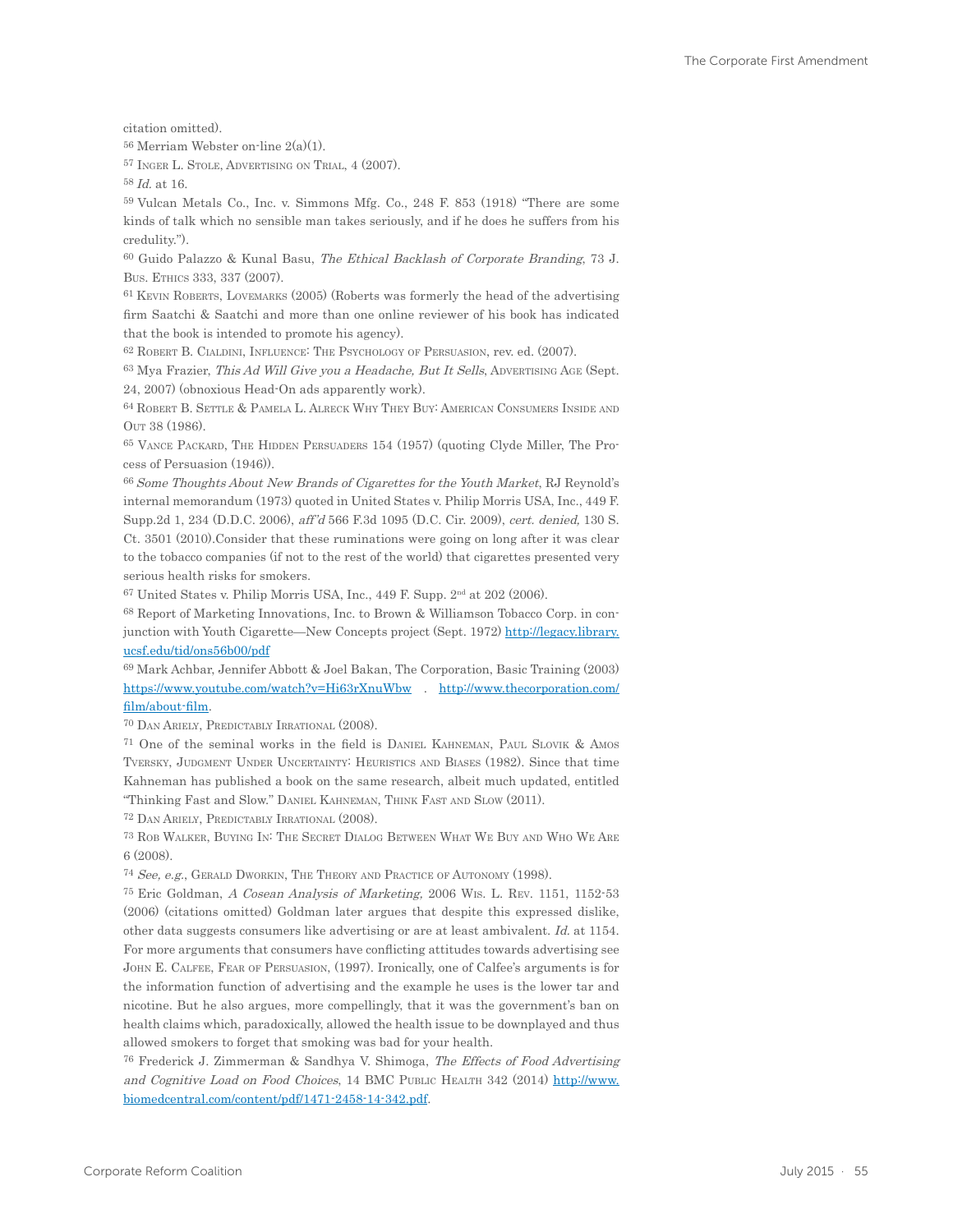citation omitted).

[56] Merriam Webster on-line 2(a)(1).

[57] Inger L. Stole, Advertising on Trial, 4 (2007).

[58] *Id.* at 16.

[59] Vulcan Metals Co., Inc. v. Simmons Mfg. Co., 248 F. 853 (1918) "There are some kinds of talk which no sensible man takes seriously, and if he does he suffers from his credulity.").

[60] Guido Palazzo & Kunal Basu, *The Ethical Backlash of Corporate Branding*, 73 J. Bus. Ethics 333, 337 (2007).

[61] Kevin Roberts, Lovemarks (2005) (Roberts was formerly the head of the advertising firm Saatchi & Saatchi and more than one online reviewer of his book has indicated that the book is intended to promote his agency).

[62] Robert B. Cialdini, Influence: The Psychology of Persuasion, rev. ed. (2007).

[63] Mya Frazier, *This Ad Will Give you a Headache, But It Sells*, Advertising Age (Sept. 24, 2007) (obnoxious Head-On ads apparently work).

[64] Robert B. Settle & Pamela L. Alreck Why They Buy: American Consumers Inside and Out 38 (1986).

[65] Vance Packard, The Hidden Persuaders 154 (1957) (quoting Clyde Miller, The Process of Persuasion (1946)).

[66] *Some Thoughts About New Brands of Cigarettes for the Youth Market*, RJ Reynold's internal memorandum (1973) quoted in United States v. Philip Morris USA, Inc., 449 F. Supp.2d 1, 234 (D.D.C. 2006), *aff'd* 566 F.3d 1095 (D.C. Cir. 2009), *cert. denied,* 130 S. Ct. 3501 (2010).Consider that these ruminations were going on long after it was clear to the tobacco companies (if not to the rest of the world) that cigarettes presented very serious health risks for smokers.

[67] United States v. Philip Morris USA, Inc., 449 F. Supp. 2nd at 202 (2006).

[68] Report of Marketing Innovations, Inc. to Brown & Williamson Tobacco Corp. in conjunction with Youth Cigarette—New Concepts project (Sept. 1972) http://legacy.library.ucsf.edu/tid/ons56b00/pdf

[69] Mark Achbar, Jennifer Abbott & Joel Bakan, The Corporation, Basic Training (2003) https://www.youtube.com/watch?v=Hi63rXnuWbw . http://www.thecorporation.com/film/about-film.

[70] Dan Ariely, Predictably Irrational (2008).

[71] One of the seminal works in the field is Daniel Kahneman, Paul Slovik & Amos Tversky, Judgment Under Uncertainty: Heuristics and Biases (1982). Since that time Kahneman has published a book on the same research, albeit much updated, entitled "Thinking Fast and Slow." Daniel Kahneman, Think Fast and Slow (2011).

[72] Dan Ariely, Predictably Irrational (2008).

[73] Rob Walker, Buying In: The Secret Dialog Between What We Buy and Who We Are 6 (2008).

[74] *See, e.g.*, Gerald Dworkin, The Theory and Practice of Autonomy (1998).

[75] Eric Goldman, *A Cosean Analysis of Marketing,* 2006 Wis. L. Rev. 1151, 1152-53 (2006) (citations omitted) Goldman later argues that despite this expressed dislike, other data suggests consumers like advertising or are at least ambivalent. *Id.* at 1154. For more arguments that consumers have conflicting attitudes towards advertising see John E. Calfee, Fear of Persuasion, (1997). Ironically, one of Calfee's arguments is for the information function of advertising and the example he uses is the lower tar and nicotine. But he also argues, more compellingly, that it was the government's ban on health claims which, paradoxically, allowed the health issue to be downplayed and thus allowed smokers to forget that smoking was bad for your health.

[76] Frederick J. Zimmerman & Sandhya V. Shimoga, *The Effects of Food Advertising and Cognitive Load on Food Choices*, 14 BMC Public Health 342 (2014) http://www.biomedcentral.com/content/pdf/1471-2458-14-342.pdf.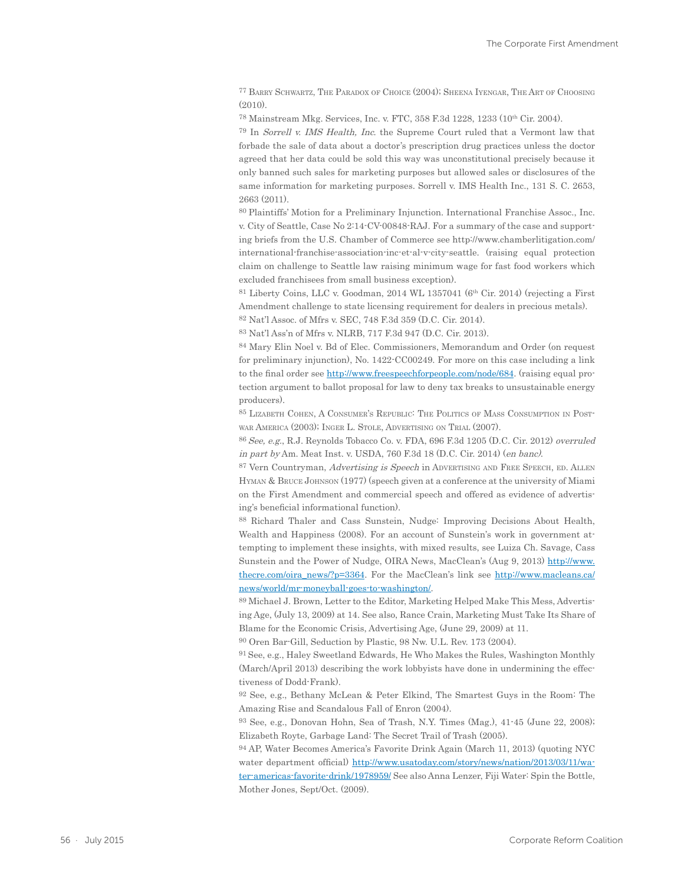[77] Barry Schwartz, The Paradox of Choice (2004); Sheena Iyengar, The Art of Choosing (2010).

[78] Mainstream Mkg. Services, Inc. v. FTC, 358 F.3d 1228, 1233 (10th Cir. 2004).

[79] In *Sorrell v. IMS Health, Inc.* the Supreme Court ruled that a Vermont law that forbade the sale of data about a doctor's prescription drug practices unless the doctor agreed that her data could be sold this way was unconstitutional precisely because it only banned such sales for marketing purposes but allowed sales or disclosures of the same information for marketing purposes. Sorrell v. IMS Health Inc., 131 S. C. 2653, 2663 (2011).

[80] Plaintiffs' Motion for a Preliminary Injunction. International Franchise Assoc., Inc. v. City of Seattle, Case No 2:14-CV-00848-RAJ. For a summary of the case and supporting briefs from the U.S. Chamber of Commerce see http://www.chamberlitigation.com/international-franchise-association-inc-et-al-v-city-seattle. (raising equal protection claim on challenge to Seattle law raising minimum wage for fast food workers which excluded franchisees from small business exception).

[81] Liberty Coins, LLC v. Goodman, 2014 WL 1357041 (6th Cir. 2014) (rejecting a First Amendment challenge to state licensing requirement for dealers in precious metals).

[82] Nat'l Assoc. of Mfrs v. SEC, 748 F.3d 359 (D.C. Cir. 2014).

[83] Nat'l Ass'n of Mfrs v. NLRB, 717 F.3d 947 (D.C. Cir. 2013).

[84] Mary Elin Noel v. Bd of Elec. Commissioners, Memorandum and Order (on request for preliminary injunction), No. 1422-CC00249. For more on this case including a link to the final order see http://www.freespeechforpeople.com/node/684. (raising equal protection argument to ballot proposal for law to deny tax breaks to unsustainable energy producers).

[85] Lizabeth Cohen, A Consumer's Republic: The Politics of Mass Consumption in Postwar America (2003); Inger L. Stole, Advertising on Trial (2007).

[86] *See, e.g.*, R.J. Reynolds Tobacco Co. v. FDA, 696 F.3d 1205 (D.C. Cir. 2012) *overruled in part by* Am. Meat Inst. v. USDA, 760 F.3d 18 (D.C. Cir. 2014) (*en banc*).

[87] Vern Countryman, *Advertising is Speech* in Advertising and Free Speech, ed. Allen Hyman & Bruce Johnson (1977) (speech given at a conference at the university of Miami on the First Amendment and commercial speech and offered as evidence of advertising's beneficial informational function).

[88] Richard Thaler and Cass Sunstein, Nudge: Improving Decisions About Health, Wealth and Happiness (2008). For an account of Sunstein's work in government attempting to implement these insights, with mixed results, see Luiza Ch. Savage, Cass Sunstein and the Power of Nudge, OIRA News, MacClean's (Aug 9, 2013) http://www.thecre.com/oira_news/?p=3364. For the MacClean's link see http://www.macleans.ca/news/world/mr-moneyball-goes-to-washington/.

[89] Michael J. Brown, Letter to the Editor, Marketing Helped Make This Mess, Advertising Age, (July 13, 2009) at 14. See also, Rance Crain, Marketing Must Take Its Share of Blame for the Economic Crisis, Advertising Age, (June 29, 2009) at 11.

[90] Oren Bar-Gill, Seduction by Plastic, 98 Nw. U.L. Rev. 173 (2004).

[91] See, e.g., Haley Sweetland Edwards, He Who Makes the Rules, Washington Monthly (March/April 2013) describing the work lobbyists have done in undermining the effectiveness of Dodd-Frank).

[92] See, e.g., Bethany McLean & Peter Elkind, The Smartest Guys in the Room: The Amazing Rise and Scandalous Fall of Enron (2004).

[93] See, e.g., Donovan Hohn, Sea of Trash, N.Y. Times (Mag.), 41-45 (June 22, 2008); Elizabeth Royte, Garbage Land: The Secret Trail of Trash (2005).

[94] AP, Water Becomes America's Favorite Drink Again (March 11, 2013) (quoting NYC water department official) http://www.usatoday.com/story/news/nation/2013/03/11/water-americas-favorite-drink/1978959/ See also Anna Lenzer, Fiji Water: Spin the Bottle, Mother Jones, Sept/Oct. (2009).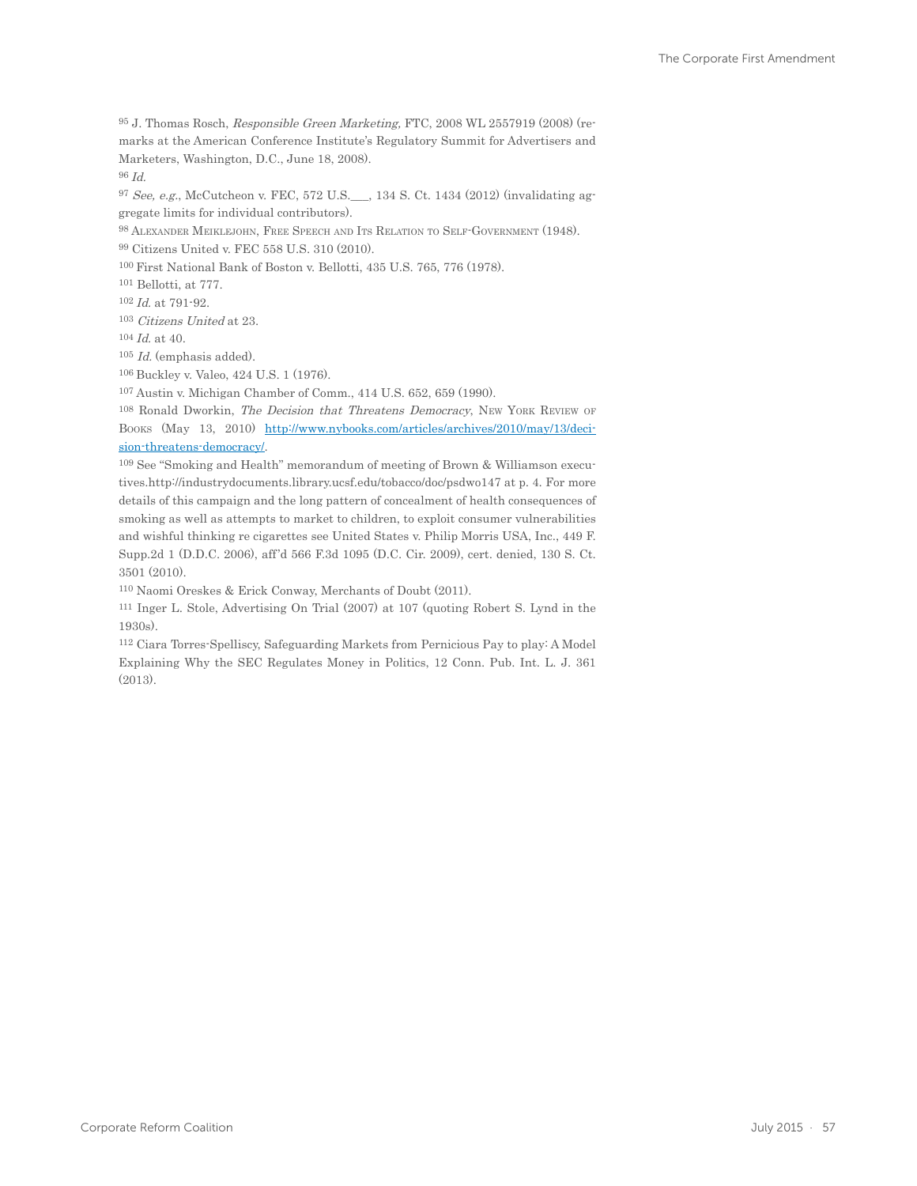[95] J. Thomas Rosch, *Responsible Green Marketing,* FTC, 2008 WL 2557919 (2008) (remarks at the American Conference Institute's Regulatory Summit for Advertisers and Marketers, Washington, D.C., June 18, 2008).

[96] *Id.*

[97] *See, e.g.*, McCutcheon v. FEC, 572 U.S.___, 134 S. Ct. 1434 (2012) (invalidating aggregate limits for individual contributors).

[98] Alexander Meiklejohn, Free Speech and Its Relation to Self-Government (1948).

[99] Citizens United v. FEC 558 U.S. 310 (2010).

[100] First National Bank of Boston v. Bellotti, 435 U.S. 765, 776 (1978).

[101] Bellotti, at 777.

[102] *Id.* at 791-92.

[103] *Citizens United* at 23.

[104] *Id.* at 40.

[105] *Id.* (emphasis added).

[106] Buckley v. Valeo, 424 U.S. 1 (1976).

[107] Austin v. Michigan Chamber of Comm., 414 U.S. 652, 659 (1990).

[108] Ronald Dworkin, *The Decision that Threatens Democracy*, New York Review of Books (May 13, 2010) http://www.nybooks.com/articles/archives/2010/may/13/decision-threatens-democracy/.

[109] See "Smoking and Health" memorandum of meeting of Brown & Williamson executives.http://industrydocuments.library.ucsf.edu/tobacco/doc/psdwo147 at p. 4. For more details of this campaign and the long pattern of concealment of health consequences of smoking as well as attempts to market to children, to exploit consumer vulnerabilities and wishful thinking re cigarettes see United States v. Philip Morris USA, Inc., 449 F. Supp.2d 1 (D.D.C. 2006), aff'd 566 F.3d 1095 (D.C. Cir. 2009), cert. denied, 130 S. Ct. 3501 (2010).

[110] Naomi Oreskes & Erick Conway, Merchants of Doubt (2011).

[111] Inger L. Stole, Advertising On Trial (2007) at 107 (quoting Robert S. Lynd in the 1930s).

[112] Ciara Torres-Spelliscy, Safeguarding Markets from Pernicious Pay to play: A Model Explaining Why the SEC Regulates Money in Politics, 12 Conn. Pub. Int. L. J. 361 (2013).